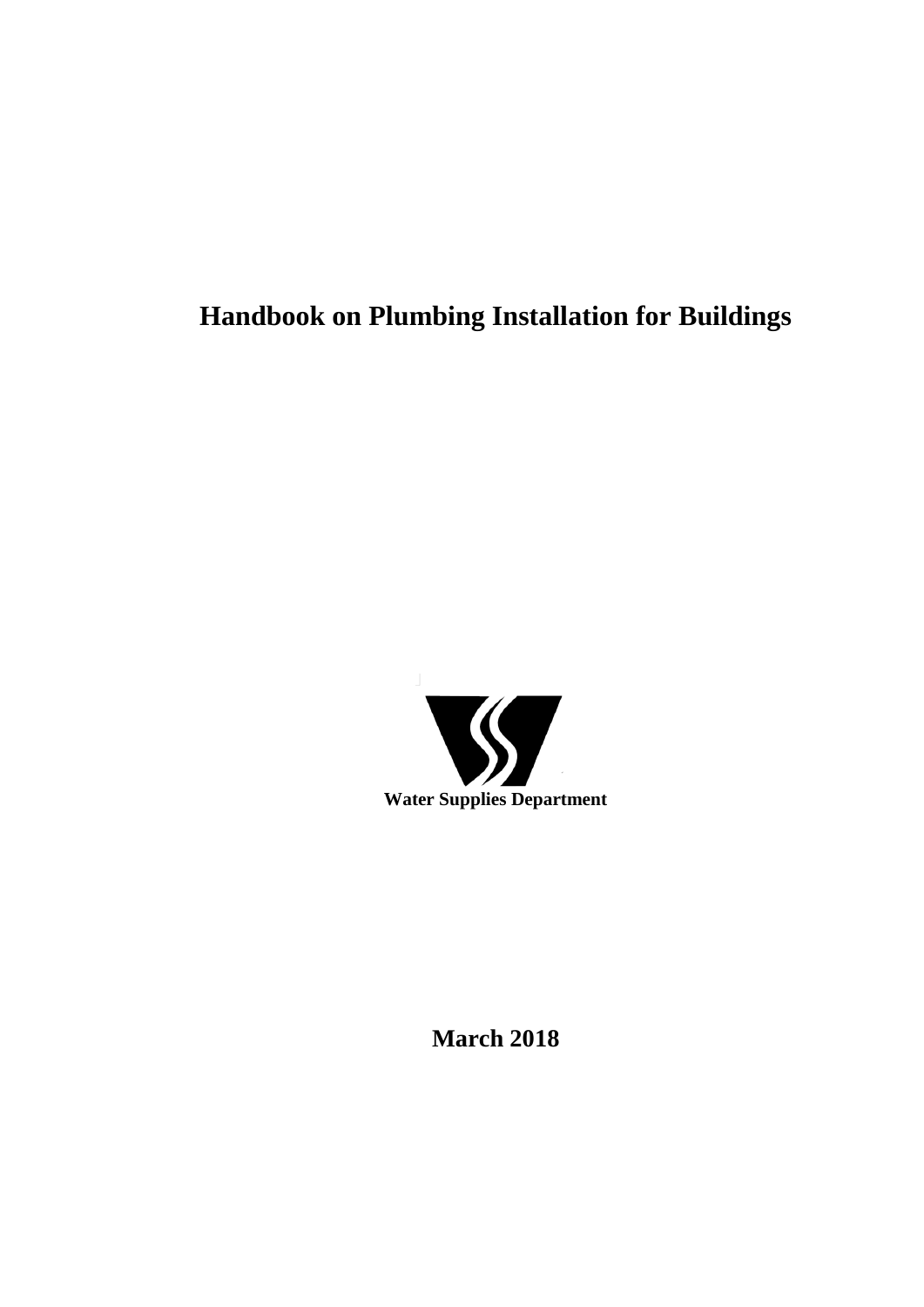# Handbook on Plumbing Installation for Buildings

**Water Supplies Department**

**March 2018**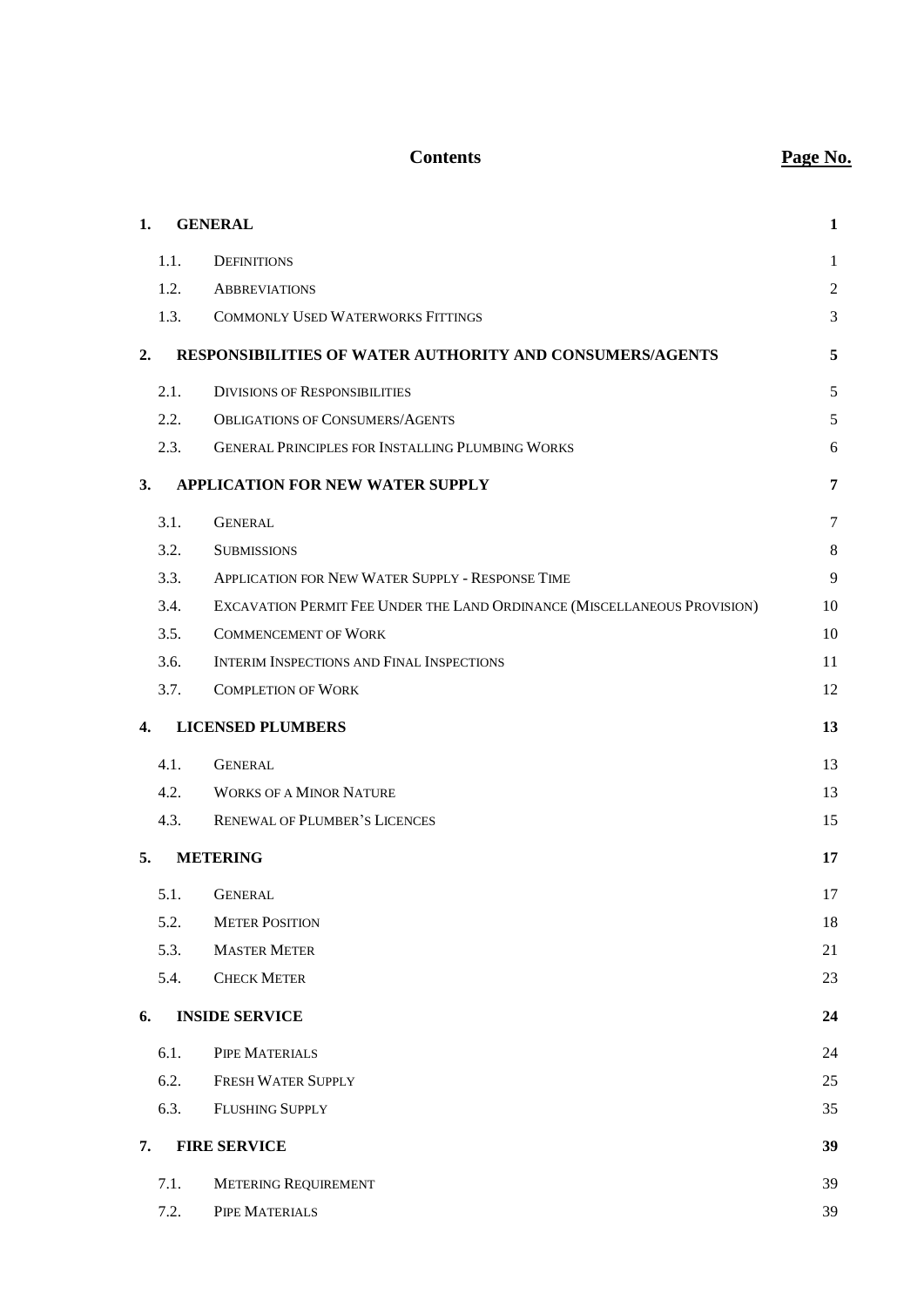# Contents

| | | Page No. |
|---|---|---|
| **1.** | **GENERAL** | **1** |
| 1.1. | DEFINITIONS | 1 |
| 1.2. | ABBREVIATIONS | 2 |
| 1.3. | COMMONLY USED WATERWORKS FITTINGS | 3 |
| **2.** | **RESPONSIBILITIES OF WATER AUTHORITY AND CONSUMERS/AGENTS** | **5** |
| 2.1. | DIVISIONS OF RESPONSIBILITIES | 5 |
| 2.2. | OBLIGATIONS OF CONSUMERS/AGENTS | 5 |
| 2.3. | GENERAL PRINCIPLES FOR INSTALLING PLUMBING WORKS | 6 |
| **3.** | **APPLICATION FOR NEW WATER SUPPLY** | **7** |
| 3.1. | GENERAL | 7 |
| 3.2. | SUBMISSIONS | 8 |
| 3.3. | APPLICATION FOR NEW WATER SUPPLY - RESPONSE TIME | 9 |
| 3.4. | EXCAVATION PERMIT FEE UNDER THE LAND ORDINANCE (MISCELLANEOUS PROVISION) | 10 |
| 3.5. | COMMENCEMENT OF WORK | 10 |
| 3.6. | INTERIM INSPECTIONS AND FINAL INSPECTIONS | 11 |
| 3.7. | COMPLETION OF WORK | 12 |
| **4.** | **LICENSED PLUMBERS** | **13** |
| 4.1. | GENERAL | 13 |
| 4.2. | WORKS OF A MINOR NATURE | 13 |
| 4.3. | RENEWAL OF PLUMBER'S LICENCES | 15 |
| **5.** | **METERING** | **17** |
| 5.1. | GENERAL | 17 |
| 5.2. | METER POSITION | 18 |
| 5.3. | MASTER METER | 21 |
| 5.4. | CHECK METER | 23 |
| **6.** | **INSIDE SERVICE** | **24** |
| 6.1. | PIPE MATERIALS | 24 |
| 6.2. | FRESH WATER SUPPLY | 25 |
| 6.3. | FLUSHING SUPPLY | 35 |
| **7.** | **FIRE SERVICE** | **39** |
| 7.1. | METERING REQUIREMENT | 39 |
| 7.2. | PIPE MATERIALS | 39 |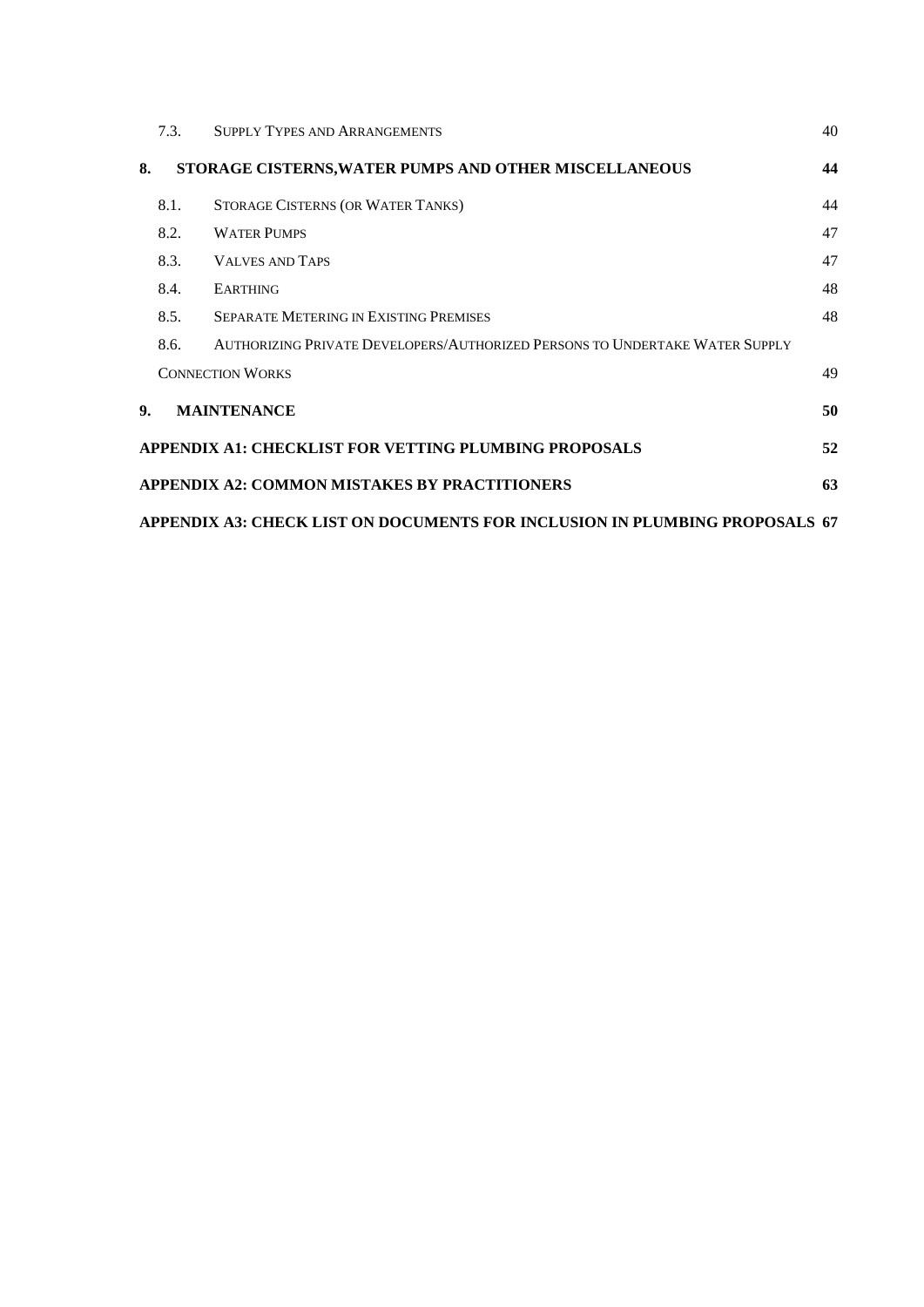| | | |
|---|---|---|
| 7.3. | SUPPLY TYPES AND ARRANGEMENTS | 40 |
| **8.** | **STORAGE CISTERNS,WATER PUMPS AND OTHER MISCELLANEOUS** | **44** |
| 8.1. | STORAGE CISTERNS (OR WATER TANKS) | 44 |
| 8.2. | WATER PUMPS | 47 |
| 8.3. | VALVES AND TAPS | 47 |
| 8.4. | EARTHING | 48 |
| 8.5. | SEPARATE METERING IN EXISTING PREMISES | 48 |
| 8.6. | AUTHORIZING PRIVATE DEVELOPERS/AUTHORIZED PERSONS TO UNDERTAKE WATER SUPPLY CONNECTION WORKS | 49 |
| **9.** | **MAINTENANCE** | **50** |
| | **APPENDIX A1: CHECKLIST FOR VETTING PLUMBING PROPOSALS** | **52** |
| | **APPENDIX A2: COMMON MISTAKES BY PRACTITIONERS** | **63** |
| | **APPENDIX A3: CHECK LIST ON DOCUMENTS FOR INCLUSION IN PLUMBING PROPOSALS** | **67** |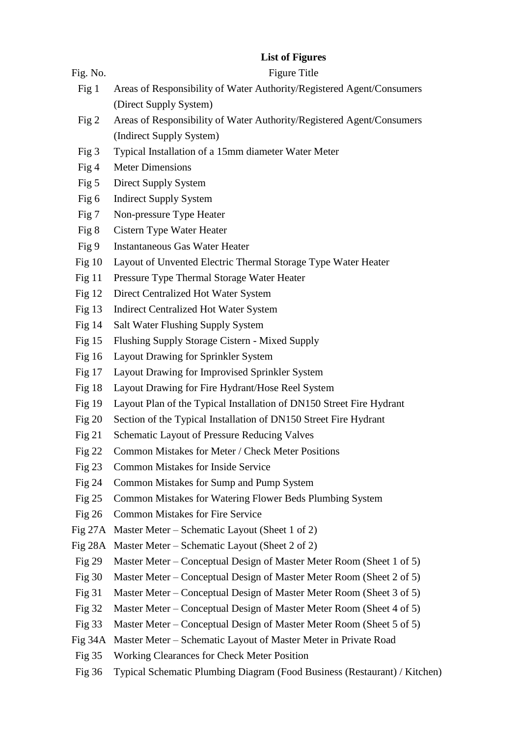## List of Figures

| Fig. No. | Figure Title |
|---|---|
| Fig 1 | Areas of Responsibility of Water Authority/Registered Agent/Consumers (Direct Supply System) |
| Fig 2 | Areas of Responsibility of Water Authority/Registered Agent/Consumers (Indirect Supply System) |
| Fig 3 | Typical Installation of a 15mm diameter Water Meter |
| Fig 4 | Meter Dimensions |
| Fig 5 | Direct Supply System |
| Fig 6 | Indirect Supply System |
| Fig 7 | Non-pressure Type Heater |
| Fig 8 | Cistern Type Water Heater |
| Fig 9 | Instantaneous Gas Water Heater |
| Fig 10 | Layout of Unvented Electric Thermal Storage Type Water Heater |
| Fig 11 | Pressure Type Thermal Storage Water Heater |
| Fig 12 | Direct Centralized Hot Water System |
| Fig 13 | Indirect Centralized Hot Water System |
| Fig 14 | Salt Water Flushing Supply System |
| Fig 15 | Flushing Supply Storage Cistern - Mixed Supply |
| Fig 16 | Layout Drawing for Sprinkler System |
| Fig 17 | Layout Drawing for Improvised Sprinkler System |
| Fig 18 | Layout Drawing for Fire Hydrant/Hose Reel System |
| Fig 19 | Layout Plan of the Typical Installation of DN150 Street Fire Hydrant |
| Fig 20 | Section of the Typical Installation of DN150 Street Fire Hydrant |
| Fig 21 | Schematic Layout of Pressure Reducing Valves |
| Fig 22 | Common Mistakes for Meter / Check Meter Positions |
| Fig 23 | Common Mistakes for Inside Service |
| Fig 24 | Common Mistakes for Sump and Pump System |
| Fig 25 | Common Mistakes for Watering Flower Beds Plumbing System |
| Fig 26 | Common Mistakes for Fire Service |
| Fig 27A | Master Meter – Schematic Layout (Sheet 1 of 2) |
| Fig 28A | Master Meter – Schematic Layout (Sheet 2 of 2) |
| Fig 29 | Master Meter – Conceptual Design of Master Meter Room (Sheet 1 of 5) |
| Fig 30 | Master Meter – Conceptual Design of Master Meter Room (Sheet 2 of 5) |
| Fig 31 | Master Meter – Conceptual Design of Master Meter Room (Sheet 3 of 5) |
| Fig 32 | Master Meter – Conceptual Design of Master Meter Room (Sheet 4 of 5) |
| Fig 33 | Master Meter – Conceptual Design of Master Meter Room (Sheet 5 of 5) |
| Fig 34A | Master Meter – Schematic Layout of Master Meter in Private Road |
| Fig 35 | Working Clearances for Check Meter Position |
| Fig 36 | Typical Schematic Plumbing Diagram (Food Business (Restaurant) / Kitchen) |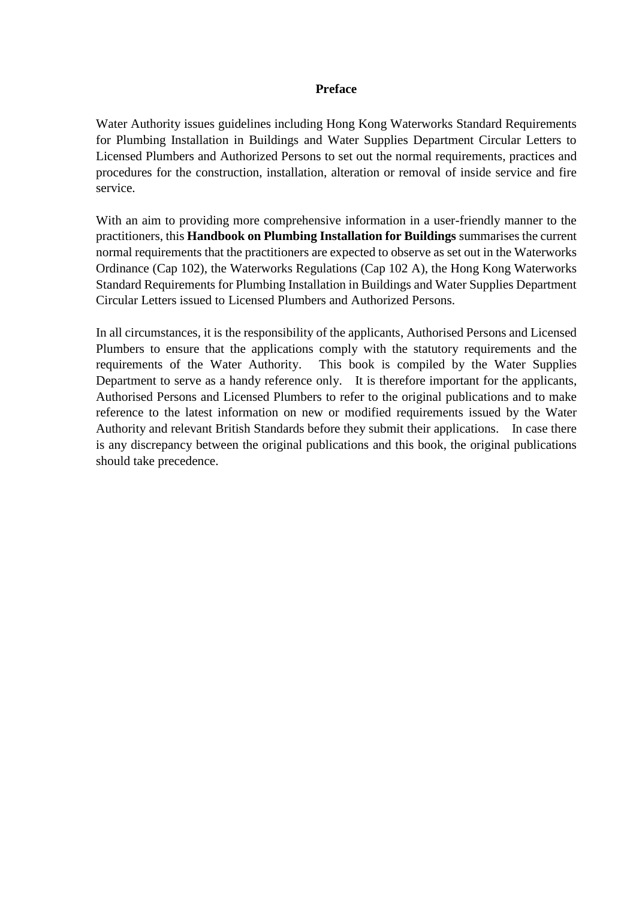# Preface

Water Authority issues guidelines including Hong Kong Waterworks Standard Requirements for Plumbing Installation in Buildings and Water Supplies Department Circular Letters to Licensed Plumbers and Authorized Persons to set out the normal requirements, practices and procedures for the construction, installation, alteration or removal of inside service and fire service.

With an aim to providing more comprehensive information in a user-friendly manner to the practitioners, this **Handbook on Plumbing Installation for Buildings** summarises the current normal requirements that the practitioners are expected to observe as set out in the Waterworks Ordinance (Cap 102), the Waterworks Regulations (Cap 102 A), the Hong Kong Waterworks Standard Requirements for Plumbing Installation in Buildings and Water Supplies Department Circular Letters issued to Licensed Plumbers and Authorized Persons.

In all circumstances, it is the responsibility of the applicants, Authorised Persons and Licensed Plumbers to ensure that the applications comply with the statutory requirements and the requirements of the Water Authority. This book is compiled by the Water Supplies Department to serve as a handy reference only. It is therefore important for the applicants, Authorised Persons and Licensed Plumbers to refer to the original publications and to make reference to the latest information on new or modified requirements issued by the Water Authority and relevant British Standards before they submit their applications. In case there is any discrepancy between the original publications and this book, the original publications should take precedence.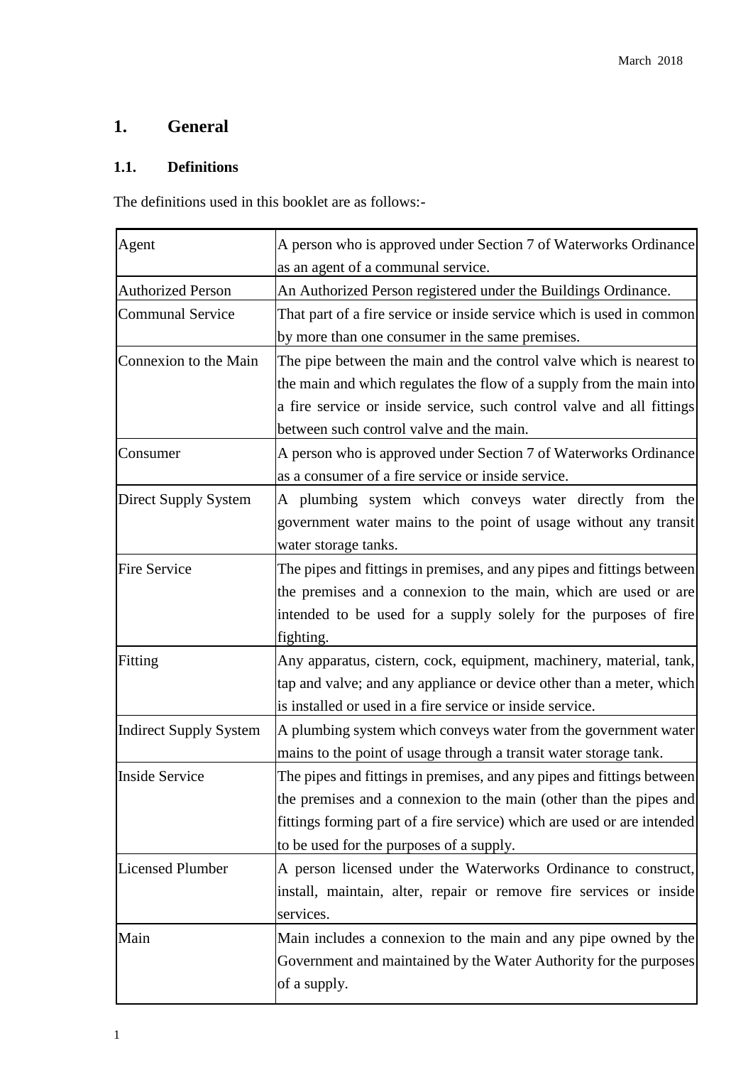# 1. General

## 1.1. Definitions

The definitions used in this booklet are as follows:-

| | |
|---|---|
| Agent | A person who is approved under Section 7 of Waterworks Ordinance as an agent of a communal service. |
| Authorized Person | An Authorized Person registered under the Buildings Ordinance. |
| Communal Service | That part of a fire service or inside service which is used in common by more than one consumer in the same premises. |
| Connexion to the Main | The pipe between the main and the control valve which is nearest to the main and which regulates the flow of a supply from the main into a fire service or inside service, such control valve and all fittings between such control valve and the main. |
| Consumer | A person who is approved under Section 7 of Waterworks Ordinance as a consumer of a fire service or inside service. |
| Direct Supply System | A plumbing system which conveys water directly from the government water mains to the point of usage without any transit water storage tanks. |
| Fire Service | The pipes and fittings in premises, and any pipes and fittings between the premises and a connexion to the main, which are used or are intended to be used for a supply solely for the purposes of fire fighting. |
| Fitting | Any apparatus, cistern, cock, equipment, machinery, material, tank, tap and valve; and any appliance or device other than a meter, which is installed or used in a fire service or inside service. |
| Indirect Supply System | A plumbing system which conveys water from the government water mains to the point of usage through a transit water storage tank. |
| Inside Service | The pipes and fittings in premises, and any pipes and fittings between the premises and a connexion to the main (other than the pipes and fittings forming part of a fire service) which are used or are intended to be used for the purposes of a supply. |
| Licensed Plumber | A person licensed under the Waterworks Ordinance to construct, install, maintain, alter, repair or remove fire services or inside services. |
| Main | Main includes a connexion to the main and any pipe owned by the Government and maintained by the Water Authority for the purposes of a supply. |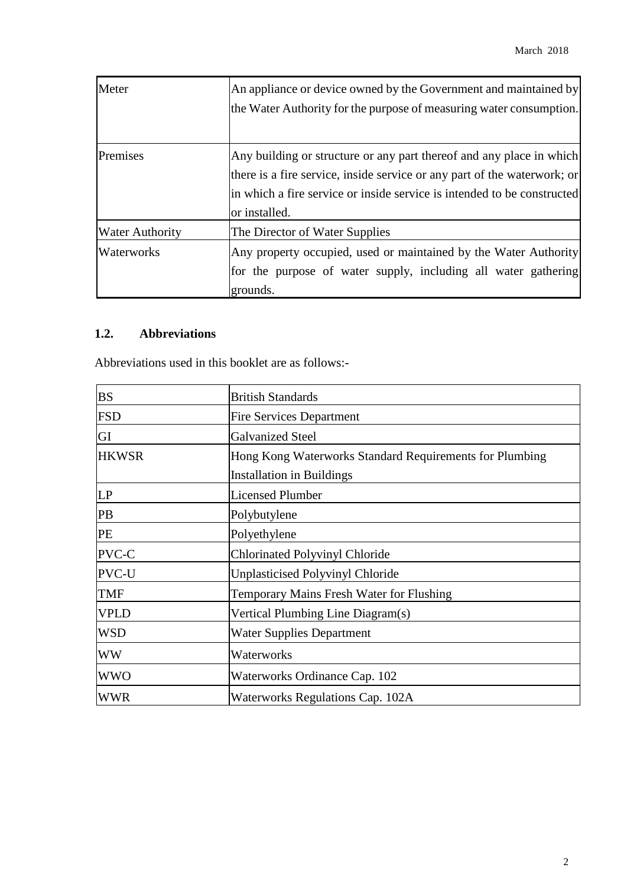| | |
|---|---|
| Meter | An appliance or device owned by the Government and maintained by the Water Authority for the purpose of measuring water consumption. |
| Premises | Any building or structure or any part thereof and any place in which there is a fire service, inside service or any part of the waterwork; or in which a fire service or inside service is intended to be constructed or installed. |
| Water Authority | The Director of Water Supplies |
| Waterworks | Any property occupied, used or maintained by the Water Authority for the purpose of water supply, including all water gathering grounds. |

## 1.2. Abbreviations

Abbreviations used in this booklet are as follows:-

| | |
|---|---|
| BS | British Standards |
| FSD | Fire Services Department |
| GI | Galvanized Steel |
| HKWSR | Hong Kong Waterworks Standard Requirements for Plumbing Installation in Buildings |
| LP | Licensed Plumber |
| PB | Polybutylene |
| PE | Polyethylene |
| PVC-C | Chlorinated Polyvinyl Chloride |
| PVC-U | Unplasticised Polyvinyl Chloride |
| TMF | Temporary Mains Fresh Water for Flushing |
| VPLD | Vertical Plumbing Line Diagram(s) |
| WSD | Water Supplies Department |
| WW | Waterworks |
| WWO | Waterworks Ordinance Cap. 102 |
| WWR | Waterworks Regulations Cap. 102A |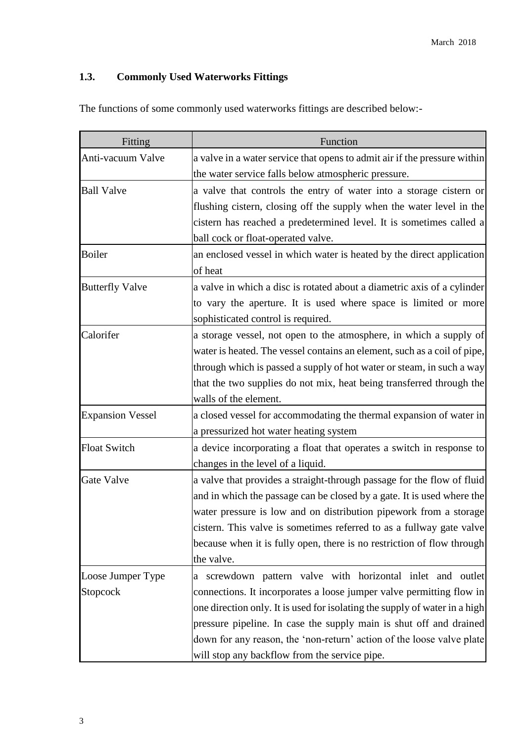## 1.3. Commonly Used Waterworks Fittings

The functions of some commonly used waterworks fittings are described below:-

| Fitting | Function |
| --- | --- |
| Anti-vacuum Valve | a valve in a water service that opens to admit air if the pressure within the water service falls below atmospheric pressure. |
| Ball Valve | a valve that controls the entry of water into a storage cistern or flushing cistern, closing off the supply when the water level in the cistern has reached a predetermined level. It is sometimes called a ball cock or float-operated valve. |
| Boiler | an enclosed vessel in which water is heated by the direct application of heat |
| Butterfly Valve | a valve in which a disc is rotated about a diametric axis of a cylinder to vary the aperture. It is used where space is limited or more sophisticated control is required. |
| Calorifer | a storage vessel, not open to the atmosphere, in which a supply of water is heated. The vessel contains an element, such as a coil of pipe, through which is passed a supply of hot water or steam, in such a way that the two supplies do not mix, heat being transferred through the walls of the element. |
| Expansion Vessel | a closed vessel for accommodating the thermal expansion of water in a pressurized hot water heating system |
| Float Switch | a device incorporating a float that operates a switch in response to changes in the level of a liquid. |
| Gate Valve | a valve that provides a straight-through passage for the flow of fluid and in which the passage can be closed by a gate. It is used where the water pressure is low and on distribution pipework from a storage cistern. This valve is sometimes referred to as a fullway gate valve because when it is fully open, there is no restriction of flow through the valve. |
| Loose Jumper Type Stopcock | a screwdown pattern valve with horizontal inlet and outlet connections. It incorporates a loose jumper valve permitting flow in one direction only. It is used for isolating the supply of water in a high pressure pipeline. In case the supply main is shut off and drained down for any reason, the 'non-return' action of the loose valve plate will stop any backflow from the service pipe. |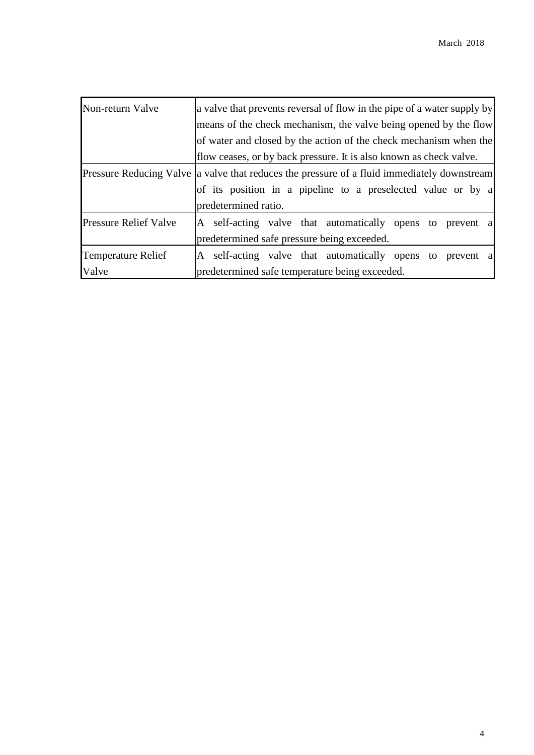| | |
|---|---|
| Non-return Valve | a valve that prevents reversal of flow in the pipe of a water supply by means of the check mechanism, the valve being opened by the flow of water and closed by the action of the check mechanism when the flow ceases, or by back pressure. It is also known as check valve. |
| Pressure Reducing Valve | a valve that reduces the pressure of a fluid immediately downstream of its position in a pipeline to a preselected value or by a predetermined ratio. |
| Pressure Relief Valve | A self-acting valve that automatically opens to prevent a predetermined safe pressure being exceeded. |
| Temperature Relief Valve | A self-acting valve that automatically opens to prevent a predetermined safe temperature being exceeded. |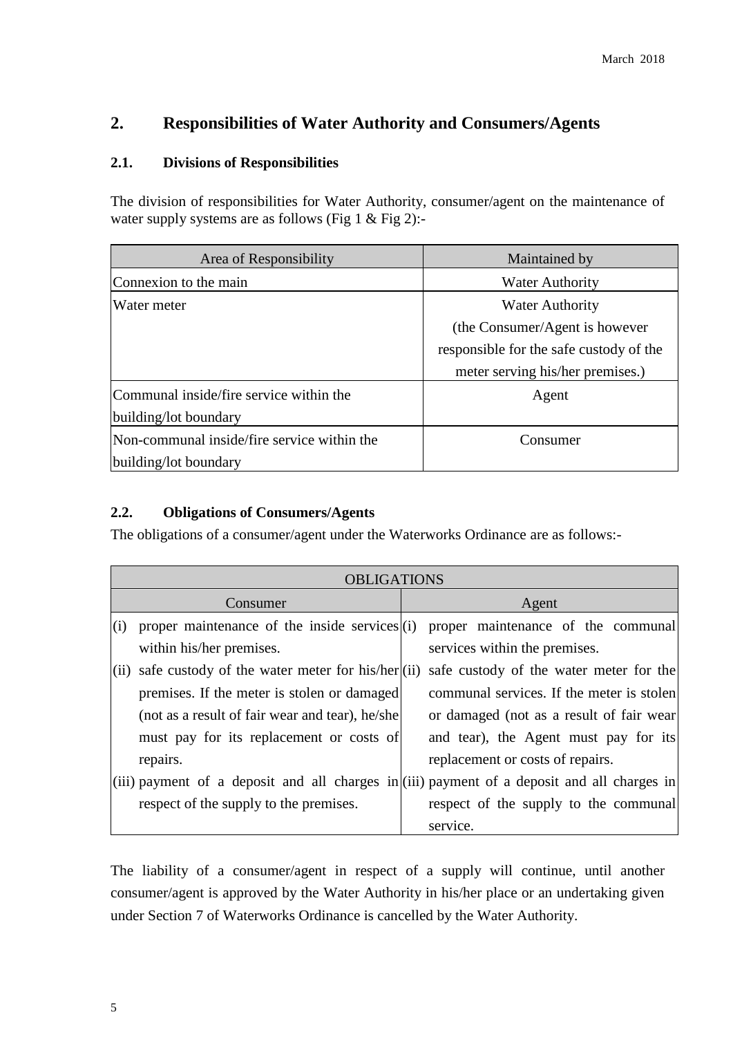## 2. Responsibilities of Water Authority and Consumers/Agents

### 2.1. Divisions of Responsibilities

The division of responsibilities for Water Authority, consumer/agent on the maintenance of water supply systems are as follows (Fig 1 & Fig 2):-

| Area of Responsibility | Maintained by |
|---|---|
| Connexion to the main | Water Authority |
| Water meter | Water Authority (the Consumer/Agent is however responsible for the safe custody of the meter serving his/her premises.) |
| Communal inside/fire service within the building/lot boundary | Agent |
| Non-communal inside/fire service within the building/lot boundary | Consumer |

### 2.2. Obligations of Consumers/Agents

The obligations of a consumer/agent under the Waterworks Ordinance are as follows:-

| OBLIGATIONS | |
|---|---|
| Consumer | Agent |
| (i) proper maintenance of the inside services within his/her premises. | (i) proper maintenance of the communal services within the premises. |
| (ii) safe custody of the water meter for his/her premises. If the meter is stolen or damaged (not as a result of fair wear and tear), he/she must pay for its replacement or costs of repairs. | (ii) safe custody of the water meter for the communal services. If the meter is stolen or damaged (not as a result of fair wear and tear), the Agent must pay for its replacement or costs of repairs. |
| (iii) payment of a deposit and all charges in respect of the supply to the premises. | (iii) payment of a deposit and all charges in respect of the supply to the communal service. |

The liability of a consumer/agent in respect of a supply will continue, until another consumer/agent is approved by the Water Authority in his/her place or an undertaking given under Section 7 of Waterworks Ordinance is cancelled by the Water Authority.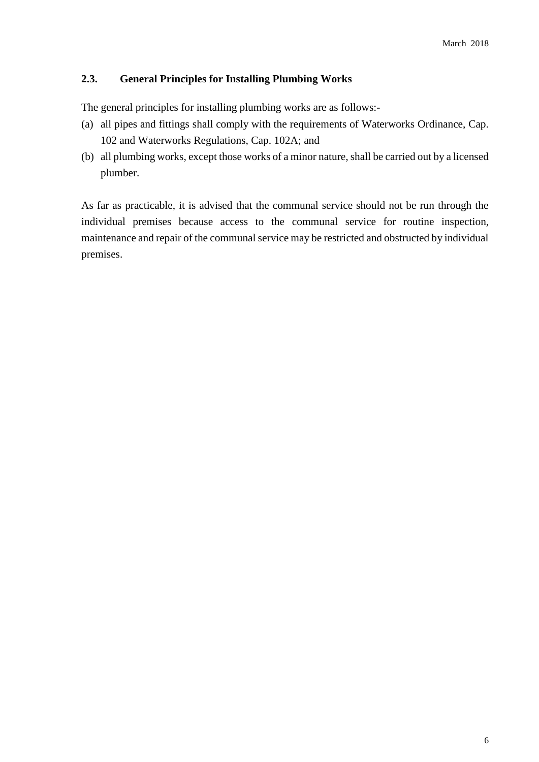## 2.3. General Principles for Installing Plumbing Works

The general principles for installing plumbing works are as follows:-

(a) all pipes and fittings shall comply with the requirements of Waterworks Ordinance, Cap. 102 and Waterworks Regulations, Cap. 102A; and

(b) all plumbing works, except those works of a minor nature, shall be carried out by a licensed plumber.

As far as practicable, it is advised that the communal service should not be run through the individual premises because access to the communal service for routine inspection, maintenance and repair of the communal service may be restricted and obstructed by individual premises.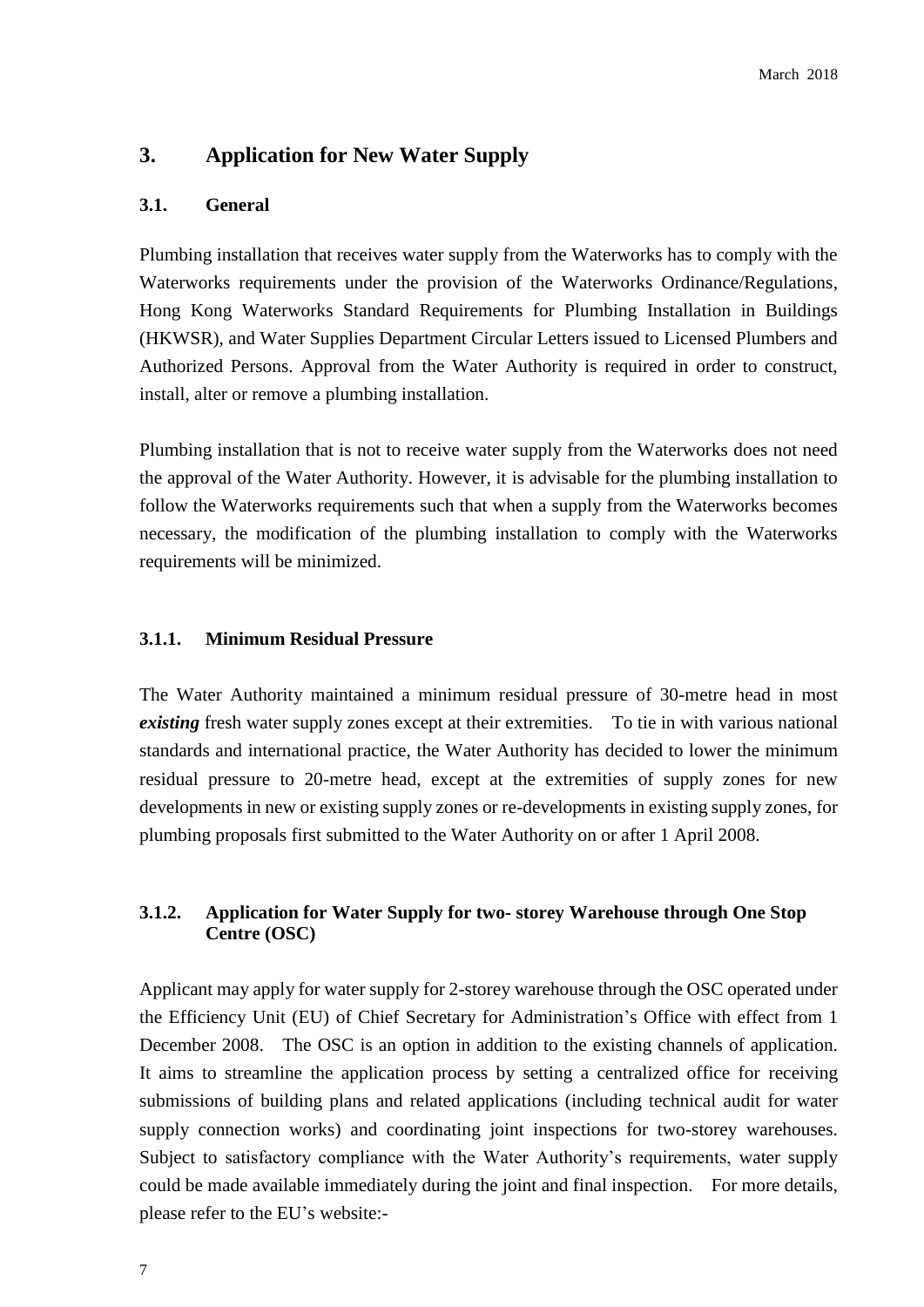# 3. Application for New Water Supply

## 3.1. General

Plumbing installation that receives water supply from the Waterworks has to comply with the Waterworks requirements under the provision of the Waterworks Ordinance/Regulations, Hong Kong Waterworks Standard Requirements for Plumbing Installation in Buildings (HKWSR), and Water Supplies Department Circular Letters issued to Licensed Plumbers and Authorized Persons. Approval from the Water Authority is required in order to construct, install, alter or remove a plumbing installation.

Plumbing installation that is not to receive water supply from the Waterworks does not need the approval of the Water Authority. However, it is advisable for the plumbing installation to follow the Waterworks requirements such that when a supply from the Waterworks becomes necessary, the modification of the plumbing installation to comply with the Waterworks requirements will be minimized.

### 3.1.1. Minimum Residual Pressure

The Water Authority maintained a minimum residual pressure of 30-metre head in most ***existing*** fresh water supply zones except at their extremities. To tie in with various national standards and international practice, the Water Authority has decided to lower the minimum residual pressure to 20-metre head, except at the extremities of supply zones for new developments in new or existing supply zones or re-developments in existing supply zones, for plumbing proposals first submitted to the Water Authority on or after 1 April 2008.

### 3.1.2. Application for Water Supply for two- storey Warehouse through One Stop Centre (OSC)

Applicant may apply for water supply for 2-storey warehouse through the OSC operated under the Efficiency Unit (EU) of Chief Secretary for Administration's Office with effect from 1 December 2008. The OSC is an option in addition to the existing channels of application. It aims to streamline the application process by setting a centralized office for receiving submissions of building plans and related applications (including technical audit for water supply connection works) and coordinating joint inspections for two-storey warehouses. Subject to satisfactory compliance with the Water Authority's requirements, water supply could be made available immediately during the joint and final inspection. For more details, please refer to the EU's website:-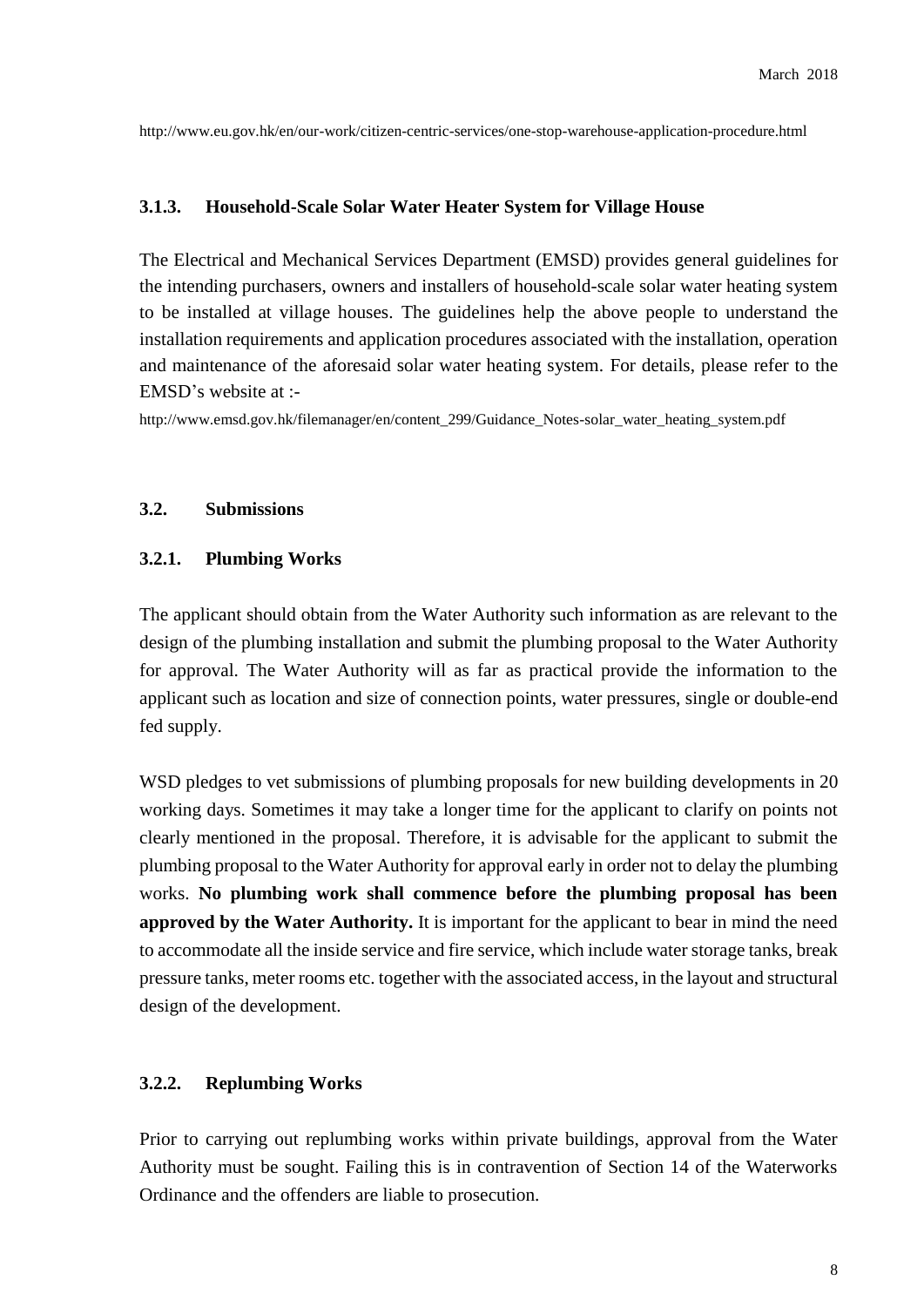http://www.eu.gov.hk/en/our-work/citizen-centric-services/one-stop-warehouse-application-procedure.html

### 3.1.3. Household-Scale Solar Water Heater System for Village House

The Electrical and Mechanical Services Department (EMSD) provides general guidelines for the intending purchasers, owners and installers of household-scale solar water heating system to be installed at village houses. The guidelines help the above people to understand the installation requirements and application procedures associated with the installation, operation and maintenance of the aforesaid solar water heating system. For details, please refer to the EMSD's website at :-

http://www.emsd.gov.hk/filemanager/en/content_299/Guidance_Notes-solar_water_heating_system.pdf

## 3.2. Submissions

### 3.2.1. Plumbing Works

The applicant should obtain from the Water Authority such information as are relevant to the design of the plumbing installation and submit the plumbing proposal to the Water Authority for approval. The Water Authority will as far as practical provide the information to the applicant such as location and size of connection points, water pressures, single or double-end fed supply.

WSD pledges to vet submissions of plumbing proposals for new building developments in 20 working days. Sometimes it may take a longer time for the applicant to clarify on points not clearly mentioned in the proposal. Therefore, it is advisable for the applicant to submit the plumbing proposal to the Water Authority for approval early in order not to delay the plumbing works. **No plumbing work shall commence before the plumbing proposal has been approved by the Water Authority.** It is important for the applicant to bear in mind the need to accommodate all the inside service and fire service, which include water storage tanks, break pressure tanks, meter rooms etc. together with the associated access, in the layout and structural design of the development.

### 3.2.2. Replumbing Works

Prior to carrying out replumbing works within private buildings, approval from the Water Authority must be sought. Failing this is in contravention of Section 14 of the Waterworks Ordinance and the offenders are liable to prosecution.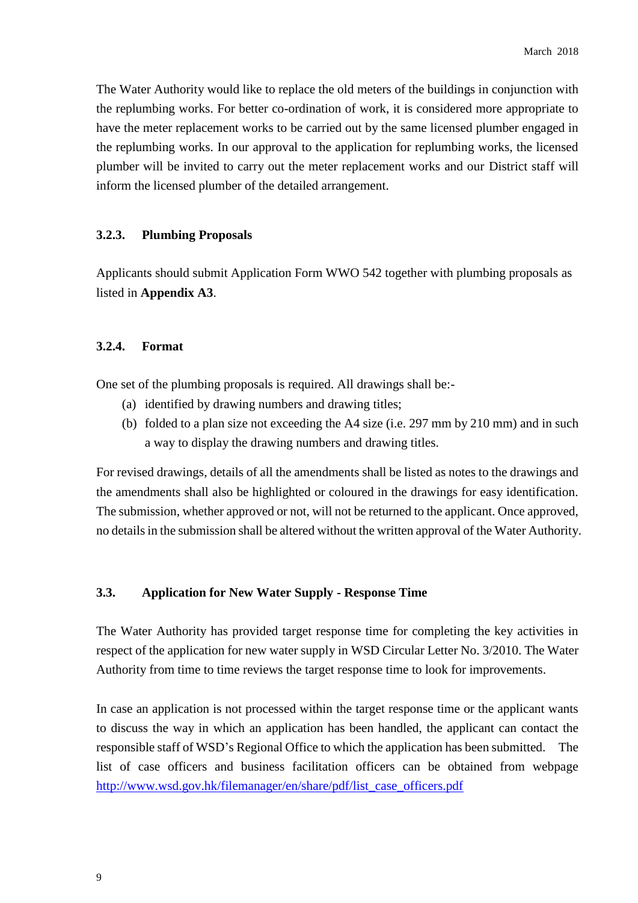The Water Authority would like to replace the old meters of the buildings in conjunction with the replumbing works. For better co-ordination of work, it is considered more appropriate to have the meter replacement works to be carried out by the same licensed plumber engaged in the replumbing works. In our approval to the application for replumbing works, the licensed plumber will be invited to carry out the meter replacement works and our District staff will inform the licensed plumber of the detailed arrangement.

#### 3.2.3. Plumbing Proposals

Applicants should submit Application Form WWO 542 together with plumbing proposals as listed in **Appendix A3**.

#### 3.2.4. Format

One set of the plumbing proposals is required. All drawings shall be:-

(a) identified by drawing numbers and drawing titles;
(b) folded to a plan size not exceeding the A4 size (i.e. 297 mm by 210 mm) and in such a way to display the drawing numbers and drawing titles.

For revised drawings, details of all the amendments shall be listed as notes to the drawings and the amendments shall also be highlighted or coloured in the drawings for easy identification. The submission, whether approved or not, will not be returned to the applicant. Once approved, no details in the submission shall be altered without the written approval of the Water Authority.

### 3.3. Application for New Water Supply - Response Time

The Water Authority has provided target response time for completing the key activities in respect of the application for new water supply in WSD Circular Letter No. 3/2010. The Water Authority from time to time reviews the target response time to look for improvements.

In case an application is not processed within the target response time or the applicant wants to discuss the way in which an application has been handled, the applicant can contact the responsible staff of WSD's Regional Office to which the application has been submitted. The list of case officers and business facilitation officers can be obtained from webpage http://www.wsd.gov.hk/filemanager/en/share/pdf/list_case_officers.pdf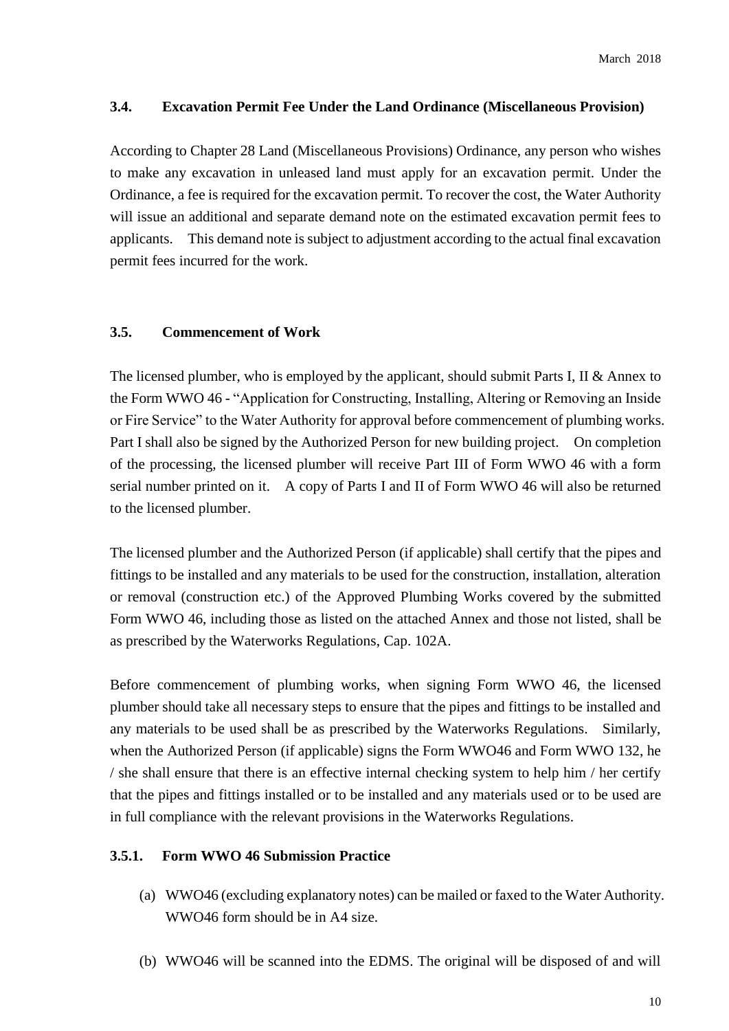### 3.4. Excavation Permit Fee Under the Land Ordinance (Miscellaneous Provision)

According to Chapter 28 Land (Miscellaneous Provisions) Ordinance, any person who wishes to make any excavation in unleased land must apply for an excavation permit. Under the Ordinance, a fee is required for the excavation permit. To recover the cost, the Water Authority will issue an additional and separate demand note on the estimated excavation permit fees to applicants. This demand note is subject to adjustment according to the actual final excavation permit fees incurred for the work.

### 3.5. Commencement of Work

The licensed plumber, who is employed by the applicant, should submit Parts I, II & Annex to the Form WWO 46 - "Application for Constructing, Installing, Altering or Removing an Inside or Fire Service" to the Water Authority for approval before commencement of plumbing works. Part I shall also be signed by the Authorized Person for new building project. On completion of the processing, the licensed plumber will receive Part III of Form WWO 46 with a form serial number printed on it. A copy of Parts I and II of Form WWO 46 will also be returned to the licensed plumber.

The licensed plumber and the Authorized Person (if applicable) shall certify that the pipes and fittings to be installed and any materials to be used for the construction, installation, alteration or removal (construction etc.) of the Approved Plumbing Works covered by the submitted Form WWO 46, including those as listed on the attached Annex and those not listed, shall be as prescribed by the Waterworks Regulations, Cap. 102A.

Before commencement of plumbing works, when signing Form WWO 46, the licensed plumber should take all necessary steps to ensure that the pipes and fittings to be installed and any materials to be used shall be as prescribed by the Waterworks Regulations. Similarly, when the Authorized Person (if applicable) signs the Form WWO46 and Form WWO 132, he / she shall ensure that there is an effective internal checking system to help him / her certify that the pipes and fittings installed or to be installed and any materials used or to be used are in full compliance with the relevant provisions in the Waterworks Regulations.

#### 3.5.1. Form WWO 46 Submission Practice

(a) WWO46 (excluding explanatory notes) can be mailed or faxed to the Water Authority. WWO46 form should be in A4 size.

(b) WWO46 will be scanned into the EDMS. The original will be disposed of and will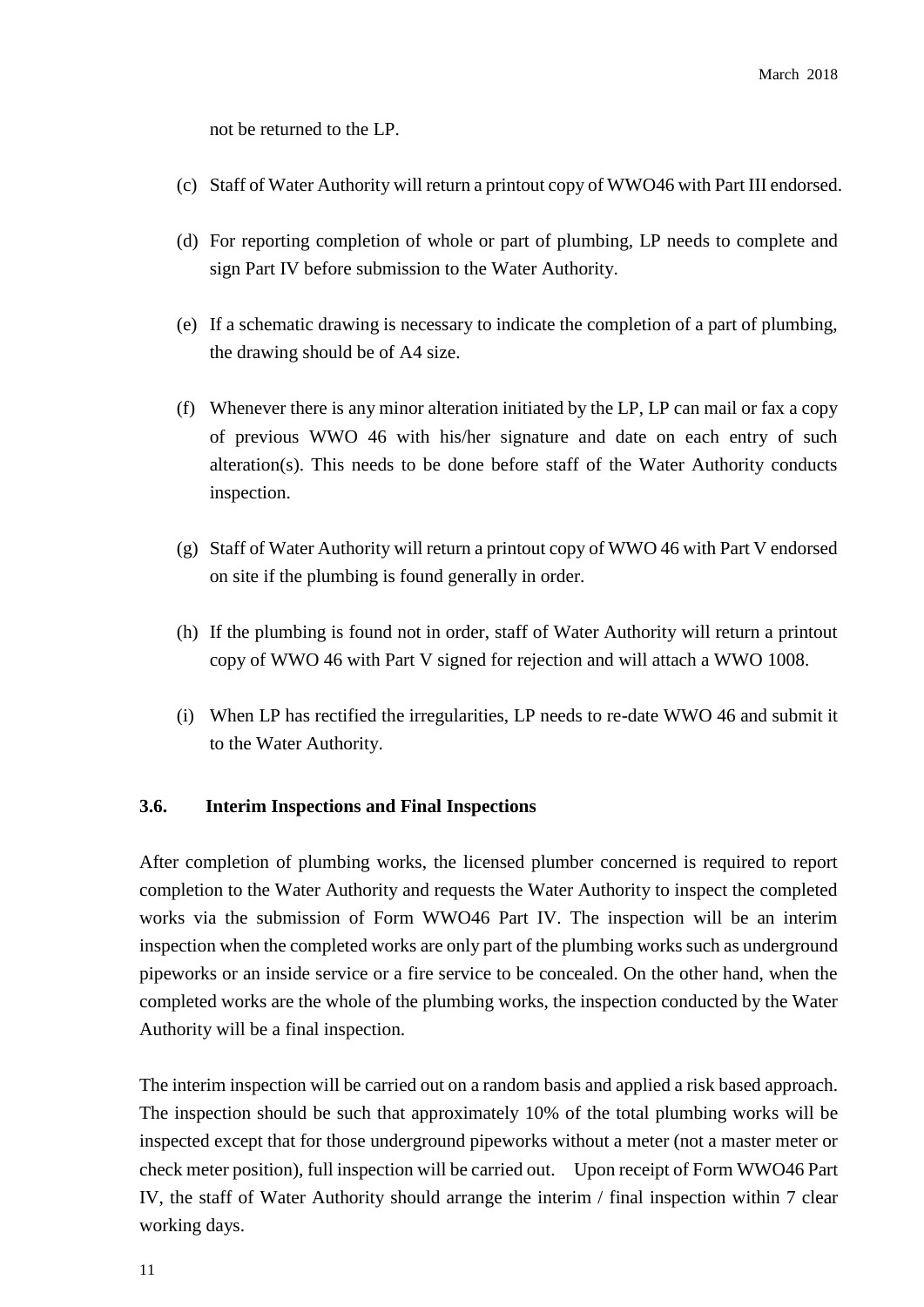not be returned to the LP.

(c) Staff of Water Authority will return a printout copy of WWO46 with Part III endorsed.

(d) For reporting completion of whole or part of plumbing, LP needs to complete and sign Part IV before submission to the Water Authority.

(e) If a schematic drawing is necessary to indicate the completion of a part of plumbing, the drawing should be of A4 size.

(f) Whenever there is any minor alteration initiated by the LP, LP can mail or fax a copy of previous WWO 46 with his/her signature and date on each entry of such alteration(s). This needs to be done before staff of the Water Authority conducts inspection.

(g) Staff of Water Authority will return a printout copy of WWO 46 with Part V endorsed on site if the plumbing is found generally in order.

(h) If the plumbing is found not in order, staff of Water Authority will return a printout copy of WWO 46 with Part V signed for rejection and will attach a WWO 1008.

(i) When LP has rectified the irregularities, LP needs to re-date WWO 46 and submit it to the Water Authority.

### 3.6. Interim Inspections and Final Inspections

After completion of plumbing works, the licensed plumber concerned is required to report completion to the Water Authority and requests the Water Authority to inspect the completed works via the submission of Form WWO46 Part IV. The inspection will be an interim inspection when the completed works are only part of the plumbing works such as underground pipeworks or an inside service or a fire service to be concealed. On the other hand, when the completed works are the whole of the plumbing works, the inspection conducted by the Water Authority will be a final inspection.

The interim inspection will be carried out on a random basis and applied a risk based approach. The inspection should be such that approximately 10% of the total plumbing works will be inspected except that for those underground pipeworks without a meter (not a master meter or check meter position), full inspection will be carried out. Upon receipt of Form WWO46 Part IV, the staff of Water Authority should arrange the interim / final inspection within 7 clear working days.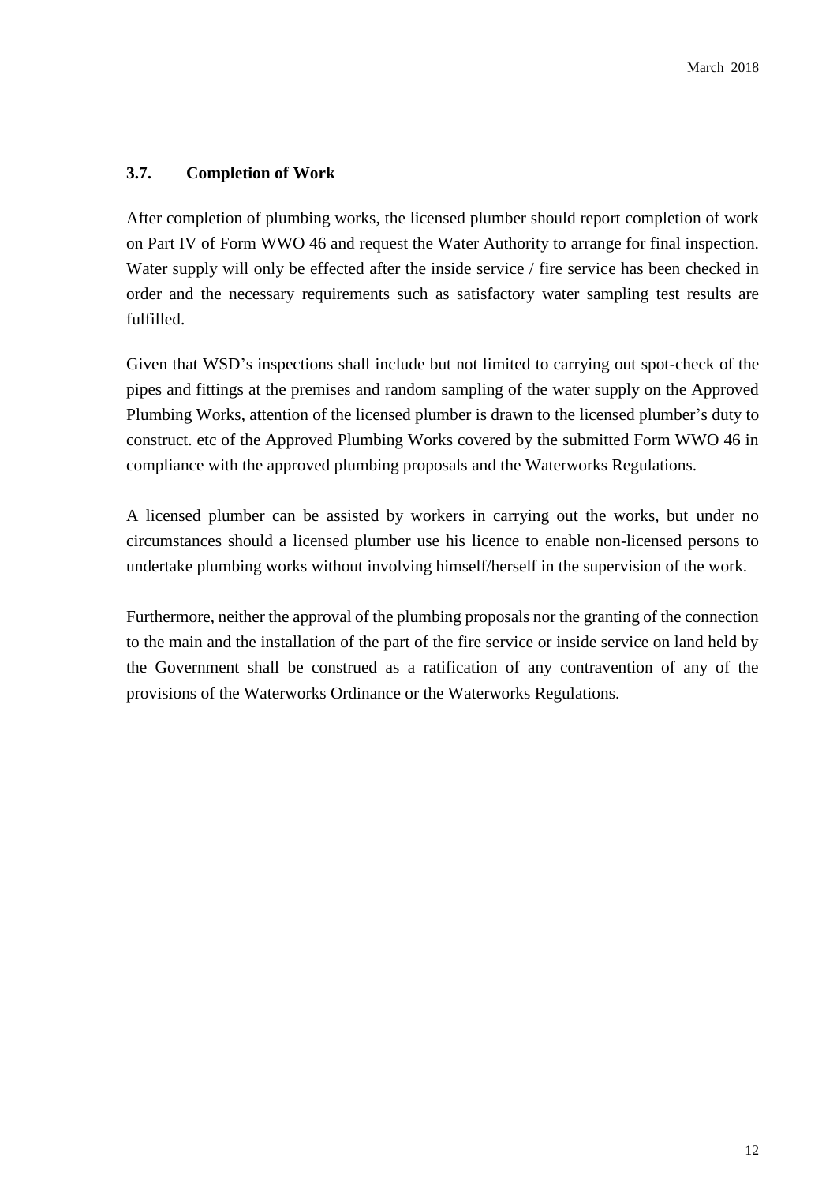### 3.7. Completion of Work

After completion of plumbing works, the licensed plumber should report completion of work on Part IV of Form WWO 46 and request the Water Authority to arrange for final inspection. Water supply will only be effected after the inside service / fire service has been checked in order and the necessary requirements such as satisfactory water sampling test results are fulfilled.

Given that WSD's inspections shall include but not limited to carrying out spot-check of the pipes and fittings at the premises and random sampling of the water supply on the Approved Plumbing Works, attention of the licensed plumber is drawn to the licensed plumber's duty to construct. etc of the Approved Plumbing Works covered by the submitted Form WWO 46 in compliance with the approved plumbing proposals and the Waterworks Regulations.

A licensed plumber can be assisted by workers in carrying out the works, but under no circumstances should a licensed plumber use his licence to enable non-licensed persons to undertake plumbing works without involving himself/herself in the supervision of the work.

Furthermore, neither the approval of the plumbing proposals nor the granting of the connection to the main and the installation of the part of the fire service or inside service on land held by the Government shall be construed as a ratification of any contravention of any of the provisions of the Waterworks Ordinance or the Waterworks Regulations.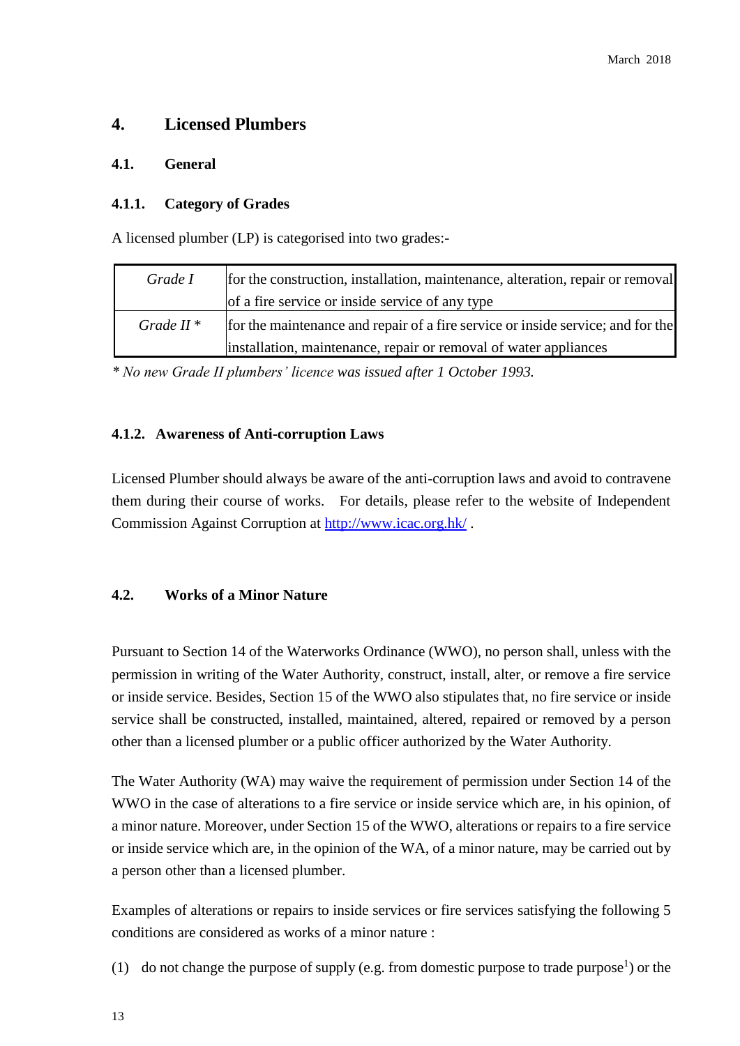# 4. Licensed Plumbers

## 4.1. General

### 4.1.1. Category of Grades

A licensed plumber (LP) is categorised into two grades:-

| | |
|---|---|
| *Grade I* | for the construction, installation, maintenance, alteration, repair or removal of a fire service or inside service of any type |
| *Grade II* * | for the maintenance and repair of a fire service or inside service; and for the installation, maintenance, repair or removal of water appliances |

*\* No new Grade II plumbers' licence was issued after 1 October 1993.*

### 4.1.2. Awareness of Anti-corruption Laws

Licensed Plumber should always be aware of the anti-corruption laws and avoid to contravene them during their course of works. For details, please refer to the website of Independent Commission Against Corruption at http://www.icac.org.hk/ .

## 4.2. Works of a Minor Nature

Pursuant to Section 14 of the Waterworks Ordinance (WWO), no person shall, unless with the permission in writing of the Water Authority, construct, install, alter, or remove a fire service or inside service. Besides, Section 15 of the WWO also stipulates that, no fire service or inside service shall be constructed, installed, maintained, altered, repaired or removed by a person other than a licensed plumber or a public officer authorized by the Water Authority.

The Water Authority (WA) may waive the requirement of permission under Section 14 of the WWO in the case of alterations to a fire service or inside service which are, in his opinion, of a minor nature. Moreover, under Section 15 of the WWO, alterations or repairs to a fire service or inside service which are, in the opinion of the WA, of a minor nature, may be carried out by a person other than a licensed plumber.

Examples of alterations or repairs to inside services or fire services satisfying the following 5 conditions are considered as works of a minor nature :

(1) do not change the purpose of supply (e.g. from domestic purpose to trade purpose[1]) or the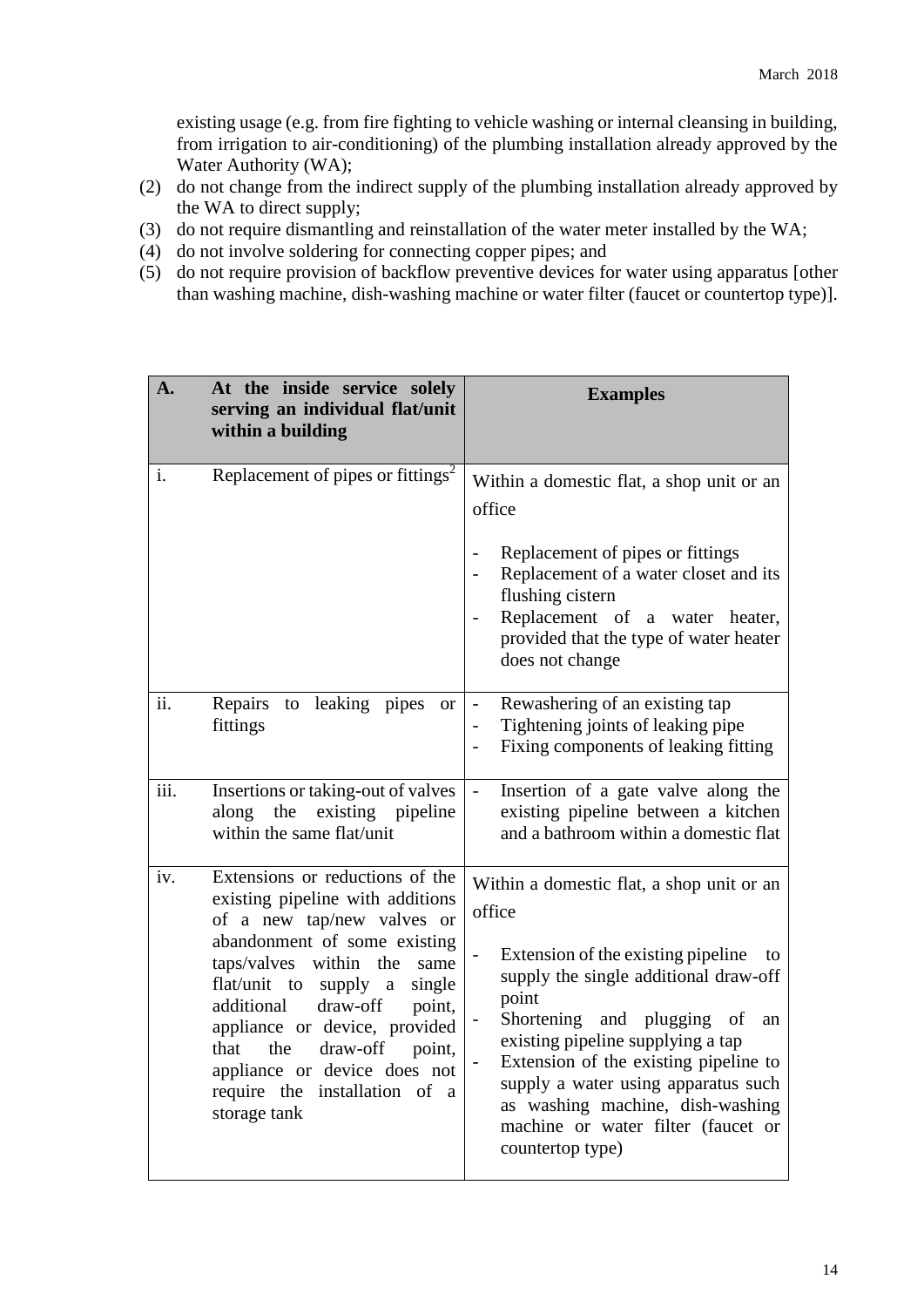existing usage (e.g. from fire fighting to vehicle washing or internal cleansing in building, from irrigation to air-conditioning) of the plumbing installation already approved by the Water Authority (WA);

(2) do not change from the indirect supply of the plumbing installation already approved by the WA to direct supply;

(3) do not require dismantling and reinstallation of the water meter installed by the WA;

(4) do not involve soldering for connecting copper pipes; and

(5) do not require provision of backflow preventive devices for water using apparatus [other than washing machine, dish-washing machine or water filter (faucet or countertop type)].

| **A.** | **At the inside service solely serving an individual flat/unit within a building** | **Examples** |
|---|---|---|
| i. | Replacement of pipes or fittings[2] | Within a domestic flat, a shop unit or an office<br><br>- Replacement of pipes or fittings<br>- Replacement of a water closet and its flushing cistern<br>- Replacement of a water heater, provided that the type of water heater does not change |
| ii. | Repairs to leaking pipes or fittings | - Rewashering of an existing tap<br>- Tightening joints of leaking pipe<br>- Fixing components of leaking fitting |
| iii. | Insertions or taking-out of valves along the existing pipeline within the same flat/unit | - Insertion of a gate valve along the existing pipeline between a kitchen and a bathroom within a domestic flat |
| iv. | Extensions or reductions of the existing pipeline with additions of a new tap/new valves or abandonment of some existing taps/valves within the same flat/unit to supply a single additional draw-off point, appliance or device, provided that the draw-off point, appliance or device does not require the installation of a storage tank | Within a domestic flat, a shop unit or an office<br><br>- Extension of the existing pipeline to supply the single additional draw-off point<br>- Shortening and plugging of an existing pipeline supplying a tap<br>- Extension of the existing pipeline to supply a water using apparatus such as washing machine, dish-washing machine or water filter (faucet or countertop type) |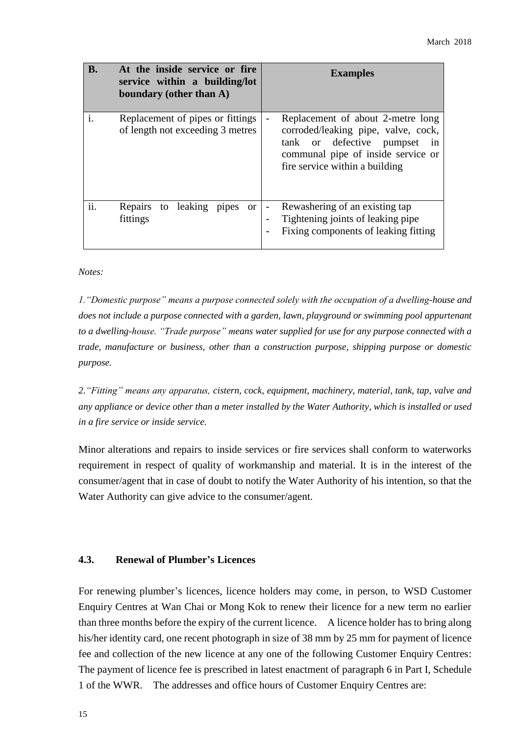| **B.** | **At the inside service or fire service within a building/lot boundary (other than A)** | **Examples** |
|---|---|---|
| i. | Replacement of pipes or fittings of length not exceeding 3 metres | - Replacement of about 2-metre long corroded/leaking pipe, valve, cock, tank or defective pumpset in communal pipe of inside service or fire service within a building |
| ii. | Repairs to leaking pipes or fittings | - Rewashering of an existing tap<br>- Tightening joints of leaking pipe<br>- Fixing components of leaking fitting |

*Notes:*

*1."Domestic purpose" means a purpose connected solely with the occupation of a dwelling-house and does not include a purpose connected with a garden, lawn, playground or swimming pool appurtenant to a dwelling-house. "Trade purpose" means water supplied for use for any purpose connected with a trade, manufacture or business, other than a construction purpose, shipping purpose or domestic purpose.*

*2."Fitting" means any apparatus, cistern, cock, equipment, machinery, material, tank, tap, valve and any appliance or device other than a meter installed by the Water Authority, which is installed or used in a fire service or inside service.*

Minor alterations and repairs to inside services or fire services shall conform to waterworks requirement in respect of quality of workmanship and material. It is in the interest of the consumer/agent that in case of doubt to notify the Water Authority of his intention, so that the Water Authority can give advice to the consumer/agent.

### 4.3. Renewal of Plumber's Licences

For renewing plumber's licences, licence holders may come, in person, to WSD Customer Enquiry Centres at Wan Chai or Mong Kok to renew their licence for a new term no earlier than three months before the expiry of the current licence. A licence holder has to bring along his/her identity card, one recent photograph in size of 38 mm by 25 mm for payment of licence fee and collection of the new licence at any one of the following Customer Enquiry Centres: The payment of licence fee is prescribed in latest enactment of paragraph 6 in Part I, Schedule 1 of the WWR. The addresses and office hours of Customer Enquiry Centres are: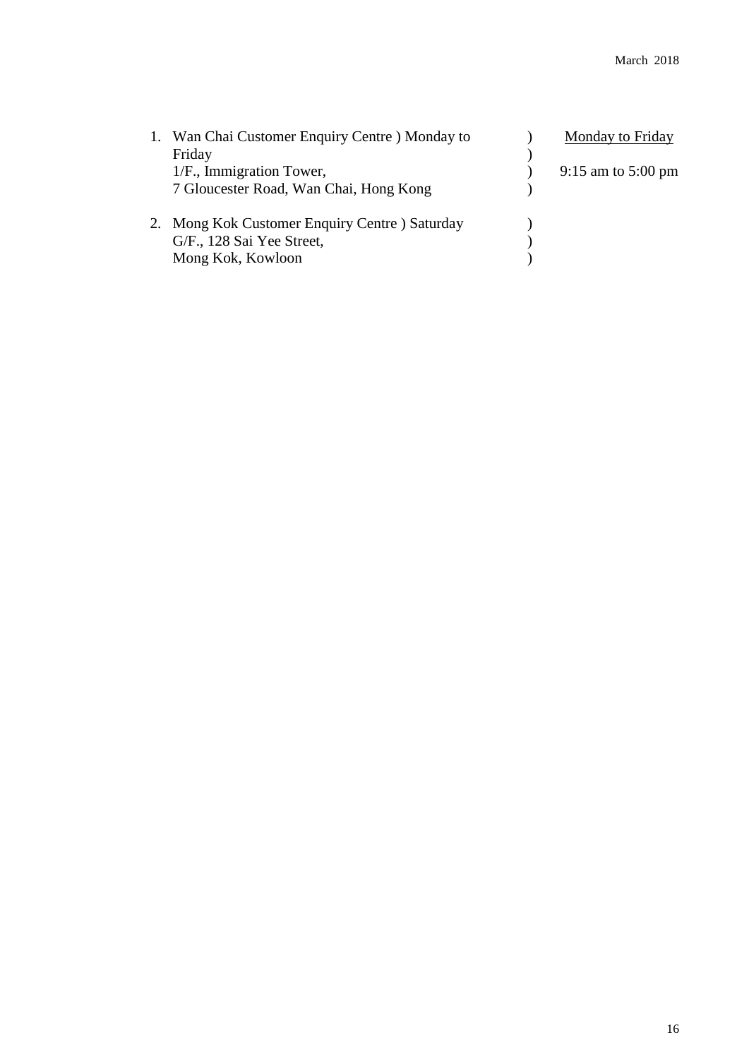March 2018

1. Wan Chai Customer Enquiry Centre ) Monday to Friday  
   1/F., Immigration Tower,  
   7 Gloucester Road, Wan Chai, Hong Kong

2. Mong Kok Customer Enquiry Centre ) Saturday  
   G/F., 128 Sai Yee Street,  
   Mong Kok, Kowloon

) Monday to Friday  
)  
) 9:15 am to 5:00 pm  
)  
)  
)  
)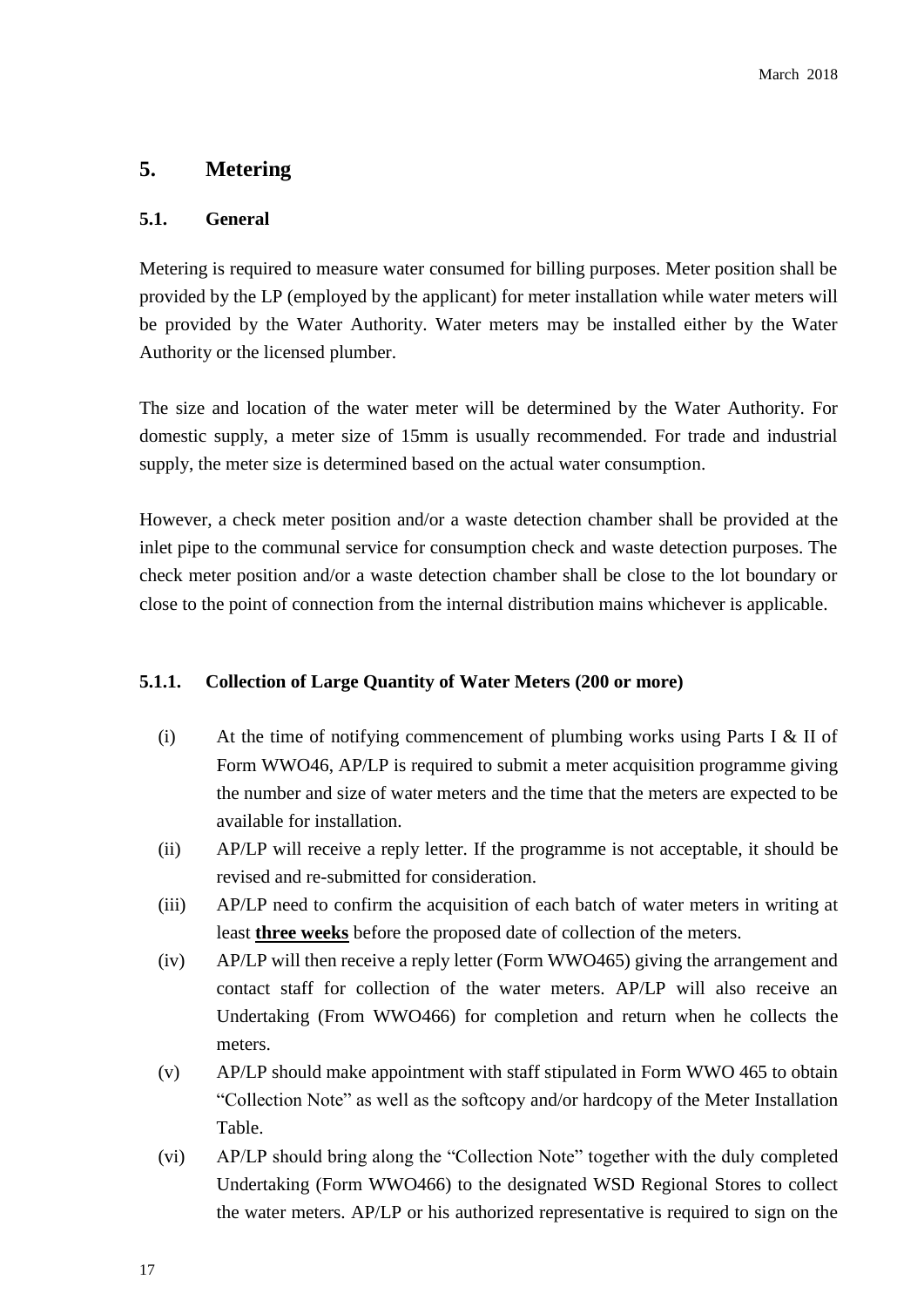# 5. Metering

## 5.1. General

Metering is required to measure water consumed for billing purposes. Meter position shall be provided by the LP (employed by the applicant) for meter installation while water meters will be provided by the Water Authority. Water meters may be installed either by the Water Authority or the licensed plumber.

The size and location of the water meter will be determined by the Water Authority. For domestic supply, a meter size of 15mm is usually recommended. For trade and industrial supply, the meter size is determined based on the actual water consumption.

However, a check meter position and/or a waste detection chamber shall be provided at the inlet pipe to the communal service for consumption check and waste detection purposes. The check meter position and/or a waste detection chamber shall be close to the lot boundary or close to the point of connection from the internal distribution mains whichever is applicable.

### 5.1.1. Collection of Large Quantity of Water Meters (200 or more)

(i) At the time of notifying commencement of plumbing works using Parts I & II of Form WWO46, AP/LP is required to submit a meter acquisition programme giving the number and size of water meters and the time that the meters are expected to be available for installation.

(ii) AP/LP will receive a reply letter. If the programme is not acceptable, it should be revised and re-submitted for consideration.

(iii) AP/LP need to confirm the acquisition of each batch of water meters in writing at least **three weeks** before the proposed date of collection of the meters.

(iv) AP/LP will then receive a reply letter (Form WWO465) giving the arrangement and contact staff for collection of the water meters. AP/LP will also receive an Undertaking (From WWO466) for completion and return when he collects the meters.

(v) AP/LP should make appointment with staff stipulated in Form WWO 465 to obtain "Collection Note" as well as the softcopy and/or hardcopy of the Meter Installation Table.

(vi) AP/LP should bring along the "Collection Note" together with the duly completed Undertaking (Form WWO466) to the designated WSD Regional Stores to collect the water meters. AP/LP or his authorized representative is required to sign on the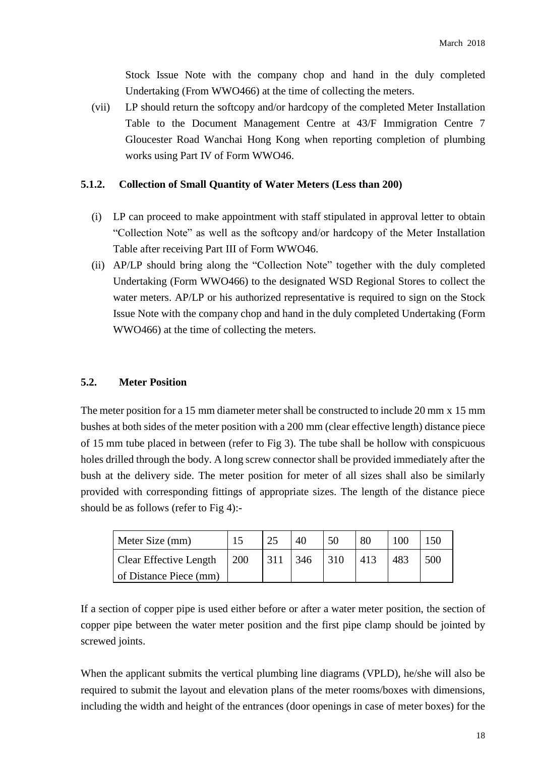Stock Issue Note with the company chop and hand in the duly completed Undertaking (From WWO466) at the time of collecting the meters.

(vii) LP should return the softcopy and/or hardcopy of the completed Meter Installation Table to the Document Management Centre at 43/F Immigration Centre 7 Gloucester Road Wanchai Hong Kong when reporting completion of plumbing works using Part IV of Form WWO46.

### 5.1.2. Collection of Small Quantity of Water Meters (Less than 200)

(i) LP can proceed to make appointment with staff stipulated in approval letter to obtain "Collection Note" as well as the softcopy and/or hardcopy of the Meter Installation Table after receiving Part III of Form WWO46.

(ii) AP/LP should bring along the "Collection Note" together with the duly completed Undertaking (Form WWO466) to the designated WSD Regional Stores to collect the water meters. AP/LP or his authorized representative is required to sign on the Stock Issue Note with the company chop and hand in the duly completed Undertaking (Form WWO466) at the time of collecting the meters.

## 5.2. Meter Position

The meter position for a 15 mm diameter meter shall be constructed to include 20 mm x 15 mm bushes at both sides of the meter position with a 200 mm (clear effective length) distance piece of 15 mm tube placed in between (refer to Fig 3). The tube shall be hollow with conspicuous holes drilled through the body. A long screw connector shall be provided immediately after the bush at the delivery side. The meter position for meter of all sizes shall also be similarly provided with corresponding fittings of appropriate sizes. The length of the distance piece should be as follows (refer to Fig 4):-

| Meter Size (mm) | 15 | 25 | 40 | 50 | 80 | 100 | 150 |
|---|---|---|---|---|---|---|---|
| Clear Effective Length of Distance Piece (mm) | 200 | 311 | 346 | 310 | 413 | 483 | 500 |

If a section of copper pipe is used either before or after a water meter position, the section of copper pipe between the water meter position and the first pipe clamp should be jointed by screwed joints.

When the applicant submits the vertical plumbing line diagrams (VPLD), he/she will also be required to submit the layout and elevation plans of the meter rooms/boxes with dimensions, including the width and height of the entrances (door openings in case of meter boxes) for the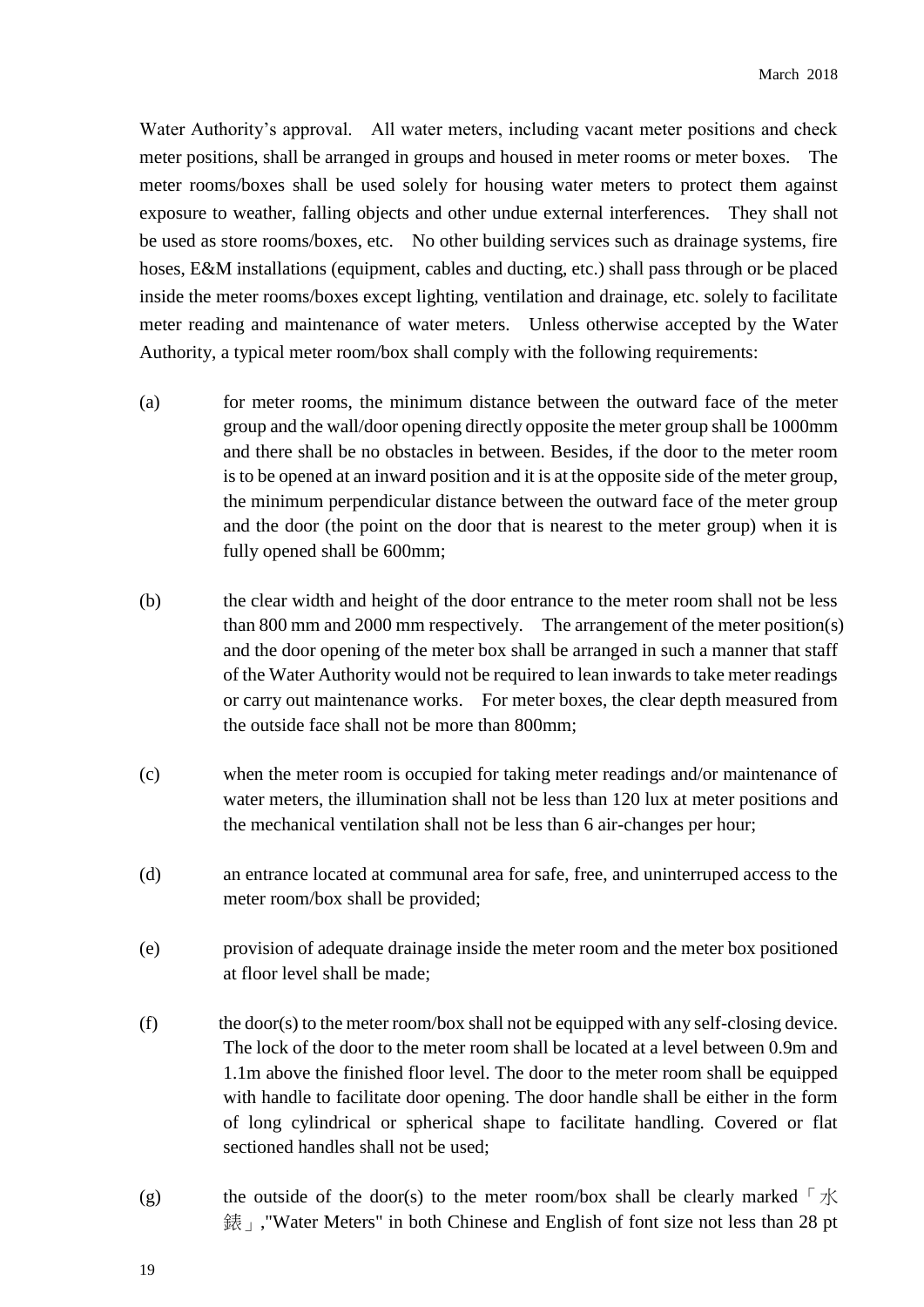Water Authority's approval. All water meters, including vacant meter positions and check meter positions, shall be arranged in groups and housed in meter rooms or meter boxes. The meter rooms/boxes shall be used solely for housing water meters to protect them against exposure to weather, falling objects and other undue external interferences. They shall not be used as store rooms/boxes, etc. No other building services such as drainage systems, fire hoses, E&M installations (equipment, cables and ducting, etc.) shall pass through or be placed inside the meter rooms/boxes except lighting, ventilation and drainage, etc. solely to facilitate meter reading and maintenance of water meters. Unless otherwise accepted by the Water Authority, a typical meter room/box shall comply with the following requirements:

(a) for meter rooms, the minimum distance between the outward face of the meter group and the wall/door opening directly opposite the meter group shall be 1000mm and there shall be no obstacles in between. Besides, if the door to the meter room is to be opened at an inward position and it is at the opposite side of the meter group, the minimum perpendicular distance between the outward face of the meter group and the door (the point on the door that is nearest to the meter group) when it is fully opened shall be 600mm;

(b) the clear width and height of the door entrance to the meter room shall not be less than 800 mm and 2000 mm respectively. The arrangement of the meter position(s) and the door opening of the meter box shall be arranged in such a manner that staff of the Water Authority would not be required to lean inwards to take meter readings or carry out maintenance works. For meter boxes, the clear depth measured from the outside face shall not be more than 800mm;

(c) when the meter room is occupied for taking meter readings and/or maintenance of water meters, the illumination shall not be less than 120 lux at meter positions and the mechanical ventilation shall not be less than 6 air-changes per hour;

(d) an entrance located at communal area for safe, free, and uninterruped access to the meter room/box shall be provided;

(e) provision of adequate drainage inside the meter room and the meter box positioned at floor level shall be made;

(f) the door(s) to the meter room/box shall not be equipped with any self-closing device. The lock of the door to the meter room shall be located at a level between 0.9m and 1.1m above the finished floor level. The door to the meter room shall be equipped with handle to facilitate door opening. The door handle shall be either in the form of long cylindrical or spherical shape to facilitate handling. Covered or flat sectioned handles shall not be used;

(g) the outside of the door(s) to the meter room/box shall be clearly marked「水錶」,"Water Meters" in both Chinese and English of font size not less than 28 pt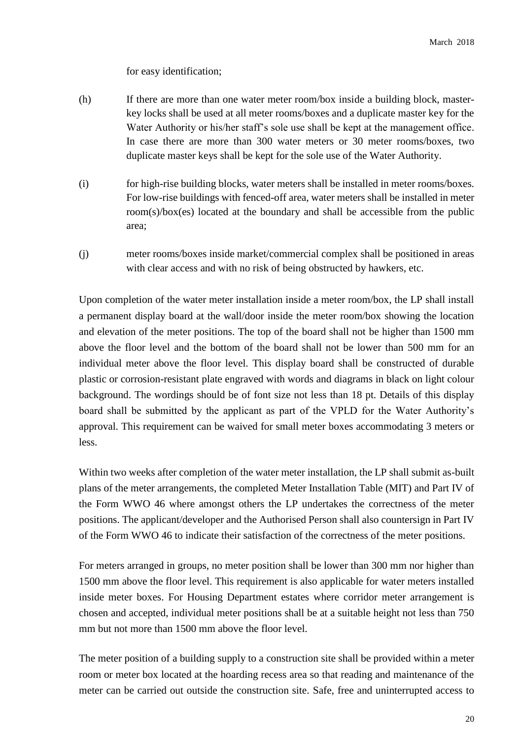for easy identification;

(h) If there are more than one water meter room/box inside a building block, master-key locks shall be used at all meter rooms/boxes and a duplicate master key for the Water Authority or his/her staff's sole use shall be kept at the management office. In case there are more than 300 water meters or 30 meter rooms/boxes, two duplicate master keys shall be kept for the sole use of the Water Authority.

(i) for high-rise building blocks, water meters shall be installed in meter rooms/boxes. For low-rise buildings with fenced-off area, water meters shall be installed in meter room(s)/box(es) located at the boundary and shall be accessible from the public area;

(j) meter rooms/boxes inside market/commercial complex shall be positioned in areas with clear access and with no risk of being obstructed by hawkers, etc.

Upon completion of the water meter installation inside a meter room/box, the LP shall install a permanent display board at the wall/door inside the meter room/box showing the location and elevation of the meter positions. The top of the board shall not be higher than 1500 mm above the floor level and the bottom of the board shall not be lower than 500 mm for an individual meter above the floor level. This display board shall be constructed of durable plastic or corrosion-resistant plate engraved with words and diagrams in black on light colour background. The wordings should be of font size not less than 18 pt. Details of this display board shall be submitted by the applicant as part of the VPLD for the Water Authority's approval. This requirement can be waived for small meter boxes accommodating 3 meters or less.

Within two weeks after completion of the water meter installation, the LP shall submit as-built plans of the meter arrangements, the completed Meter Installation Table (MIT) and Part IV of the Form WWO 46 where amongst others the LP undertakes the correctness of the meter positions. The applicant/developer and the Authorised Person shall also countersign in Part IV of the Form WWO 46 to indicate their satisfaction of the correctness of the meter positions.

For meters arranged in groups, no meter position shall be lower than 300 mm nor higher than 1500 mm above the floor level. This requirement is also applicable for water meters installed inside meter boxes. For Housing Department estates where corridor meter arrangement is chosen and accepted, individual meter positions shall be at a suitable height not less than 750 mm but not more than 1500 mm above the floor level.

The meter position of a building supply to a construction site shall be provided within a meter room or meter box located at the hoarding recess area so that reading and maintenance of the meter can be carried out outside the construction site. Safe, free and uninterrupted access to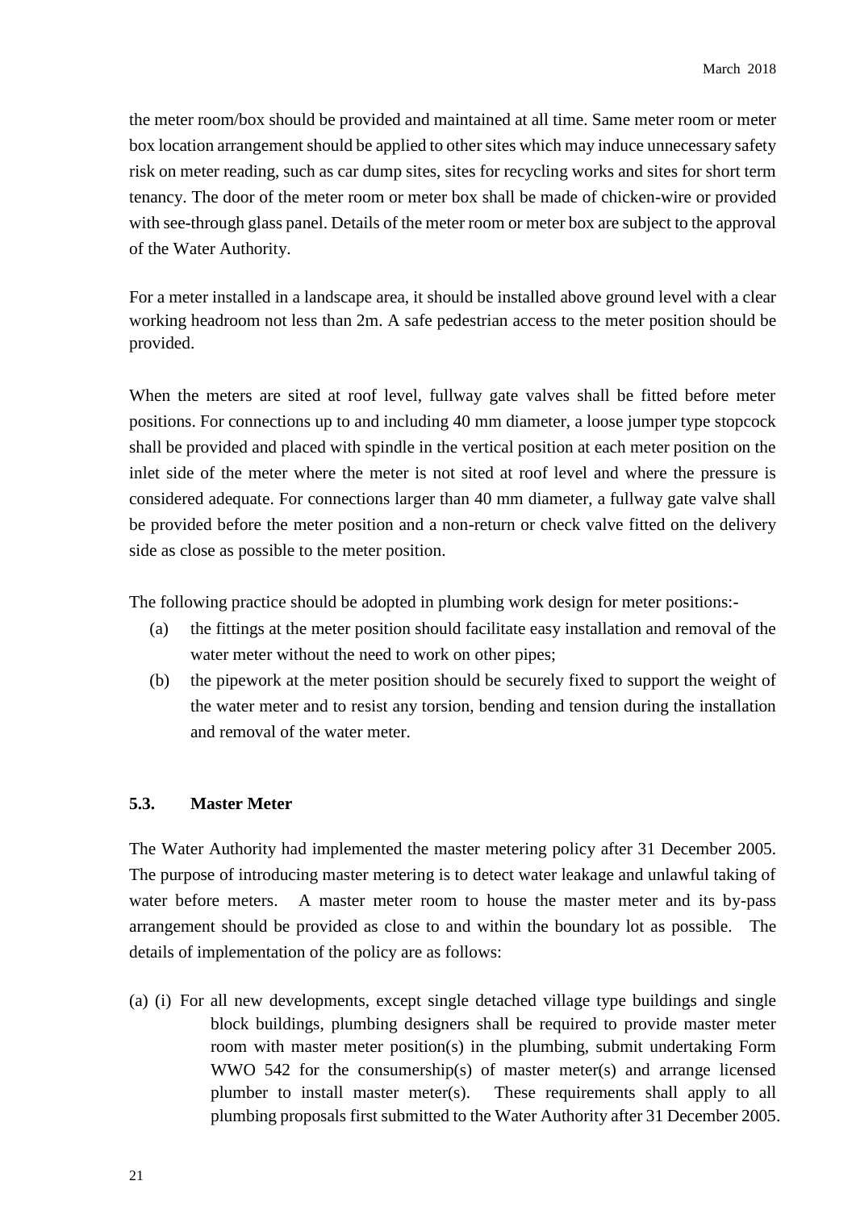the meter room/box should be provided and maintained at all time. Same meter room or meter box location arrangement should be applied to other sites which may induce unnecessary safety risk on meter reading, such as car dump sites, sites for recycling works and sites for short term tenancy. The door of the meter room or meter box shall be made of chicken-wire or provided with see-through glass panel. Details of the meter room or meter box are subject to the approval of the Water Authority.

For a meter installed in a landscape area, it should be installed above ground level with a clear working headroom not less than 2m. A safe pedestrian access to the meter position should be provided.

When the meters are sited at roof level, fullway gate valves shall be fitted before meter positions. For connections up to and including 40 mm diameter, a loose jumper type stopcock shall be provided and placed with spindle in the vertical position at each meter position on the inlet side of the meter where the meter is not sited at roof level and where the pressure is considered adequate. For connections larger than 40 mm diameter, a fullway gate valve shall be provided before the meter position and a non-return or check valve fitted on the delivery side as close as possible to the meter position.

The following practice should be adopted in plumbing work design for meter positions:-

(a) the fittings at the meter position should facilitate easy installation and removal of the water meter without the need to work on other pipes;

(b) the pipework at the meter position should be securely fixed to support the weight of the water meter and to resist any torsion, bending and tension during the installation and removal of the water meter.

### 5.3. Master Meter

The Water Authority had implemented the master metering policy after 31 December 2005. The purpose of introducing master metering is to detect water leakage and unlawful taking of water before meters. A master meter room to house the master meter and its by-pass arrangement should be provided as close to and within the boundary lot as possible. The details of implementation of the policy are as follows:

(a) (i) For all new developments, except single detached village type buildings and single block buildings, plumbing designers shall be required to provide master meter room with master meter position(s) in the plumbing, submit undertaking Form WWO 542 for the consumership(s) of master meter(s) and arrange licensed plumber to install master meter(s). These requirements shall apply to all plumbing proposals first submitted to the Water Authority after 31 December 2005.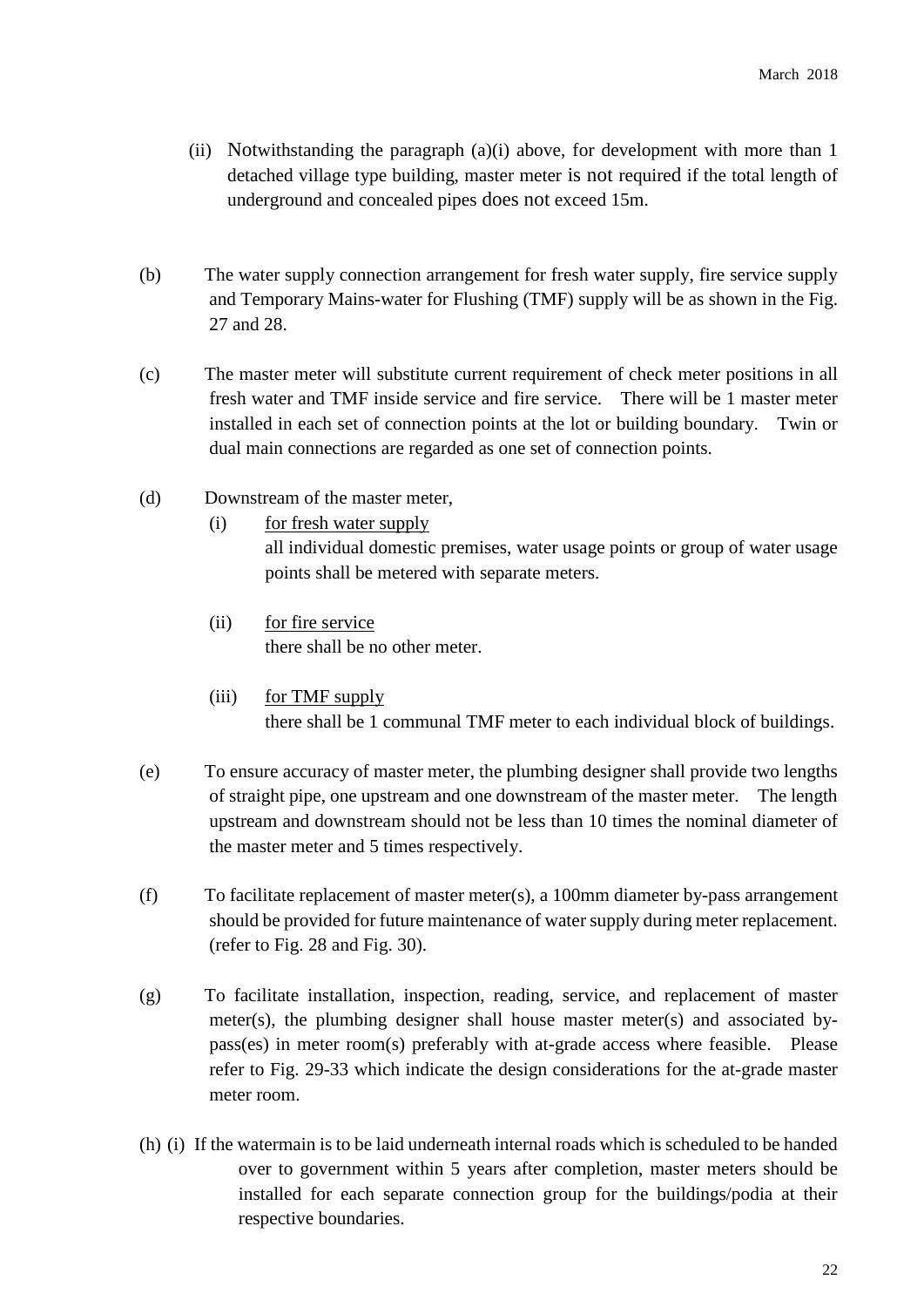(ii) Notwithstanding the paragraph (a)(i) above, for development with more than 1 detached village type building, master meter is not required if the total length of underground and concealed pipes does not exceed 15m.

(b) The water supply connection arrangement for fresh water supply, fire service supply and Temporary Mains-water for Flushing (TMF) supply will be as shown in the Fig. 27 and 28.

(c) The master meter will substitute current requirement of check meter positions in all fresh water and TMF inside service and fire service. There will be 1 master meter installed in each set of connection points at the lot or building boundary. Twin or dual main connections are regarded as one set of connection points.

(d) Downstream of the master meter,

(i) <u>for fresh water supply</u>
all individual domestic premises, water usage points or group of water usage points shall be metered with separate meters.

(ii) <u>for fire service</u>
there shall be no other meter.

(iii) <u>for TMF supply</u>
there shall be 1 communal TMF meter to each individual block of buildings.

(e) To ensure accuracy of master meter, the plumbing designer shall provide two lengths of straight pipe, one upstream and one downstream of the master meter. The length upstream and downstream should not be less than 10 times the nominal diameter of the master meter and 5 times respectively.

(f) To facilitate replacement of master meter(s), a 100mm diameter by-pass arrangement should be provided for future maintenance of water supply during meter replacement. (refer to Fig. 28 and Fig. 30).

(g) To facilitate installation, inspection, reading, service, and replacement of master meter(s), the plumbing designer shall house master meter(s) and associated by-pass(es) in meter room(s) preferably with at-grade access where feasible. Please refer to Fig. 29-33 which indicate the design considerations for the at-grade master meter room.

(h) (i) If the watermain is to be laid underneath internal roads which is scheduled to be handed over to government within 5 years after completion, master meters should be installed for each separate connection group for the buildings/podia at their respective boundaries.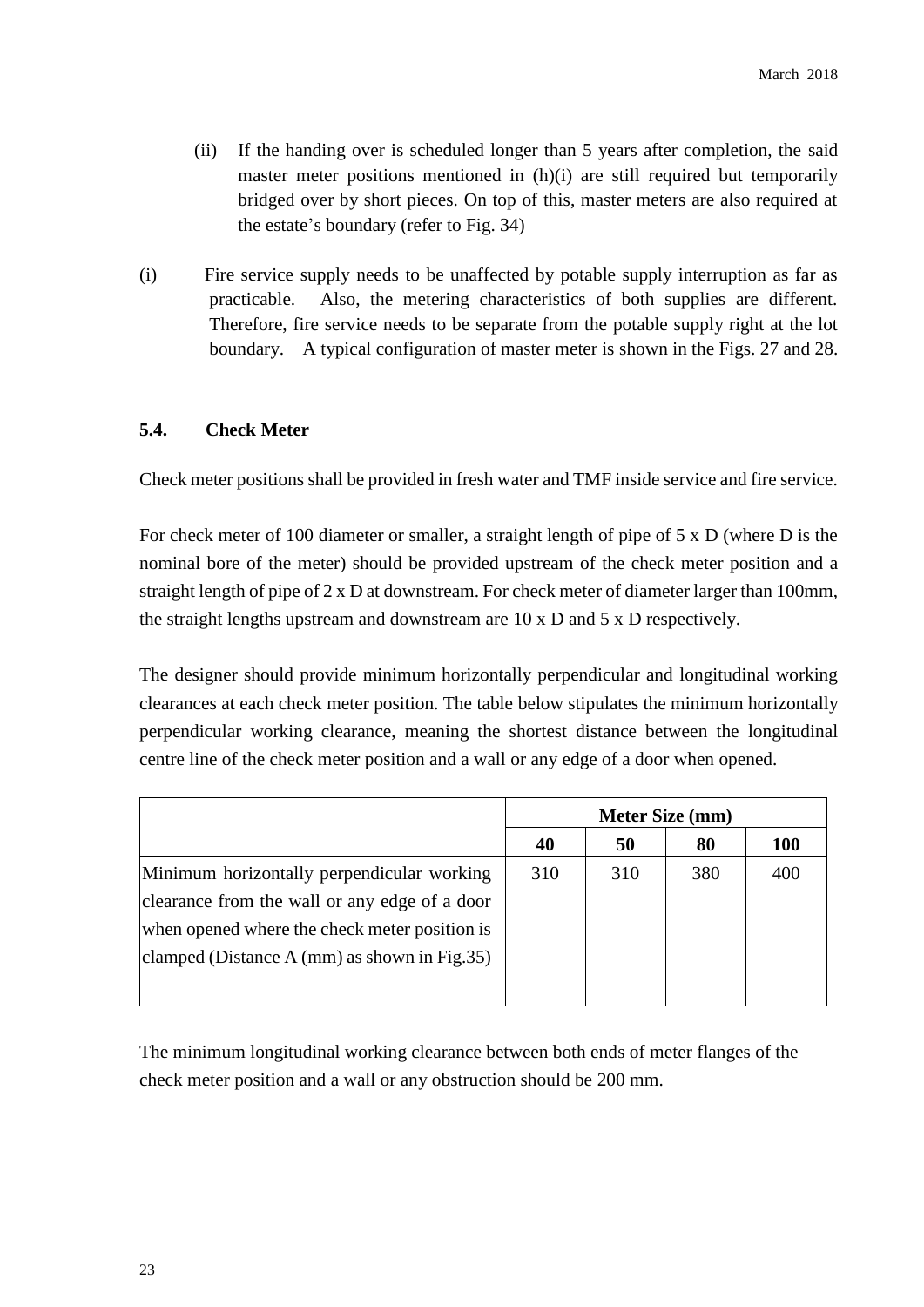(ii) If the handing over is scheduled longer than 5 years after completion, the said master meter positions mentioned in (h)(i) are still required but temporarily bridged over by short pieces. On top of this, master meters are also required at the estate's boundary (refer to Fig. 34)

(i) Fire service supply needs to be unaffected by potable supply interruption as far as practicable. Also, the metering characteristics of both supplies are different. Therefore, fire service needs to be separate from the potable supply right at the lot boundary. A typical configuration of master meter is shown in the Figs. 27 and 28.

### 5.4. Check Meter

Check meter positions shall be provided in fresh water and TMF inside service and fire service.

For check meter of 100 diameter or smaller, a straight length of pipe of 5 x D (where D is the nominal bore of the meter) should be provided upstream of the check meter position and a straight length of pipe of 2 x D at downstream. For check meter of diameter larger than 100mm, the straight lengths upstream and downstream are 10 x D and 5 x D respectively.

The designer should provide minimum horizontally perpendicular and longitudinal working clearances at each check meter position. The table below stipulates the minimum horizontally perpendicular working clearance, meaning the shortest distance between the longitudinal centre line of the check meter position and a wall or any edge of a door when opened.

| | **Meter Size (mm)** | | | |
|---|---|---|---|---|
| | **40** | **50** | **80** | **100** |
| Minimum horizontally perpendicular working clearance from the wall or any edge of a door when opened where the check meter position is clamped (Distance A (mm) as shown in Fig.35) | 310 | 310 | 380 | 400 |

The minimum longitudinal working clearance between both ends of meter flanges of the check meter position and a wall or any obstruction should be 200 mm.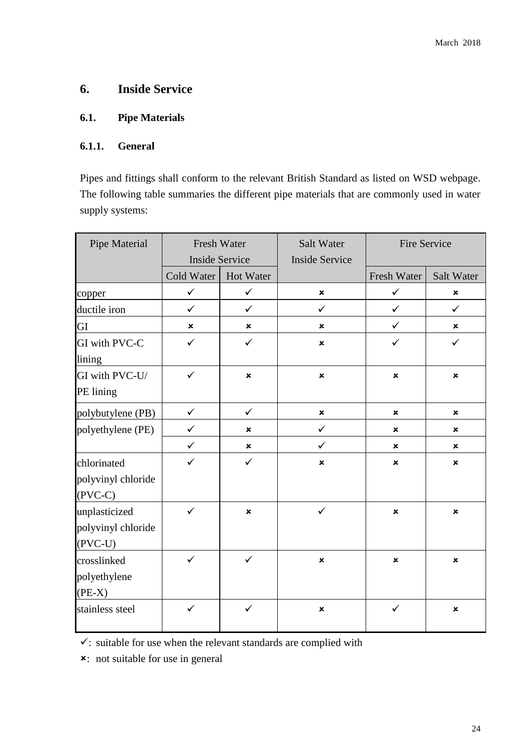# 6. Inside Service

## 6.1. Pipe Materials

### 6.1.1. General

Pipes and fittings shall conform to the relevant British Standard as listed on WSD webpage. The following table summaries the different pipe materials that are commonly used in water supply systems:

| Pipe Material | Fresh Water Inside Service | | Salt Water Inside Service | Fire Service | |
|---|---|---|---|---|---|
| | Cold Water | Hot Water | | Fresh Water | Salt Water |
| copper | ✓ | ✓ | ✗ | ✓ | ✗ |
| ductile iron | ✓ | ✓ | ✓ | ✓ | ✓ |
| GI | ✗ | ✗ | ✗ | ✓ | ✗ |
| GI with PVC-C lining | ✓ | ✓ | ✗ | ✓ | ✓ |
| GI with PVC-U/ PE lining | ✓ | ✗ | ✗ | ✗ | ✗ |
| polybutylene (PB) | ✓ | ✓ | ✗ | ✗ | ✗ |
| polyethylene (PE) | ✓ | ✗ | ✓ | ✗ | ✗ |
| | ✓ | ✗ | ✓ | ✗ | ✗ |
| chlorinated polyvinyl chloride (PVC-C) | ✓ | ✓ | ✗ | ✗ | ✗ |
| unplasticized polyvinyl chloride (PVC-U) | ✓ | ✗ | ✓ | ✗ | ✗ |
| crosslinked polyethylene (PE-X) | ✓ | ✓ | ✗ | ✗ | ✗ |
| stainless steel | ✓ | ✓ | ✗ | ✓ | ✗ |

✓: suitable for use when the relevant standards are complied with

✗: not suitable for use in general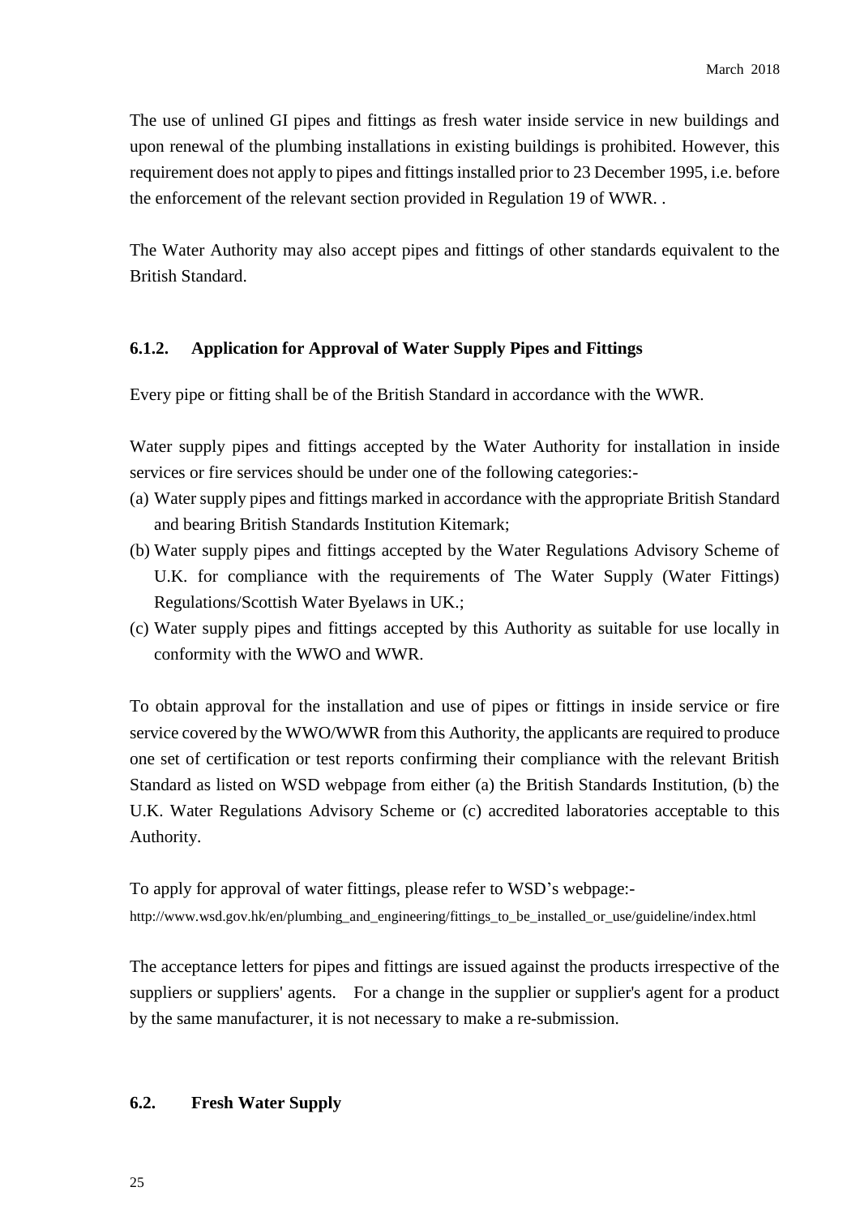The use of unlined GI pipes and fittings as fresh water inside service in new buildings and upon renewal of the plumbing installations in existing buildings is prohibited. However, this requirement does not apply to pipes and fittings installed prior to 23 December 1995, i.e. before the enforcement of the relevant section provided in Regulation 19 of WWR. .

The Water Authority may also accept pipes and fittings of other standards equivalent to the British Standard.

### 6.1.2. Application for Approval of Water Supply Pipes and Fittings

Every pipe or fitting shall be of the British Standard in accordance with the WWR.

Water supply pipes and fittings accepted by the Water Authority for installation in inside services or fire services should be under one of the following categories:-

(a) Water supply pipes and fittings marked in accordance with the appropriate British Standard and bearing British Standards Institution Kitemark;
(b) Water supply pipes and fittings accepted by the Water Regulations Advisory Scheme of U.K. for compliance with the requirements of The Water Supply (Water Fittings) Regulations/Scottish Water Byelaws in UK.;
(c) Water supply pipes and fittings accepted by this Authority as suitable for use locally in conformity with the WWO and WWR.

To obtain approval for the installation and use of pipes or fittings in inside service or fire service covered by the WWO/WWR from this Authority, the applicants are required to produce one set of certification or test reports confirming their compliance with the relevant British Standard as listed on WSD webpage from either (a) the British Standards Institution, (b) the U.K. Water Regulations Advisory Scheme or (c) accredited laboratories acceptable to this Authority.

To apply for approval of water fittings, please refer to WSD's webpage:-
http://www.wsd.gov.hk/en/plumbing_and_engineering/fittings_to_be_installed_or_use/guideline/index.html

The acceptance letters for pipes and fittings are issued against the products irrespective of the suppliers or suppliers' agents. For a change in the supplier or supplier's agent for a product by the same manufacturer, it is not necessary to make a re-submission.

## 6.2. Fresh Water Supply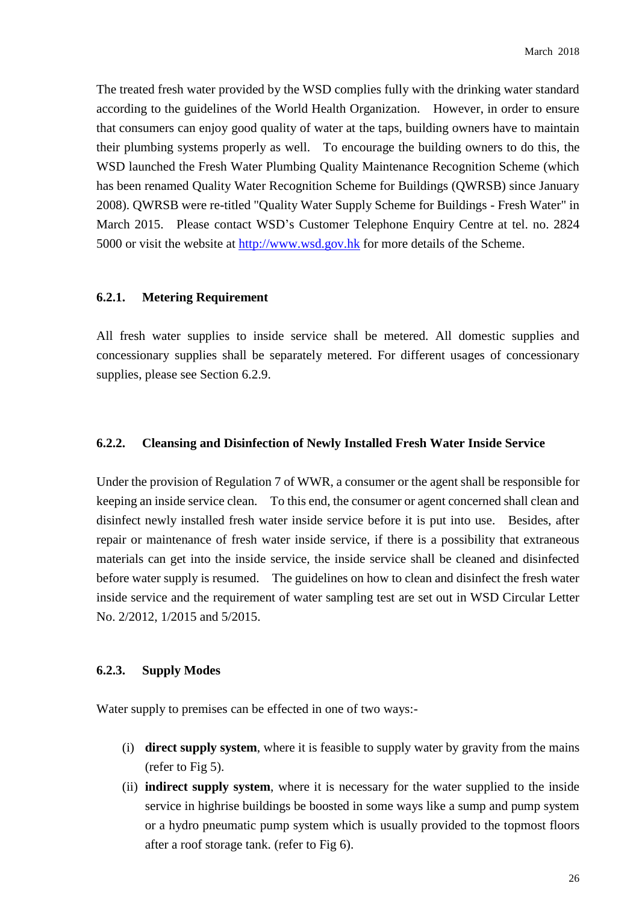The treated fresh water provided by the WSD complies fully with the drinking water standard according to the guidelines of the World Health Organization. However, in order to ensure that consumers can enjoy good quality of water at the taps, building owners have to maintain their plumbing systems properly as well. To encourage the building owners to do this, the WSD launched the Fresh Water Plumbing Quality Maintenance Recognition Scheme (which has been renamed Quality Water Recognition Scheme for Buildings (QWRSB) since January 2008). QWRSB were re-titled "Quality Water Supply Scheme for Buildings - Fresh Water" in March 2015. Please contact WSD's Customer Telephone Enquiry Centre at tel. no. 2824 5000 or visit the website at [http://www.wsd.gov.hk](http://www.wsd.gov.hk) for more details of the Scheme.

### 6.2.1. Metering Requirement

All fresh water supplies to inside service shall be metered. All domestic supplies and concessionary supplies shall be separately metered. For different usages of concessionary supplies, please see Section 6.2.9.

### 6.2.2. Cleansing and Disinfection of Newly Installed Fresh Water Inside Service

Under the provision of Regulation 7 of WWR, a consumer or the agent shall be responsible for keeping an inside service clean. To this end, the consumer or agent concerned shall clean and disinfect newly installed fresh water inside service before it is put into use. Besides, after repair or maintenance of fresh water inside service, if there is a possibility that extraneous materials can get into the inside service, the inside service shall be cleaned and disinfected before water supply is resumed. The guidelines on how to clean and disinfect the fresh water inside service and the requirement of water sampling test are set out in WSD Circular Letter No. 2/2012, 1/2015 and 5/2015.

### 6.2.3. Supply Modes

Water supply to premises can be effected in one of two ways:-

(i) **direct supply system**, where it is feasible to supply water by gravity from the mains (refer to Fig 5).

(ii) **indirect supply system**, where it is necessary for the water supplied to the inside service in highrise buildings be boosted in some ways like a sump and pump system or a hydro pneumatic pump system which is usually provided to the topmost floors after a roof storage tank. (refer to Fig 6).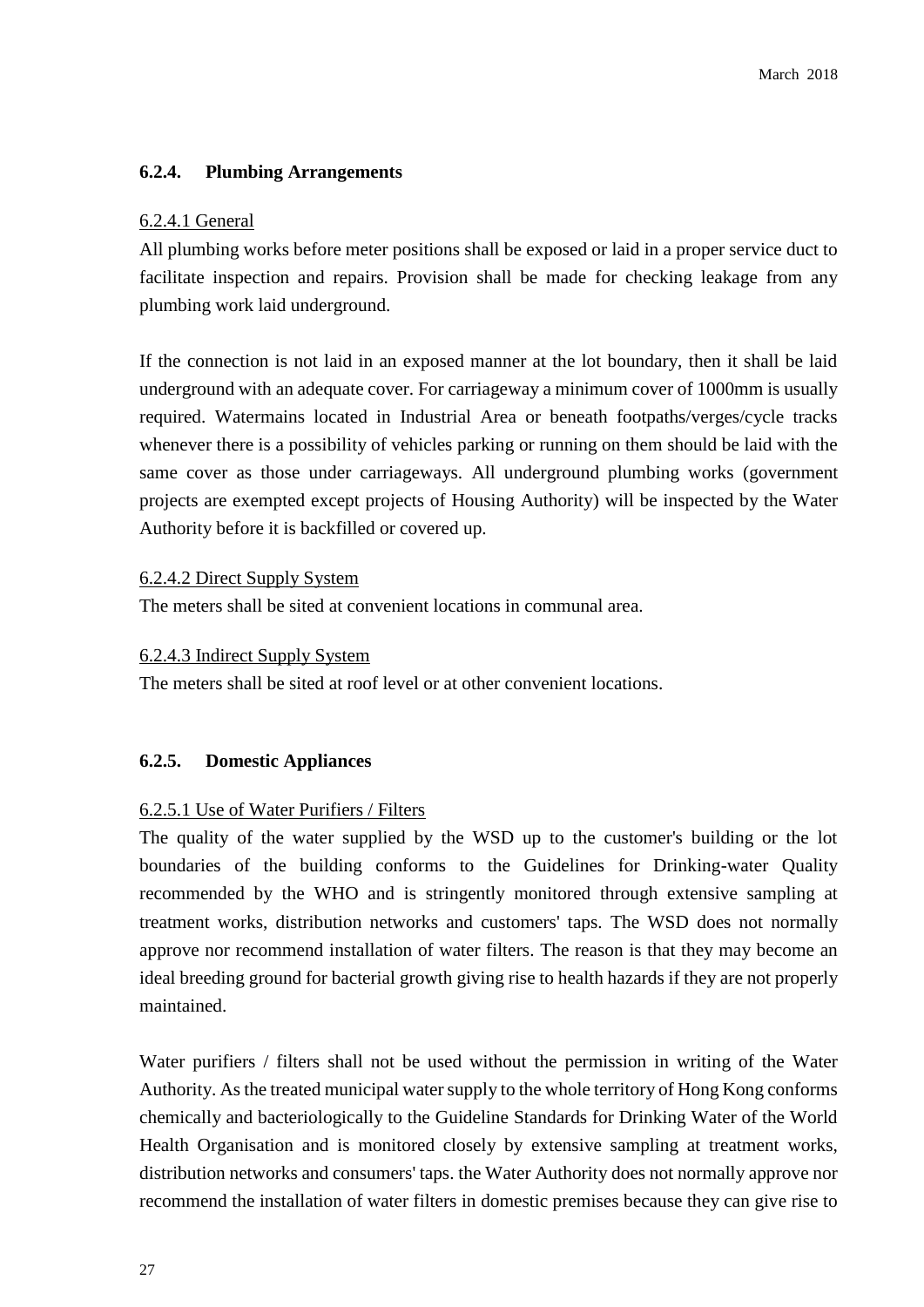### 6.2.4. Plumbing Arrangements

6.2.4.1 General

All plumbing works before meter positions shall be exposed or laid in a proper service duct to facilitate inspection and repairs. Provision shall be made for checking leakage from any plumbing work laid underground.

If the connection is not laid in an exposed manner at the lot boundary, then it shall be laid underground with an adequate cover. For carriageway a minimum cover of 1000mm is usually required. Watermains located in Industrial Area or beneath footpaths/verges/cycle tracks whenever there is a possibility of vehicles parking or running on them should be laid with the same cover as those under carriageways. All underground plumbing works (government projects are exempted except projects of Housing Authority) will be inspected by the Water Authority before it is backfilled or covered up.

6.2.4.2 Direct Supply System

The meters shall be sited at convenient locations in communal area.

6.2.4.3 Indirect Supply System

The meters shall be sited at roof level or at other convenient locations.

### 6.2.5. Domestic Appliances

6.2.5.1 Use of Water Purifiers / Filters

The quality of the water supplied by the WSD up to the customer's building or the lot boundaries of the building conforms to the Guidelines for Drinking-water Quality recommended by the WHO and is stringently monitored through extensive sampling at treatment works, distribution networks and customers' taps. The WSD does not normally approve nor recommend installation of water filters. The reason is that they may become an ideal breeding ground for bacterial growth giving rise to health hazards if they are not properly maintained.

Water purifiers / filters shall not be used without the permission in writing of the Water Authority. As the treated municipal water supply to the whole territory of Hong Kong conforms chemically and bacteriologically to the Guideline Standards for Drinking Water of the World Health Organisation and is monitored closely by extensive sampling at treatment works, distribution networks and consumers' taps. the Water Authority does not normally approve nor recommend the installation of water filters in domestic premises because they can give rise to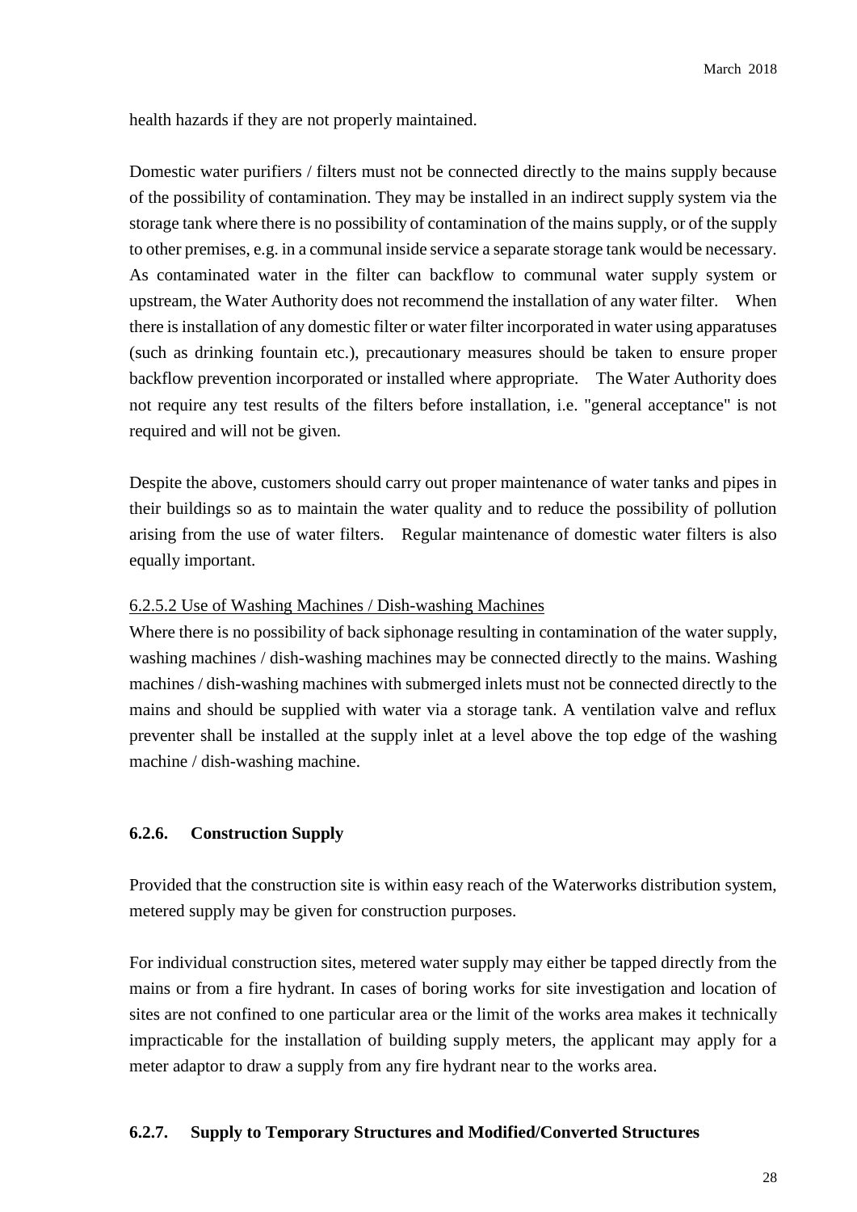health hazards if they are not properly maintained.

Domestic water purifiers / filters must not be connected directly to the mains supply because of the possibility of contamination. They may be installed in an indirect supply system via the storage tank where there is no possibility of contamination of the mains supply, or of the supply to other premises, e.g. in a communal inside service a separate storage tank would be necessary. As contaminated water in the filter can backflow to communal water supply system or upstream, the Water Authority does not recommend the installation of any water filter. When there is installation of any domestic filter or water filter incorporated in water using apparatuses (such as drinking fountain etc.), precautionary measures should be taken to ensure proper backflow prevention incorporated or installed where appropriate. The Water Authority does not require any test results of the filters before installation, i.e. "general acceptance" is not required and will not be given.

Despite the above, customers should carry out proper maintenance of water tanks and pipes in their buildings so as to maintain the water quality and to reduce the possibility of pollution arising from the use of water filters. Regular maintenance of domestic water filters is also equally important.

6.2.5.2 Use of Washing Machines / Dish-washing Machines

Where there is no possibility of back siphonage resulting in contamination of the water supply, washing machines / dish-washing machines may be connected directly to the mains. Washing machines / dish-washing machines with submerged inlets must not be connected directly to the mains and should be supplied with water via a storage tank. A ventilation valve and reflux preventer shall be installed at the supply inlet at a level above the top edge of the washing machine / dish-washing machine.

### 6.2.6. Construction Supply

Provided that the construction site is within easy reach of the Waterworks distribution system, metered supply may be given for construction purposes.

For individual construction sites, metered water supply may either be tapped directly from the mains or from a fire hydrant. In cases of boring works for site investigation and location of sites are not confined to one particular area or the limit of the works area makes it technically impracticable for the installation of building supply meters, the applicant may apply for a meter adaptor to draw a supply from any fire hydrant near to the works area.

### 6.2.7. Supply to Temporary Structures and Modified/Converted Structures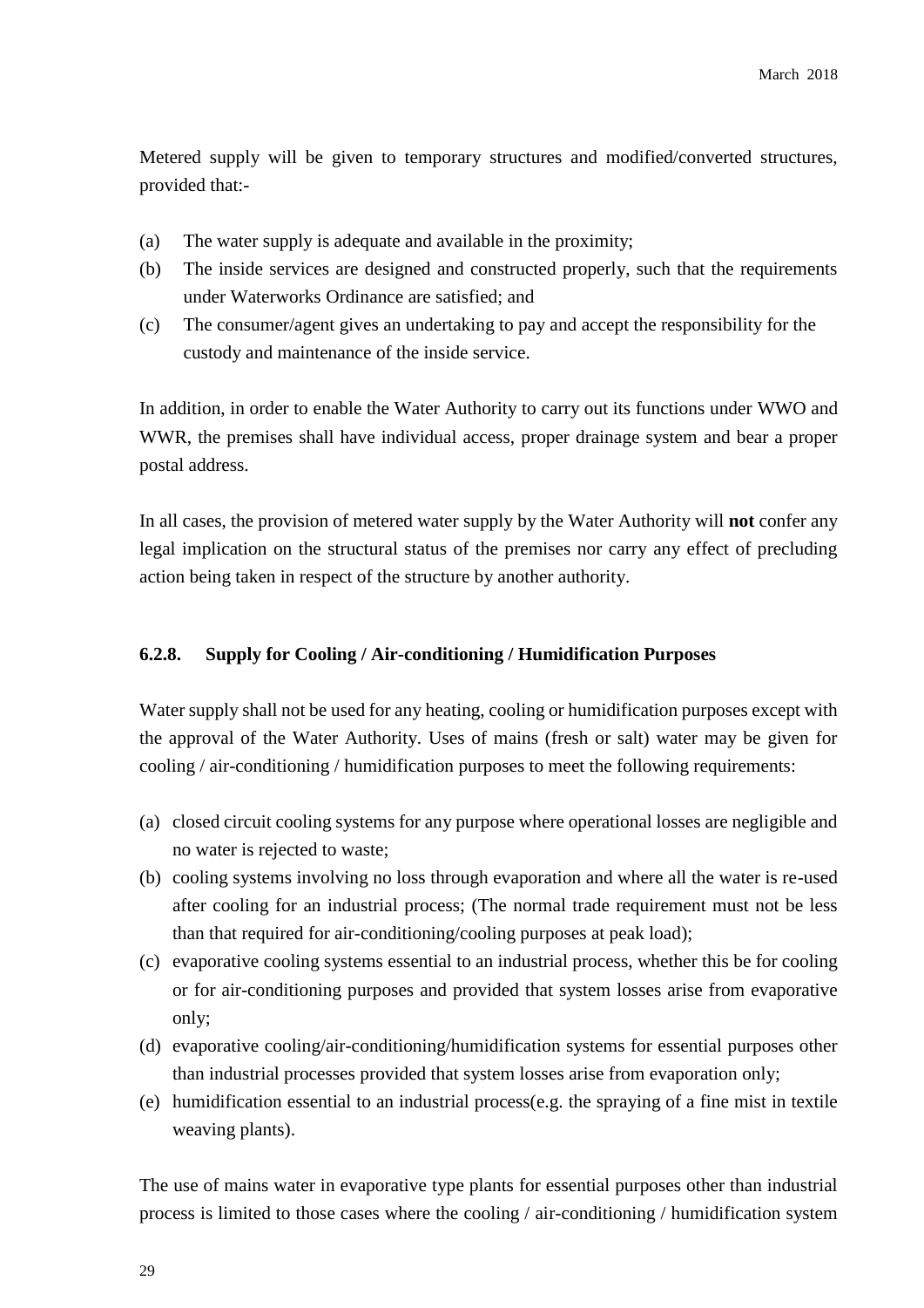Metered supply will be given to temporary structures and modified/converted structures, provided that:-

(a) The water supply is adequate and available in the proximity;
(b) The inside services are designed and constructed properly, such that the requirements under Waterworks Ordinance are satisfied; and
(c) The consumer/agent gives an undertaking to pay and accept the responsibility for the custody and maintenance of the inside service.

In addition, in order to enable the Water Authority to carry out its functions under WWO and WWR, the premises shall have individual access, proper drainage system and bear a proper postal address.

In all cases, the provision of metered water supply by the Water Authority will **not** confer any legal implication on the structural status of the premises nor carry any effect of precluding action being taken in respect of the structure by another authority.

### 6.2.8. Supply for Cooling / Air-conditioning / Humidification Purposes

Water supply shall not be used for any heating, cooling or humidification purposes except with the approval of the Water Authority. Uses of mains (fresh or salt) water may be given for cooling / air-conditioning / humidification purposes to meet the following requirements:

(a) closed circuit cooling systems for any purpose where operational losses are negligible and no water is rejected to waste;
(b) cooling systems involving no loss through evaporation and where all the water is re-used after cooling for an industrial process; (The normal trade requirement must not be less than that required for air-conditioning/cooling purposes at peak load);
(c) evaporative cooling systems essential to an industrial process, whether this be for cooling or for air-conditioning purposes and provided that system losses arise from evaporative only;
(d) evaporative cooling/air-conditioning/humidification systems for essential purposes other than industrial processes provided that system losses arise from evaporation only;
(e) humidification essential to an industrial process(e.g. the spraying of a fine mist in textile weaving plants).

The use of mains water in evaporative type plants for essential purposes other than industrial process is limited to those cases where the cooling / air-conditioning / humidification system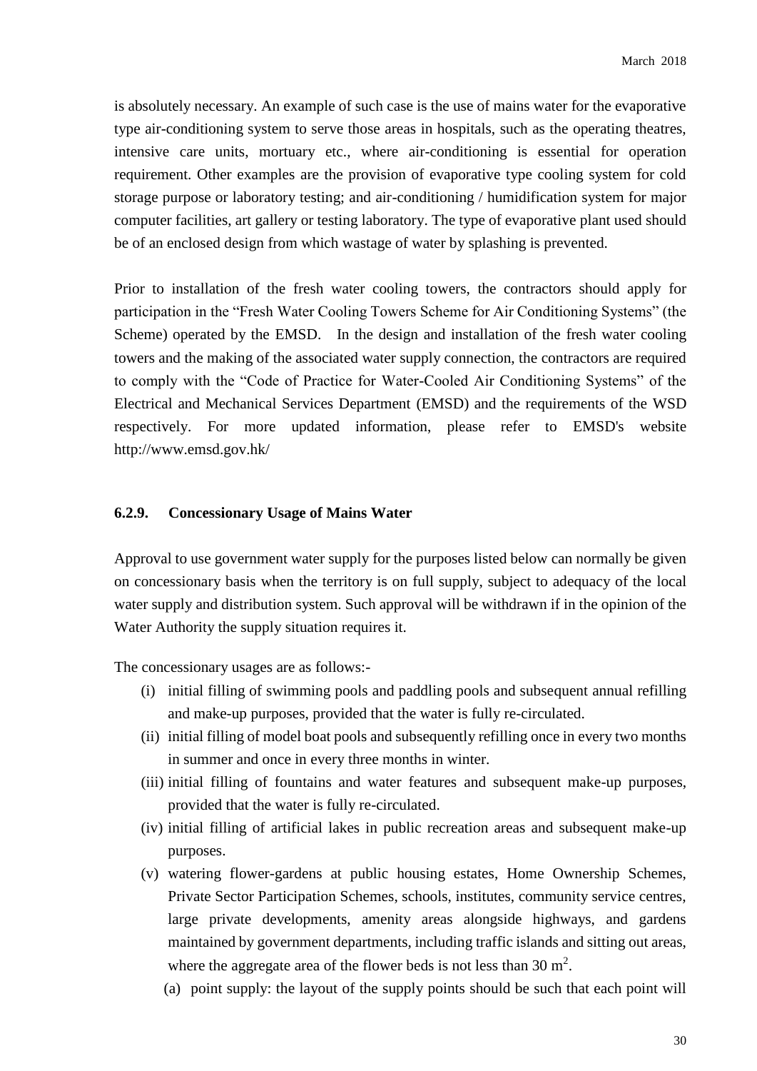is absolutely necessary. An example of such case is the use of mains water for the evaporative type air-conditioning system to serve those areas in hospitals, such as the operating theatres, intensive care units, mortuary etc., where air-conditioning is essential for operation requirement. Other examples are the provision of evaporative type cooling system for cold storage purpose or laboratory testing; and air-conditioning / humidification system for major computer facilities, art gallery or testing laboratory. The type of evaporative plant used should be of an enclosed design from which wastage of water by splashing is prevented.

Prior to installation of the fresh water cooling towers, the contractors should apply for participation in the "Fresh Water Cooling Towers Scheme for Air Conditioning Systems" (the Scheme) operated by the EMSD. In the design and installation of the fresh water cooling towers and the making of the associated water supply connection, the contractors are required to comply with the "Code of Practice for Water-Cooled Air Conditioning Systems" of the Electrical and Mechanical Services Department (EMSD) and the requirements of the WSD respectively. For more updated information, please refer to EMSD's website http://www.emsd.gov.hk/

### 6.2.9. Concessionary Usage of Mains Water

Approval to use government water supply for the purposes listed below can normally be given on concessionary basis when the territory is on full supply, subject to adequacy of the local water supply and distribution system. Such approval will be withdrawn if in the opinion of the Water Authority the supply situation requires it.

The concessionary usages are as follows:-

(i) initial filling of swimming pools and paddling pools and subsequent annual refilling and make-up purposes, provided that the water is fully re-circulated.

(ii) initial filling of model boat pools and subsequently refilling once in every two months in summer and once in every three months in winter.

(iii) initial filling of fountains and water features and subsequent make-up purposes, provided that the water is fully re-circulated.

(iv) initial filling of artificial lakes in public recreation areas and subsequent make-up purposes.

(v) watering flower-gardens at public housing estates, Home Ownership Schemes, Private Sector Participation Schemes, schools, institutes, community service centres, large private developments, amenity areas alongside highways, and gardens maintained by government departments, including traffic islands and sitting out areas, where the aggregate area of the flower beds is not less than 30 $m^2$.

  (a) point supply: the layout of the supply points should be such that each point will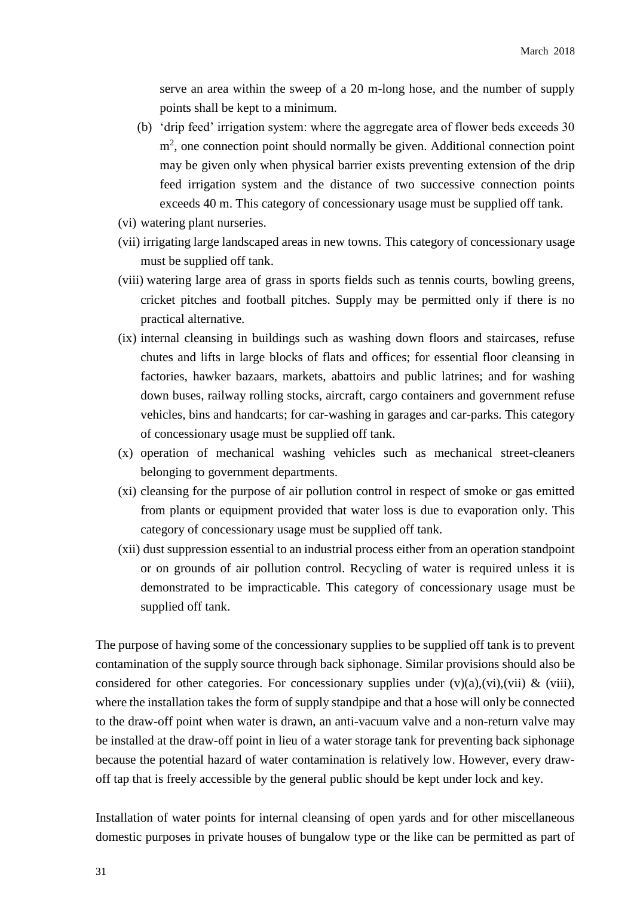serve an area within the sweep of a 20 m-long hose, and the number of supply points shall be kept to a minimum.

(b) 'drip feed' irrigation system: where the aggregate area of flower beds exceeds 30 $m^2$, one connection point should normally be given. Additional connection point may be given only when physical barrier exists preventing extension of the drip feed irrigation system and the distance of two successive connection points exceeds 40 m. This category of concessionary usage must be supplied off tank.

(vi) watering plant nurseries.

(vii) irrigating large landscaped areas in new towns. This category of concessionary usage must be supplied off tank.

(viii) watering large area of grass in sports fields such as tennis courts, bowling greens, cricket pitches and football pitches. Supply may be permitted only if there is no practical alternative.

(ix) internal cleansing in buildings such as washing down floors and staircases, refuse chutes and lifts in large blocks of flats and offices; for essential floor cleansing in factories, hawker bazaars, markets, abattoirs and public latrines; and for washing down buses, railway rolling stocks, aircraft, cargo containers and government refuse vehicles, bins and handcarts; for car-washing in garages and car-parks. This category of concessionary usage must be supplied off tank.

(x) operation of mechanical washing vehicles such as mechanical street-cleaners belonging to government departments.

(xi) cleansing for the purpose of air pollution control in respect of smoke or gas emitted from plants or equipment provided that water loss is due to evaporation only. This category of concessionary usage must be supplied off tank.

(xii) dust suppression essential to an industrial process either from an operation standpoint or on grounds of air pollution control. Recycling of water is required unless it is demonstrated to be impracticable. This category of concessionary usage must be supplied off tank.

The purpose of having some of the concessionary supplies to be supplied off tank is to prevent contamination of the supply source through back siphonage. Similar provisions should also be considered for other categories. For concessionary supplies under (v)(a),(vi),(vii) & (viii), where the installation takes the form of supply standpipe and that a hose will only be connected to the draw-off point when water is drawn, an anti-vacuum valve and a non-return valve may be installed at the draw-off point in lieu of a water storage tank for preventing back siphonage because the potential hazard of water contamination is relatively low. However, every draw-off tap that is freely accessible by the general public should be kept under lock and key.

Installation of water points for internal cleansing of open yards and for other miscellaneous domestic purposes in private houses of bungalow type or the like can be permitted as part of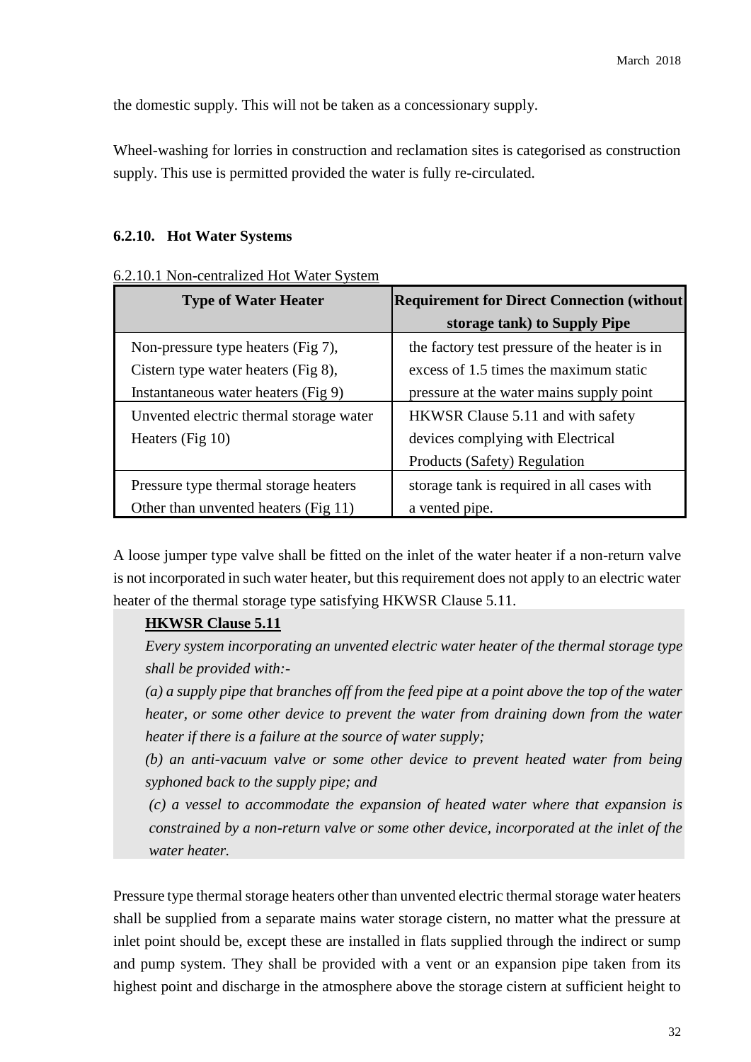the domestic supply. This will not be taken as a concessionary supply.

Wheel-washing for lorries in construction and reclamation sites is categorised as construction supply. This use is permitted provided the water is fully re-circulated.

### 6.2.10. Hot Water Systems

6.2.10.1 Non-centralized Hot Water System

| Type of Water Heater | Requirement for Direct Connection (without storage tank) to Supply Pipe |
|---|---|
| Non-pressure type heaters (Fig 7), Cistern type water heaters (Fig 8), Instantaneous water heaters (Fig 9) | the factory test pressure of the heater is in excess of 1.5 times the maximum static pressure at the water mains supply point |
| Unvented electric thermal storage water Heaters (Fig 10) | HKWSR Clause 5.11 and with safety devices complying with Electrical Products (Safety) Regulation |
| Pressure type thermal storage heaters Other than unvented heaters (Fig 11) | storage tank is required in all cases with a vented pipe. |

A loose jumper type valve shall be fitted on the inlet of the water heater if a non-return valve is not incorporated in such water heater, but this requirement does not apply to an electric water heater of the thermal storage type satisfying HKWSR Clause 5.11.

**HKWSR Clause 5.11**

*Every system incorporating an unvented electric water heater of the thermal storage type shall be provided with:-*

*(a) a supply pipe that branches off from the feed pipe at a point above the top of the water heater, or some other device to prevent the water from draining down from the water heater if there is a failure at the source of water supply;*

*(b) an anti-vacuum valve or some other device to prevent heated water from being syphoned back to the supply pipe; and*

*(c) a vessel to accommodate the expansion of heated water where that expansion is constrained by a non-return valve or some other device, incorporated at the inlet of the water heater.*

Pressure type thermal storage heaters other than unvented electric thermal storage water heaters shall be supplied from a separate mains water storage cistern, no matter what the pressure at inlet point should be, except these are installed in flats supplied through the indirect or sump and pump system. They shall be provided with a vent or an expansion pipe taken from its highest point and discharge in the atmosphere above the storage cistern at sufficient height to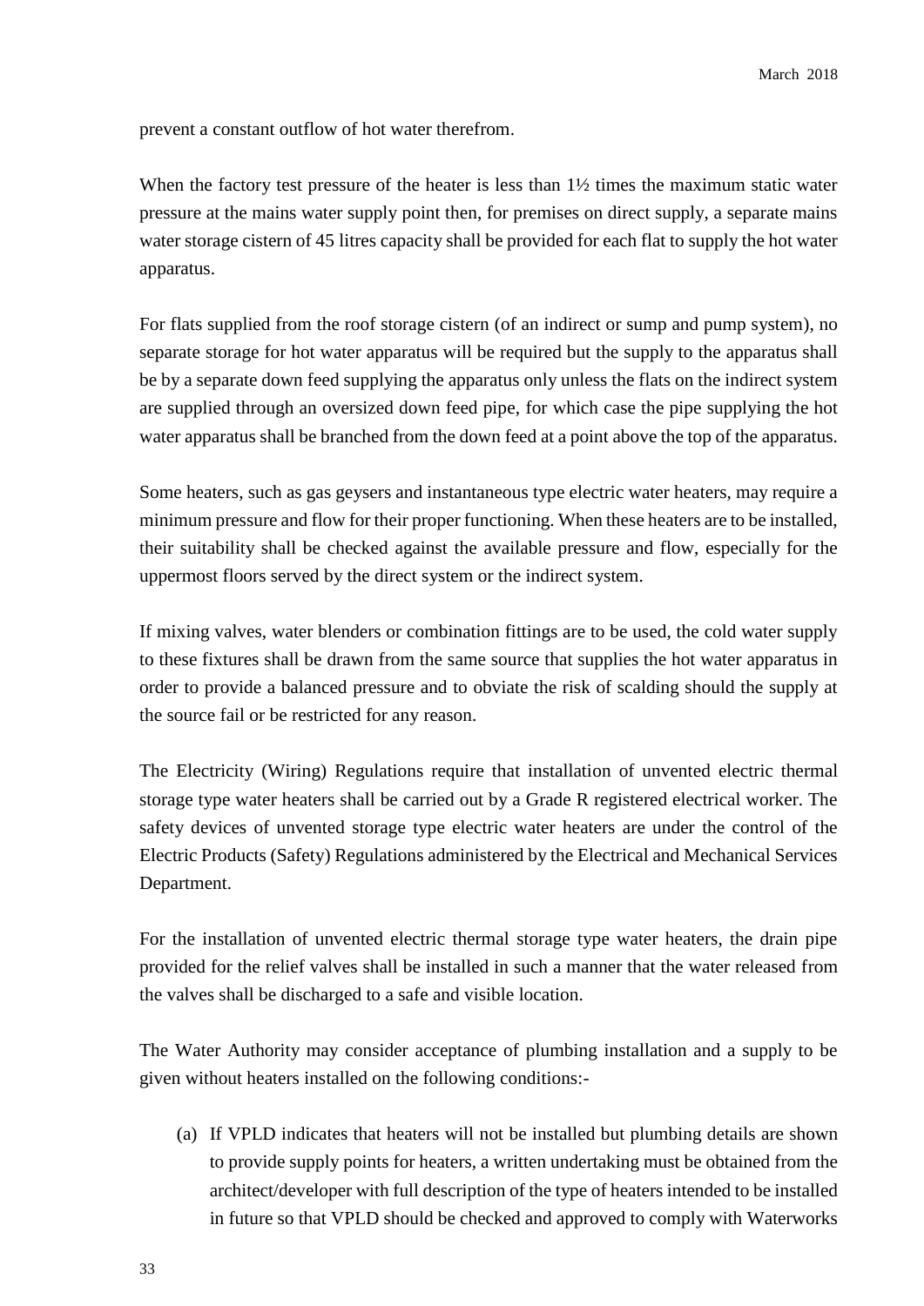prevent a constant outflow of hot water therefrom.

When the factory test pressure of the heater is less than 1½ times the maximum static water pressure at the mains water supply point then, for premises on direct supply, a separate mains water storage cistern of 45 litres capacity shall be provided for each flat to supply the hot water apparatus.

For flats supplied from the roof storage cistern (of an indirect or sump and pump system), no separate storage for hot water apparatus will be required but the supply to the apparatus shall be by a separate down feed supplying the apparatus only unless the flats on the indirect system are supplied through an oversized down feed pipe, for which case the pipe supplying the hot water apparatus shall be branched from the down feed at a point above the top of the apparatus.

Some heaters, such as gas geysers and instantaneous type electric water heaters, may require a minimum pressure and flow for their proper functioning. When these heaters are to be installed, their suitability shall be checked against the available pressure and flow, especially for the uppermost floors served by the direct system or the indirect system.

If mixing valves, water blenders or combination fittings are to be used, the cold water supply to these fixtures shall be drawn from the same source that supplies the hot water apparatus in order to provide a balanced pressure and to obviate the risk of scalding should the supply at the source fail or be restricted for any reason.

The Electricity (Wiring) Regulations require that installation of unvented electric thermal storage type water heaters shall be carried out by a Grade R registered electrical worker. The safety devices of unvented storage type electric water heaters are under the control of the Electric Products (Safety) Regulations administered by the Electrical and Mechanical Services Department.

For the installation of unvented electric thermal storage type water heaters, the drain pipe provided for the relief valves shall be installed in such a manner that the water released from the valves shall be discharged to a safe and visible location.

The Water Authority may consider acceptance of plumbing installation and a supply to be given without heaters installed on the following conditions:-

(a) If VPLD indicates that heaters will not be installed but plumbing details are shown to provide supply points for heaters, a written undertaking must be obtained from the architect/developer with full description of the type of heaters intended to be installed in future so that VPLD should be checked and approved to comply with Waterworks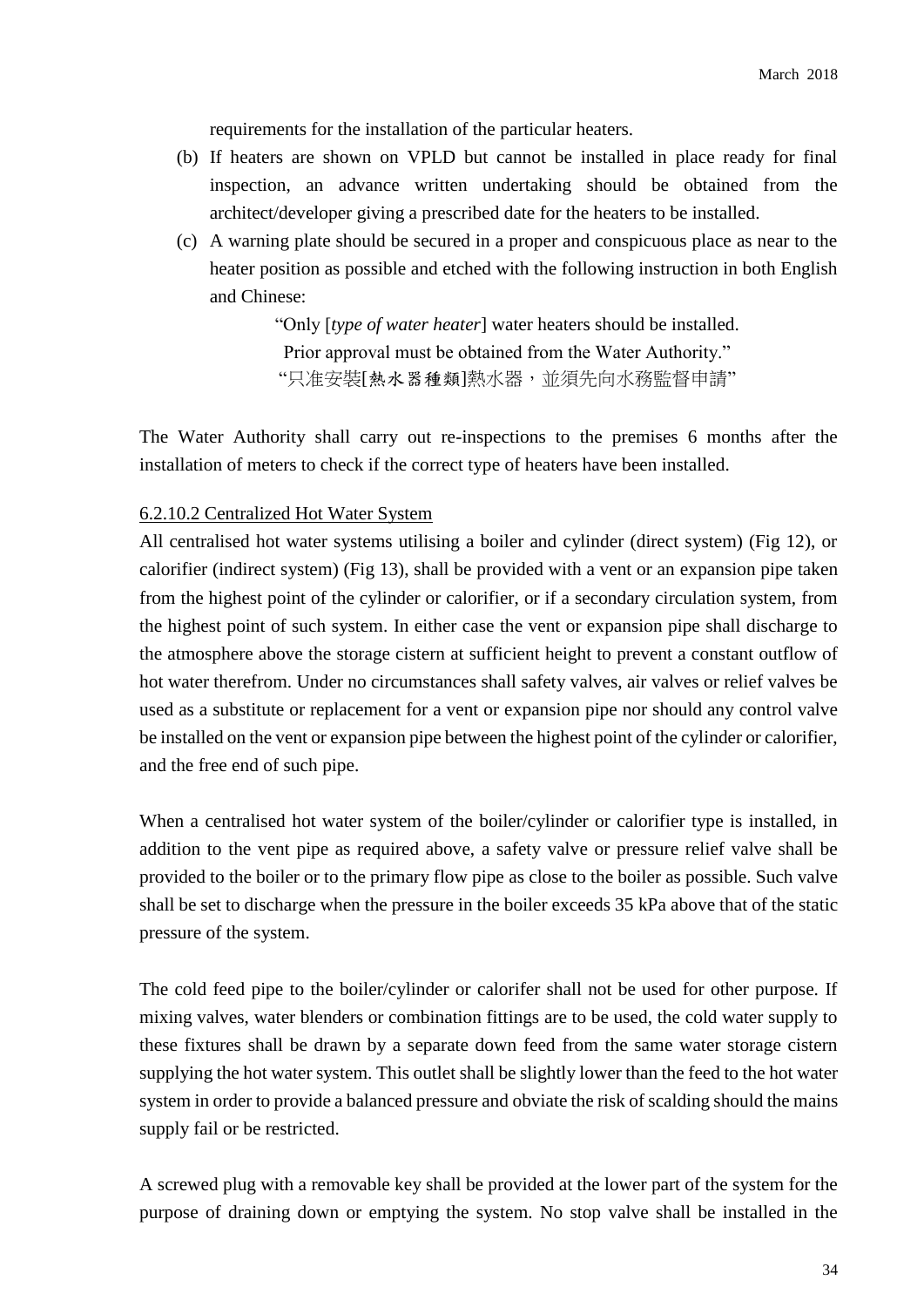requirements for the installation of the particular heaters.

(b) If heaters are shown on VPLD but cannot be installed in place ready for final inspection, an advance written undertaking should be obtained from the architect/developer giving a prescribed date for the heaters to be installed.

(c) A warning plate should be secured in a proper and conspicuous place as near to the heater position as possible and etched with the following instruction in both English and Chinese:

> "Only [*type of water heater*] water heaters should be installed.
> Prior approval must be obtained from the Water Authority."
> "只准安裝[熱水器種類]熱水器，並須先向水務監督申請"

The Water Authority shall carry out re-inspections to the premises 6 months after the installation of meters to check if the correct type of heaters have been installed.

6.2.10.2 Centralized Hot Water System

All centralised hot water systems utilising a boiler and cylinder (direct system) (Fig 12), or calorifier (indirect system) (Fig 13), shall be provided with a vent or an expansion pipe taken from the highest point of the cylinder or calorifier, or if a secondary circulation system, from the highest point of such system. In either case the vent or expansion pipe shall discharge to the atmosphere above the storage cistern at sufficient height to prevent a constant outflow of hot water therefrom. Under no circumstances shall safety valves, air valves or relief valves be used as a substitute or replacement for a vent or expansion pipe nor should any control valve be installed on the vent or expansion pipe between the highest point of the cylinder or calorifier, and the free end of such pipe.

When a centralised hot water system of the boiler/cylinder or calorifier type is installed, in addition to the vent pipe as required above, a safety valve or pressure relief valve shall be provided to the boiler or to the primary flow pipe as close to the boiler as possible. Such valve shall be set to discharge when the pressure in the boiler exceeds 35 kPa above that of the static pressure of the system.

The cold feed pipe to the boiler/cylinder or calorifer shall not be used for other purpose. If mixing valves, water blenders or combination fittings are to be used, the cold water supply to these fixtures shall be drawn by a separate down feed from the same water storage cistern supplying the hot water system. This outlet shall be slightly lower than the feed to the hot water system in order to provide a balanced pressure and obviate the risk of scalding should the mains supply fail or be restricted.

A screwed plug with a removable key shall be provided at the lower part of the system for the purpose of draining down or emptying the system. No stop valve shall be installed in the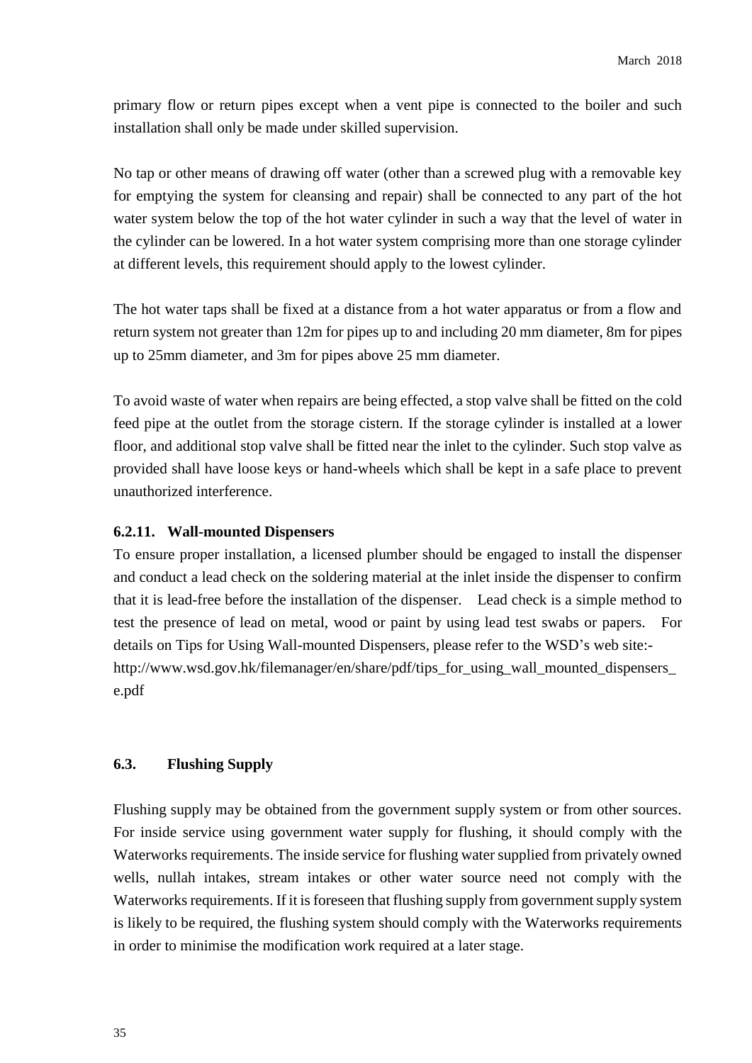primary flow or return pipes except when a vent pipe is connected to the boiler and such installation shall only be made under skilled supervision.

No tap or other means of drawing off water (other than a screwed plug with a removable key for emptying the system for cleansing and repair) shall be connected to any part of the hot water system below the top of the hot water cylinder in such a way that the level of water in the cylinder can be lowered. In a hot water system comprising more than one storage cylinder at different levels, this requirement should apply to the lowest cylinder.

The hot water taps shall be fixed at a distance from a hot water apparatus or from a flow and return system not greater than 12m for pipes up to and including 20 mm diameter, 8m for pipes up to 25mm diameter, and 3m for pipes above 25 mm diameter.

To avoid waste of water when repairs are being effected, a stop valve shall be fitted on the cold feed pipe at the outlet from the storage cistern. If the storage cylinder is installed at a lower floor, and additional stop valve shall be fitted near the inlet to the cylinder. Such stop valve as provided shall have loose keys or hand-wheels which shall be kept in a safe place to prevent unauthorized interference.

#### 6.2.11. Wall-mounted Dispensers

To ensure proper installation, a licensed plumber should be engaged to install the dispenser and conduct a lead check on the soldering material at the inlet inside the dispenser to confirm that it is lead-free before the installation of the dispenser. Lead check is a simple method to test the presence of lead on metal, wood or paint by using lead test swabs or papers. For details on Tips for Using Wall-mounted Dispensers, please refer to the WSD's web site:- http://www.wsd.gov.hk/filemanager/en/share/pdf/tips_for_using_wall_mounted_dispensers_e.pdf

### 6.3. Flushing Supply

Flushing supply may be obtained from the government supply system or from other sources. For inside service using government water supply for flushing, it should comply with the Waterworks requirements. The inside service for flushing water supplied from privately owned wells, nullah intakes, stream intakes or other water source need not comply with the Waterworks requirements. If it is foreseen that flushing supply from government supply system is likely to be required, the flushing system should comply with the Waterworks requirements in order to minimise the modification work required at a later stage.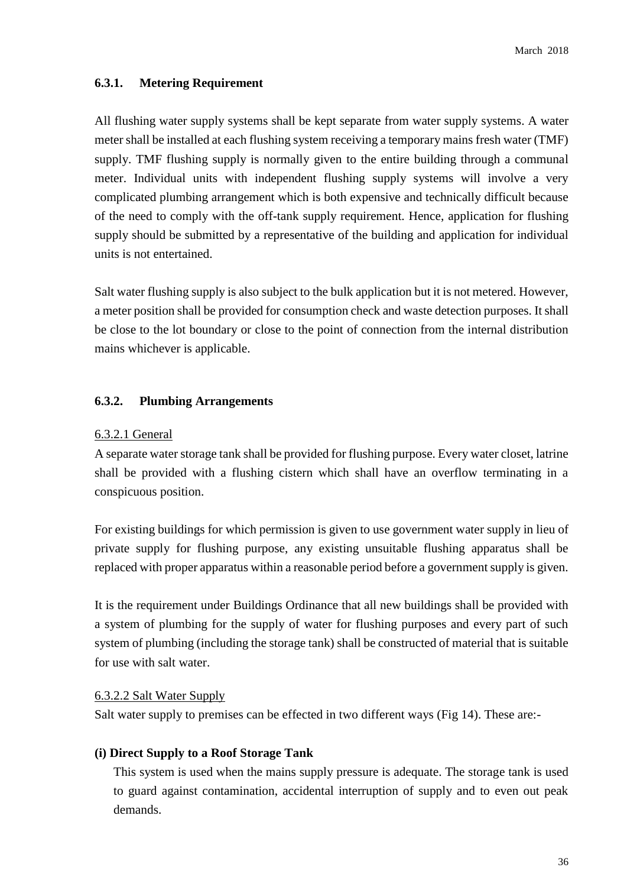### 6.3.1. Metering Requirement

All flushing water supply systems shall be kept separate from water supply systems. A water meter shall be installed at each flushing system receiving a temporary mains fresh water (TMF) supply. TMF flushing supply is normally given to the entire building through a communal meter. Individual units with independent flushing supply systems will involve a very complicated plumbing arrangement which is both expensive and technically difficult because of the need to comply with the off-tank supply requirement. Hence, application for flushing supply should be submitted by a representative of the building and application for individual units is not entertained.

Salt water flushing supply is also subject to the bulk application but it is not metered. However, a meter position shall be provided for consumption check and waste detection purposes. It shall be close to the lot boundary or close to the point of connection from the internal distribution mains whichever is applicable.

### 6.3.2. Plumbing Arrangements

6.3.2.1 General

A separate water storage tank shall be provided for flushing purpose. Every water closet, latrine shall be provided with a flushing cistern which shall have an overflow terminating in a conspicuous position.

For existing buildings for which permission is given to use government water supply in lieu of private supply for flushing purpose, any existing unsuitable flushing apparatus shall be replaced with proper apparatus within a reasonable period before a government supply is given.

It is the requirement under Buildings Ordinance that all new buildings shall be provided with a system of plumbing for the supply of water for flushing purposes and every part of such system of plumbing (including the storage tank) shall be constructed of material that is suitable for use with salt water.

6.3.2.2 Salt Water Supply

Salt water supply to premises can be effected in two different ways (Fig 14). These are:-

**(i) Direct Supply to a Roof Storage Tank**

This system is used when the mains supply pressure is adequate. The storage tank is used to guard against contamination, accidental interruption of supply and to even out peak demands.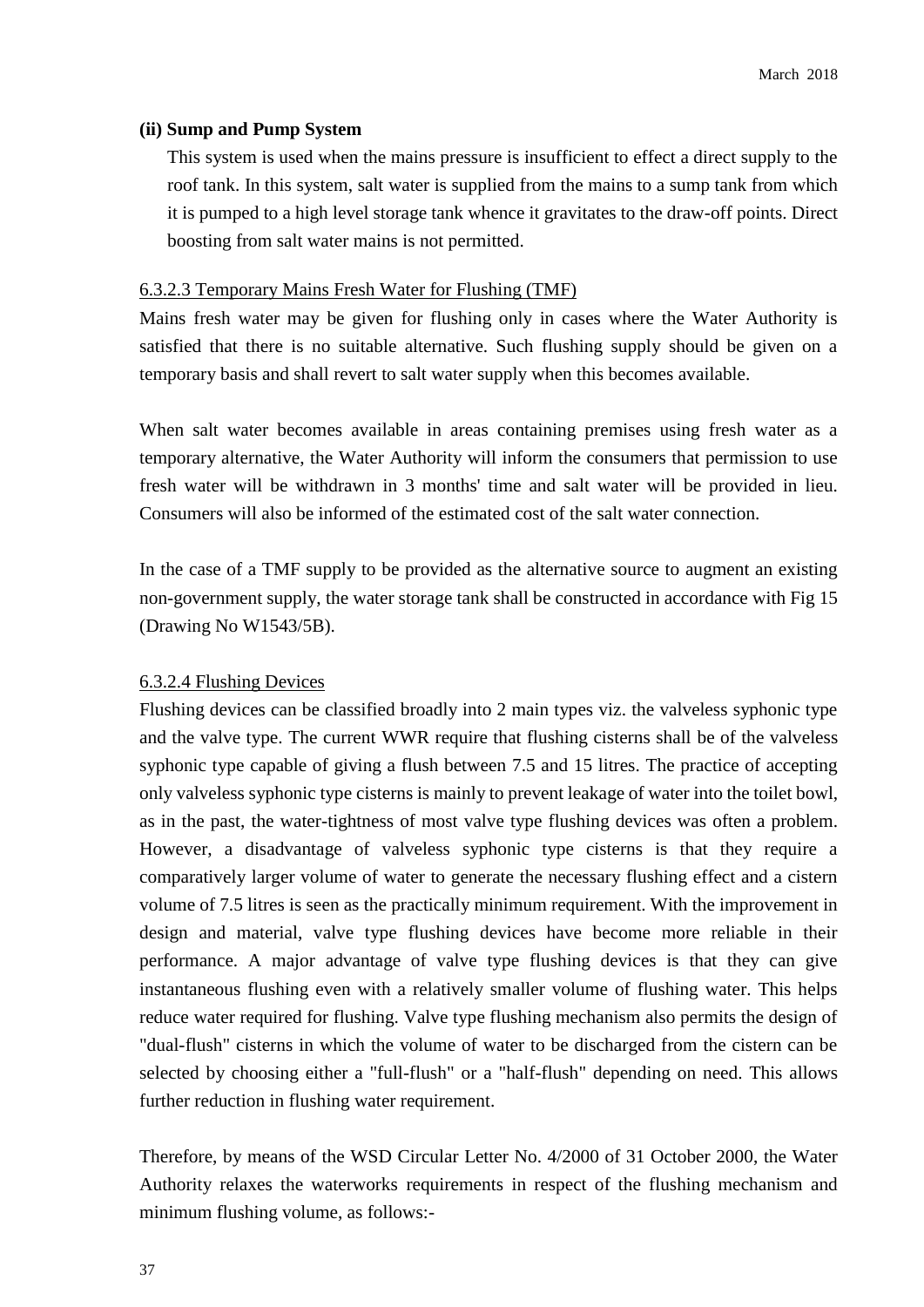**(ii) Sump and Pump System**

This system is used when the mains pressure is insufficient to effect a direct supply to the roof tank. In this system, salt water is supplied from the mains to a sump tank from which it is pumped to a high level storage tank whence it gravitates to the draw-off points. Direct boosting from salt water mains is not permitted.

6.3.2.3 Temporary Mains Fresh Water for Flushing (TMF)

Mains fresh water may be given for flushing only in cases where the Water Authority is satisfied that there is no suitable alternative. Such flushing supply should be given on a temporary basis and shall revert to salt water supply when this becomes available.

When salt water becomes available in areas containing premises using fresh water as a temporary alternative, the Water Authority will inform the consumers that permission to use fresh water will be withdrawn in 3 months' time and salt water will be provided in lieu. Consumers will also be informed of the estimated cost of the salt water connection.

In the case of a TMF supply to be provided as the alternative source to augment an existing non-government supply, the water storage tank shall be constructed in accordance with Fig 15 (Drawing No W1543/5B).

6.3.2.4 Flushing Devices

Flushing devices can be classified broadly into 2 main types viz. the valveless syphonic type and the valve type. The current WWR require that flushing cisterns shall be of the valveless syphonic type capable of giving a flush between 7.5 and 15 litres. The practice of accepting only valveless syphonic type cisterns is mainly to prevent leakage of water into the toilet bowl, as in the past, the water-tightness of most valve type flushing devices was often a problem. However, a disadvantage of valveless syphonic type cisterns is that they require a comparatively larger volume of water to generate the necessary flushing effect and a cistern volume of 7.5 litres is seen as the practically minimum requirement. With the improvement in design and material, valve type flushing devices have become more reliable in their performance. A major advantage of valve type flushing devices is that they can give instantaneous flushing even with a relatively smaller volume of flushing water. This helps reduce water required for flushing. Valve type flushing mechanism also permits the design of "dual-flush" cisterns in which the volume of water to be discharged from the cistern can be selected by choosing either a "full-flush" or a "half-flush" depending on need. This allows further reduction in flushing water requirement.

Therefore, by means of the WSD Circular Letter No. 4/2000 of 31 October 2000, the Water Authority relaxes the waterworks requirements in respect of the flushing mechanism and minimum flushing volume, as follows:-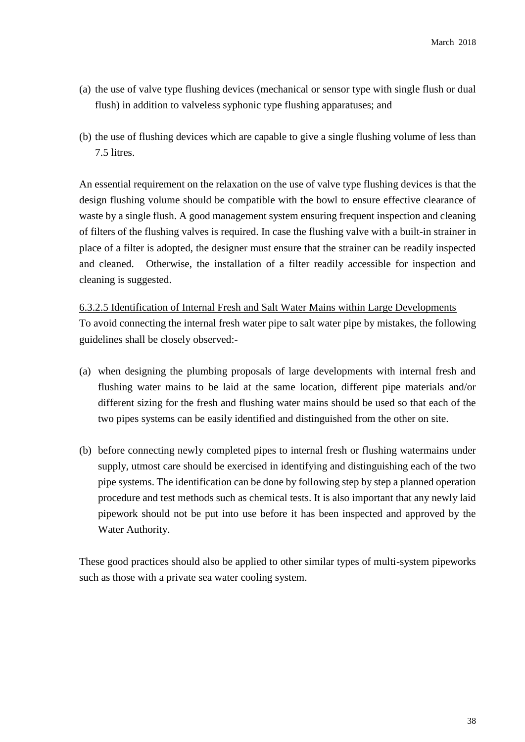(a) the use of valve type flushing devices (mechanical or sensor type with single flush or dual flush) in addition to valveless syphonic type flushing apparatuses; and

(b) the use of flushing devices which are capable to give a single flushing volume of less than 7.5 litres.

An essential requirement on the relaxation on the use of valve type flushing devices is that the design flushing volume should be compatible with the bowl to ensure effective clearance of waste by a single flush. A good management system ensuring frequent inspection and cleaning of filters of the flushing valves is required. In case the flushing valve with a built-in strainer in place of a filter is adopted, the designer must ensure that the strainer can be readily inspected and cleaned. Otherwise, the installation of a filter readily accessible for inspection and cleaning is suggested.

6.3.2.5 Identification of Internal Fresh and Salt Water Mains within Large Developments

To avoid connecting the internal fresh water pipe to salt water pipe by mistakes, the following guidelines shall be closely observed:-

(a) when designing the plumbing proposals of large developments with internal fresh and flushing water mains to be laid at the same location, different pipe materials and/or different sizing for the fresh and flushing water mains should be used so that each of the two pipes systems can be easily identified and distinguished from the other on site.

(b) before connecting newly completed pipes to internal fresh or flushing watermains under supply, utmost care should be exercised in identifying and distinguishing each of the two pipe systems. The identification can be done by following step by step a planned operation procedure and test methods such as chemical tests. It is also important that any newly laid pipework should not be put into use before it has been inspected and approved by the Water Authority.

These good practices should also be applied to other similar types of multi-system pipeworks such as those with a private sea water cooling system.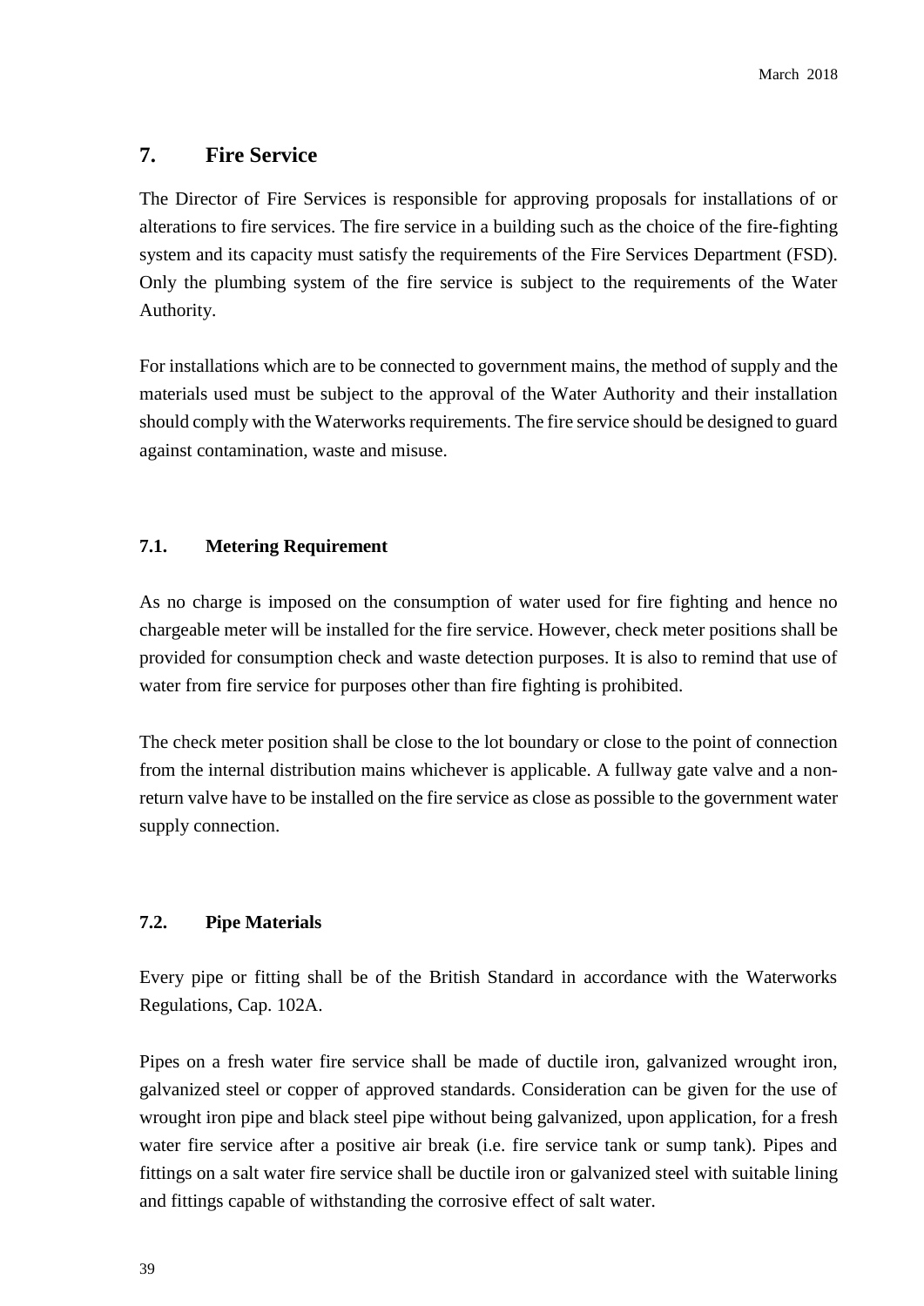## 7. Fire Service

The Director of Fire Services is responsible for approving proposals for installations of or alterations to fire services. The fire service in a building such as the choice of the fire-fighting system and its capacity must satisfy the requirements of the Fire Services Department (FSD). Only the plumbing system of the fire service is subject to the requirements of the Water Authority.

For installations which are to be connected to government mains, the method of supply and the materials used must be subject to the approval of the Water Authority and their installation should comply with the Waterworks requirements. The fire service should be designed to guard against contamination, waste and misuse.

### 7.1. Metering Requirement

As no charge is imposed on the consumption of water used for fire fighting and hence no chargeable meter will be installed for the fire service. However, check meter positions shall be provided for consumption check and waste detection purposes. It is also to remind that use of water from fire service for purposes other than fire fighting is prohibited.

The check meter position shall be close to the lot boundary or close to the point of connection from the internal distribution mains whichever is applicable. A fullway gate valve and a non-return valve have to be installed on the fire service as close as possible to the government water supply connection.

### 7.2. Pipe Materials

Every pipe or fitting shall be of the British Standard in accordance with the Waterworks Regulations, Cap. 102A.

Pipes on a fresh water fire service shall be made of ductile iron, galvanized wrought iron, galvanized steel or copper of approved standards. Consideration can be given for the use of wrought iron pipe and black steel pipe without being galvanized, upon application, for a fresh water fire service after a positive air break (i.e. fire service tank or sump tank). Pipes and fittings on a salt water fire service shall be ductile iron or galvanized steel with suitable lining and fittings capable of withstanding the corrosive effect of salt water.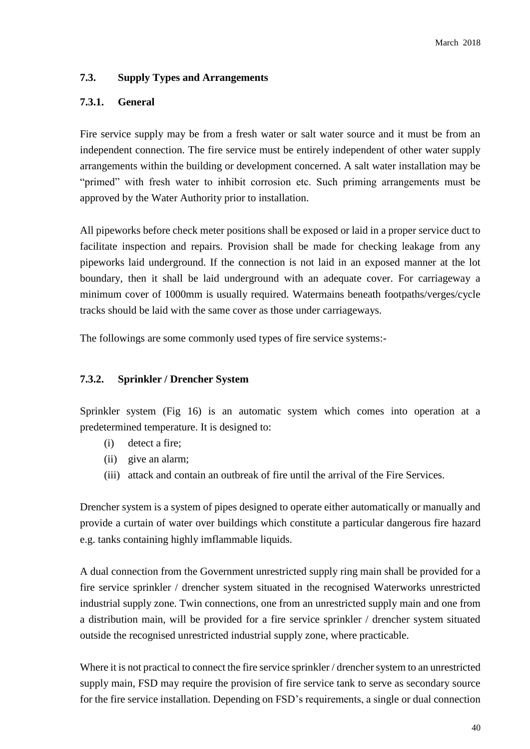## 7.3. Supply Types and Arrangements

### 7.3.1. General

Fire service supply may be from a fresh water or salt water source and it must be from an independent connection. The fire service must be entirely independent of other water supply arrangements within the building or development concerned. A salt water installation may be "primed" with fresh water to inhibit corrosion etc. Such priming arrangements must be approved by the Water Authority prior to installation.

All pipeworks before check meter positions shall be exposed or laid in a proper service duct to facilitate inspection and repairs. Provision shall be made for checking leakage from any pipeworks laid underground. If the connection is not laid in an exposed manner at the lot boundary, then it shall be laid underground with an adequate cover. For carriageway a minimum cover of 1000mm is usually required. Watermains beneath footpaths/verges/cycle tracks should be laid with the same cover as those under carriageways.

The followings are some commonly used types of fire service systems:-

### 7.3.2. Sprinkler / Drencher System

Sprinkler system (Fig 16) is an automatic system which comes into operation at a predetermined temperature. It is designed to:

(i) detect a fire;
(ii) give an alarm;
(iii) attack and contain an outbreak of fire until the arrival of the Fire Services.

Drencher system is a system of pipes designed to operate either automatically or manually and provide a curtain of water over buildings which constitute a particular dangerous fire hazard e.g. tanks containing highly imflammable liquids.

A dual connection from the Government unrestricted supply ring main shall be provided for a fire service sprinkler / drencher system situated in the recognised Waterworks unrestricted industrial supply zone. Twin connections, one from an unrestricted supply main and one from a distribution main, will be provided for a fire service sprinkler / drencher system situated outside the recognised unrestricted industrial supply zone, where practicable.

Where it is not practical to connect the fire service sprinkler / drencher system to an unrestricted supply main, FSD may require the provision of fire service tank to serve as secondary source for the fire service installation. Depending on FSD's requirements, a single or dual connection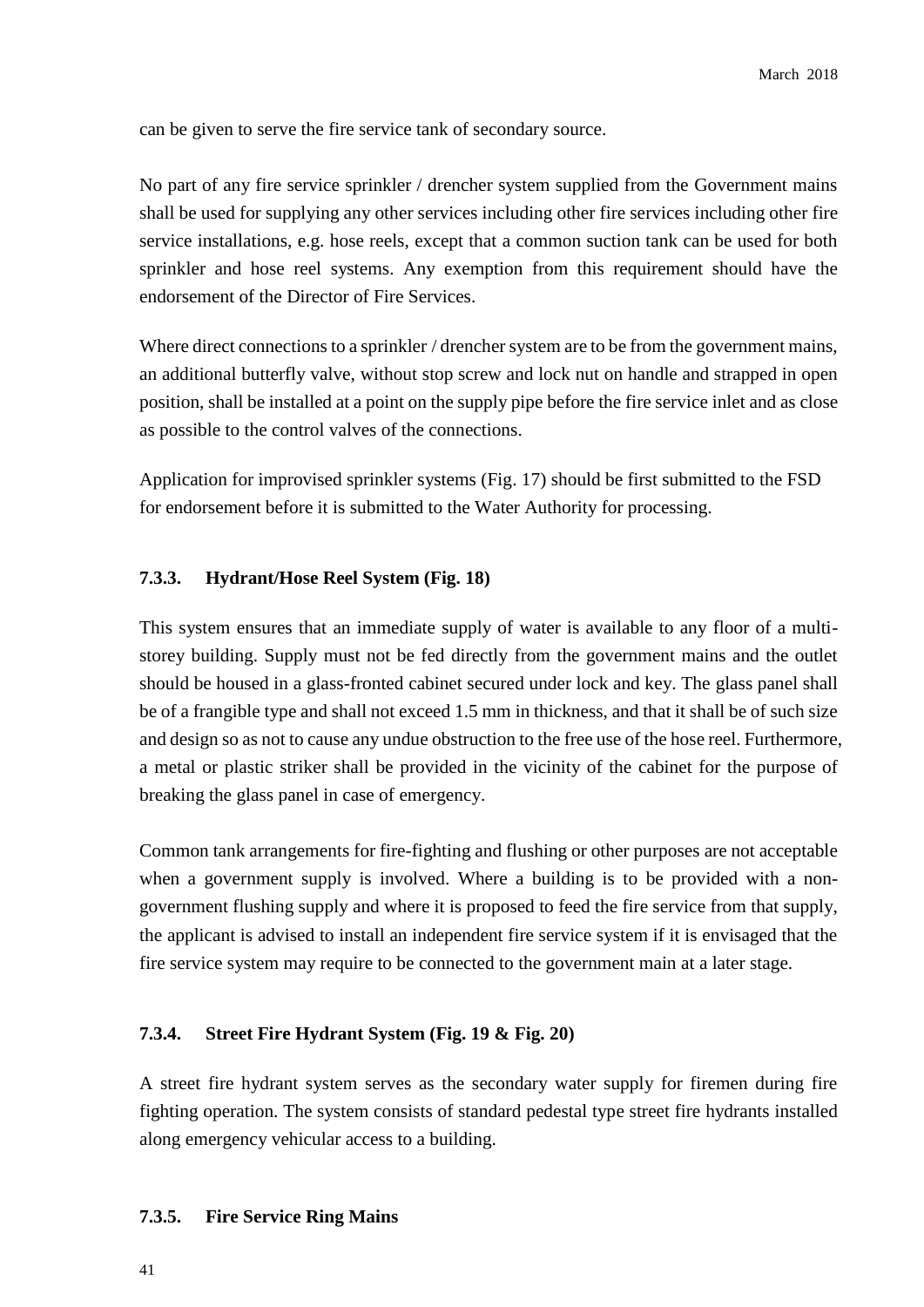can be given to serve the fire service tank of secondary source.

No part of any fire service sprinkler / drencher system supplied from the Government mains shall be used for supplying any other services including other fire services including other fire service installations, e.g. hose reels, except that a common suction tank can be used for both sprinkler and hose reel systems. Any exemption from this requirement should have the endorsement of the Director of Fire Services.

Where direct connections to a sprinkler / drencher system are to be from the government mains, an additional butterfly valve, without stop screw and lock nut on handle and strapped in open position, shall be installed at a point on the supply pipe before the fire service inlet and as close as possible to the control valves of the connections.

Application for improvised sprinkler systems (Fig. 17) should be first submitted to the FSD for endorsement before it is submitted to the Water Authority for processing.

### 7.3.3. Hydrant/Hose Reel System (Fig. 18)

This system ensures that an immediate supply of water is available to any floor of a multi-storey building. Supply must not be fed directly from the government mains and the outlet should be housed in a glass-fronted cabinet secured under lock and key. The glass panel shall be of a frangible type and shall not exceed 1.5 mm in thickness, and that it shall be of such size and design so as not to cause any undue obstruction to the free use of the hose reel. Furthermore, a metal or plastic striker shall be provided in the vicinity of the cabinet for the purpose of breaking the glass panel in case of emergency.

Common tank arrangements for fire-fighting and flushing or other purposes are not acceptable when a government supply is involved. Where a building is to be provided with a non-government flushing supply and where it is proposed to feed the fire service from that supply, the applicant is advised to install an independent fire service system if it is envisaged that the fire service system may require to be connected to the government main at a later stage.

### 7.3.4. Street Fire Hydrant System (Fig. 19 & Fig. 20)

A street fire hydrant system serves as the secondary water supply for firemen during fire fighting operation. The system consists of standard pedestal type street fire hydrants installed along emergency vehicular access to a building.

### 7.3.5. Fire Service Ring Mains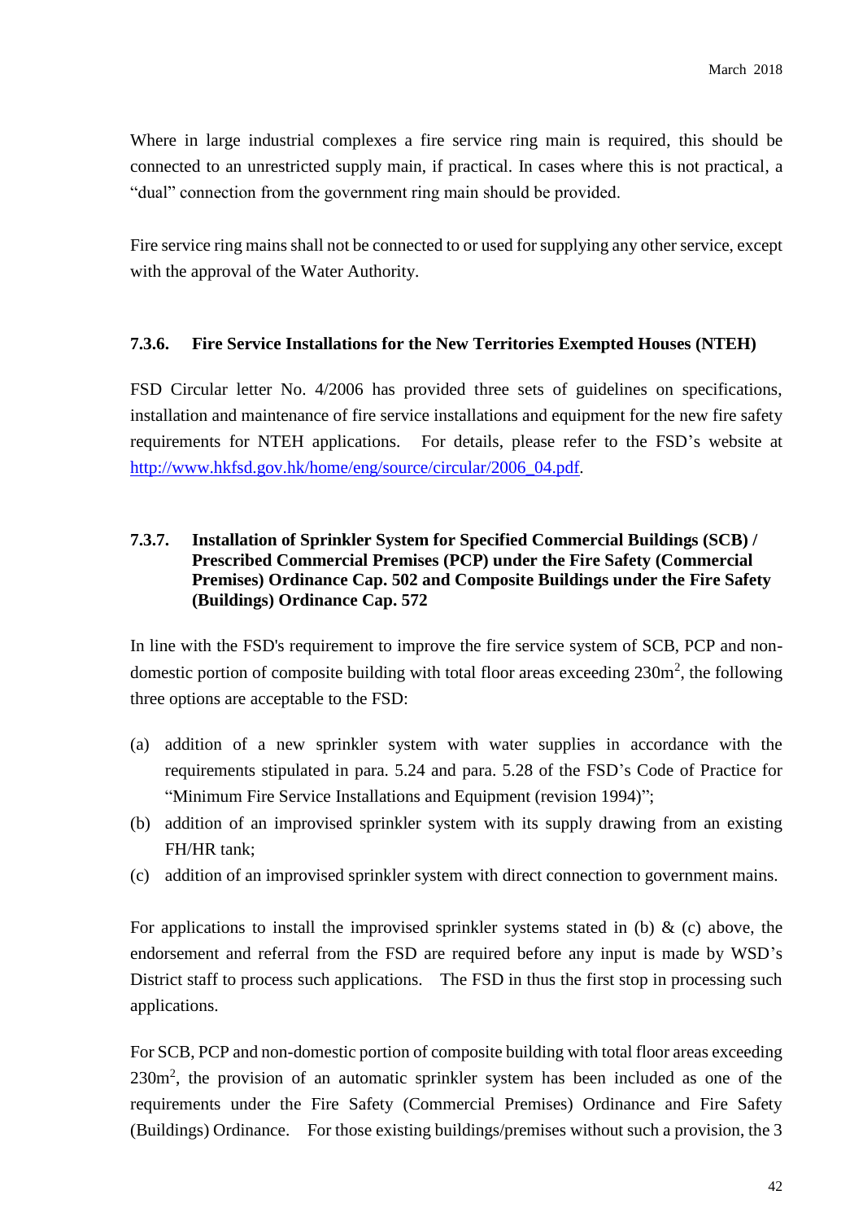Where in large industrial complexes a fire service ring main is required, this should be connected to an unrestricted supply main, if practical. In cases where this is not practical, a "dual" connection from the government ring main should be provided.

Fire service ring mains shall not be connected to or used for supplying any other service, except with the approval of the Water Authority.

### 7.3.6. Fire Service Installations for the New Territories Exempted Houses (NTEH)

FSD Circular letter No. 4/2006 has provided three sets of guidelines on specifications, installation and maintenance of fire service installations and equipment for the new fire safety requirements for NTEH applications. For details, please refer to the FSD's website at http://www.hkfsd.gov.hk/home/eng/source/circular/2006_04.pdf.

### 7.3.7. Installation of Sprinkler System for Specified Commercial Buildings (SCB) / Prescribed Commercial Premises (PCP) under the Fire Safety (Commercial Premises) Ordinance Cap. 502 and Composite Buildings under the Fire Safety (Buildings) Ordinance Cap. 572

In line with the FSD's requirement to improve the fire service system of SCB, PCP and non-domestic portion of composite building with total floor areas exceeding $230m^2$, the following three options are acceptable to the FSD:

(a) addition of a new sprinkler system with water supplies in accordance with the requirements stipulated in para. 5.24 and para. 5.28 of the FSD's Code of Practice for "Minimum Fire Service Installations and Equipment (revision 1994)";

(b) addition of an improvised sprinkler system with its supply drawing from an existing FH/HR tank;

(c) addition of an improvised sprinkler system with direct connection to government mains.

For applications to install the improvised sprinkler systems stated in (b) & (c) above, the endorsement and referral from the FSD are required before any input is made by WSD's District staff to process such applications. The FSD in thus the first stop in processing such applications.

For SCB, PCP and non-domestic portion of composite building with total floor areas exceeding $230m^2$, the provision of an automatic sprinkler system has been included as one of the requirements under the Fire Safety (Commercial Premises) Ordinance and Fire Safety (Buildings) Ordinance. For those existing buildings/premises without such a provision, the 3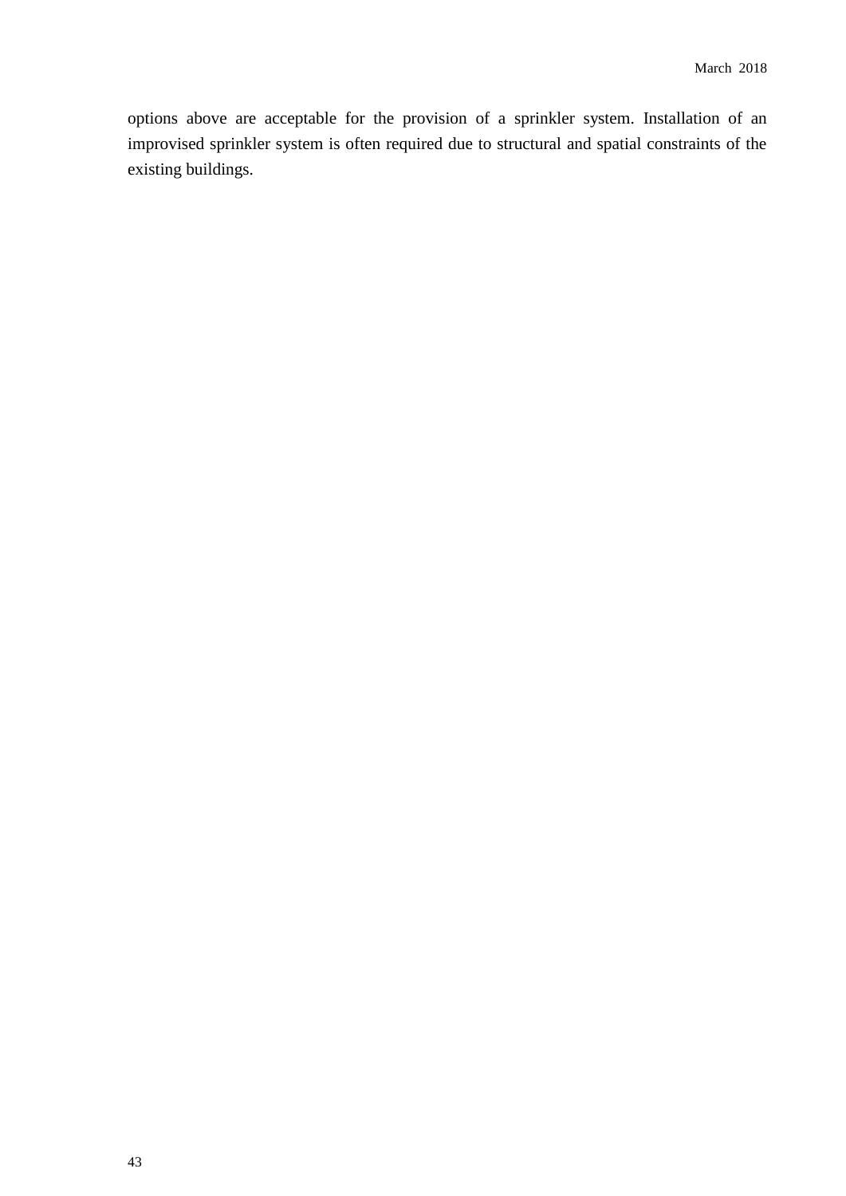options above are acceptable for the provision of a sprinkler system. Installation of an improvised sprinkler system is often required due to structural and spatial constraints of the existing buildings.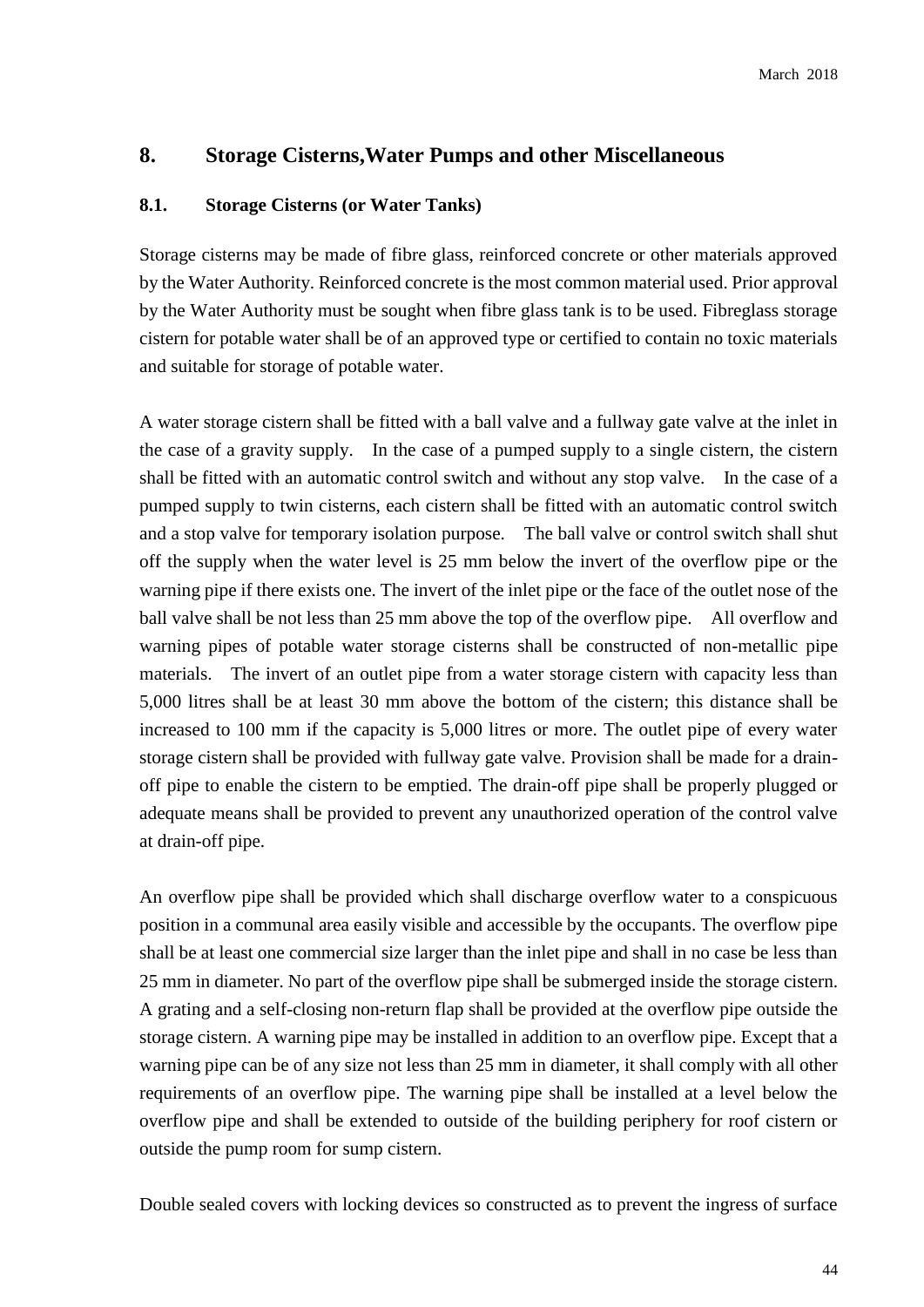## 8. Storage Cisterns,Water Pumps and other Miscellaneous

### 8.1. Storage Cisterns (or Water Tanks)

Storage cisterns may be made of fibre glass, reinforced concrete or other materials approved by the Water Authority. Reinforced concrete is the most common material used. Prior approval by the Water Authority must be sought when fibre glass tank is to be used. Fibreglass storage cistern for potable water shall be of an approved type or certified to contain no toxic materials and suitable for storage of potable water.

A water storage cistern shall be fitted with a ball valve and a fullway gate valve at the inlet in the case of a gravity supply. In the case of a pumped supply to a single cistern, the cistern shall be fitted with an automatic control switch and without any stop valve. In the case of a pumped supply to twin cisterns, each cistern shall be fitted with an automatic control switch and a stop valve for temporary isolation purpose. The ball valve or control switch shall shut off the supply when the water level is 25 mm below the invert of the overflow pipe or the warning pipe if there exists one. The invert of the inlet pipe or the face of the outlet nose of the ball valve shall be not less than 25 mm above the top of the overflow pipe. All overflow and warning pipes of potable water storage cisterns shall be constructed of non-metallic pipe materials. The invert of an outlet pipe from a water storage cistern with capacity less than 5,000 litres shall be at least 30 mm above the bottom of the cistern; this distance shall be increased to 100 mm if the capacity is 5,000 litres or more. The outlet pipe of every water storage cistern shall be provided with fullway gate valve. Provision shall be made for a drain-off pipe to enable the cistern to be emptied. The drain-off pipe shall be properly plugged or adequate means shall be provided to prevent any unauthorized operation of the control valve at drain-off pipe.

An overflow pipe shall be provided which shall discharge overflow water to a conspicuous position in a communal area easily visible and accessible by the occupants. The overflow pipe shall be at least one commercial size larger than the inlet pipe and shall in no case be less than 25 mm in diameter. No part of the overflow pipe shall be submerged inside the storage cistern. A grating and a self-closing non-return flap shall be provided at the overflow pipe outside the storage cistern. A warning pipe may be installed in addition to an overflow pipe. Except that a warning pipe can be of any size not less than 25 mm in diameter, it shall comply with all other requirements of an overflow pipe. The warning pipe shall be installed at a level below the overflow pipe and shall be extended to outside of the building periphery for roof cistern or outside the pump room for sump cistern.

Double sealed covers with locking devices so constructed as to prevent the ingress of surface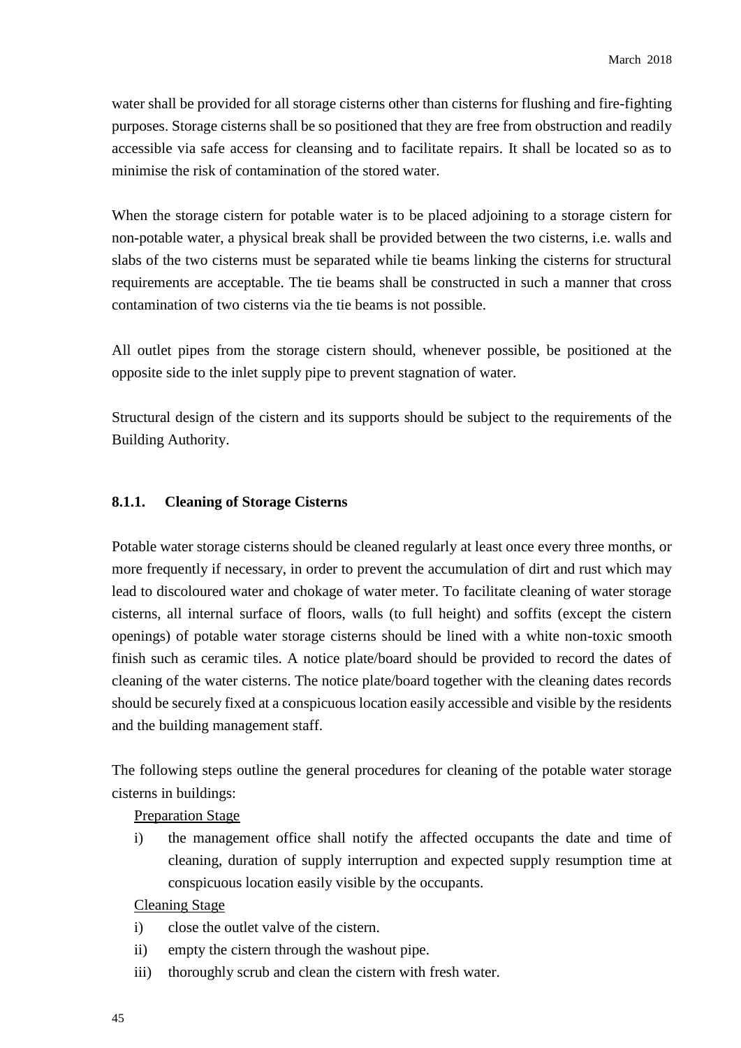water shall be provided for all storage cisterns other than cisterns for flushing and fire-fighting purposes. Storage cisterns shall be so positioned that they are free from obstruction and readily accessible via safe access for cleansing and to facilitate repairs. It shall be located so as to minimise the risk of contamination of the stored water.

When the storage cistern for potable water is to be placed adjoining to a storage cistern for non-potable water, a physical break shall be provided between the two cisterns, i.e. walls and slabs of the two cisterns must be separated while tie beams linking the cisterns for structural requirements are acceptable. The tie beams shall be constructed in such a manner that cross contamination of two cisterns via the tie beams is not possible.

All outlet pipes from the storage cistern should, whenever possible, be positioned at the opposite side to the inlet supply pipe to prevent stagnation of water.

Structural design of the cistern and its supports should be subject to the requirements of the Building Authority.

### 8.1.1. Cleaning of Storage Cisterns

Potable water storage cisterns should be cleaned regularly at least once every three months, or more frequently if necessary, in order to prevent the accumulation of dirt and rust which may lead to discoloured water and chokage of water meter. To facilitate cleaning of water storage cisterns, all internal surface of floors, walls (to full height) and soffits (except the cistern openings) of potable water storage cisterns should be lined with a white non-toxic smooth finish such as ceramic tiles. A notice plate/board should be provided to record the dates of cleaning of the water cisterns. The notice plate/board together with the cleaning dates records should be securely fixed at a conspicuous location easily accessible and visible by the residents and the building management staff.

The following steps outline the general procedures for cleaning of the potable water storage cisterns in buildings:

Preparation Stage

i) the management office shall notify the affected occupants the date and time of cleaning, duration of supply interruption and expected supply resumption time at conspicuous location easily visible by the occupants.

Cleaning Stage

i) close the outlet valve of the cistern.
ii) empty the cistern through the washout pipe.
iii) thoroughly scrub and clean the cistern with fresh water.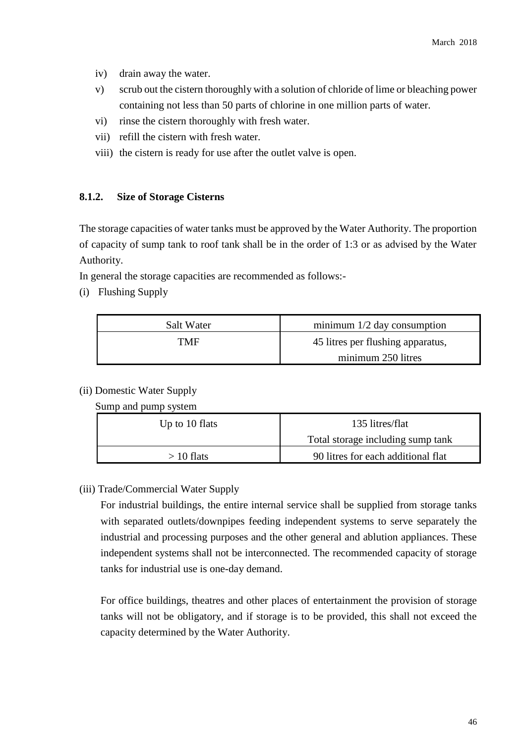iv) drain away the water.

v) scrub out the cistern thoroughly with a solution of chloride of lime or bleaching power containing not less than 50 parts of chlorine in one million parts of water.

vi) rinse the cistern thoroughly with fresh water.

vii) refill the cistern with fresh water.

viii) the cistern is ready for use after the outlet valve is open.

### 8.1.2. Size of Storage Cisterns

The storage capacities of water tanks must be approved by the Water Authority. The proportion of capacity of sump tank to roof tank shall be in the order of 1:3 or as advised by the Water Authority.

In general the storage capacities are recommended as follows:-

(i) Flushing Supply

| Salt Water | minimum 1/2 day consumption |
|---|---|
| TMF | 45 litres per flushing apparatus, minimum 250 litres |

(ii) Domestic Water Supply

Sump and pump system

| Up to 10 flats | 135 litres/flat Total storage including sump tank |
|---|---|
| > 10 flats | 90 litres for each additional flat |

(iii) Trade/Commercial Water Supply

For industrial buildings, the entire internal service shall be supplied from storage tanks with separated outlets/downpipes feeding independent systems to serve separately the industrial and processing purposes and the other general and ablution appliances. These independent systems shall not be interconnected. The recommended capacity of storage tanks for industrial use is one-day demand.

For office buildings, theatres and other places of entertainment the provision of storage tanks will not be obligatory, and if storage is to be provided, this shall not exceed the capacity determined by the Water Authority.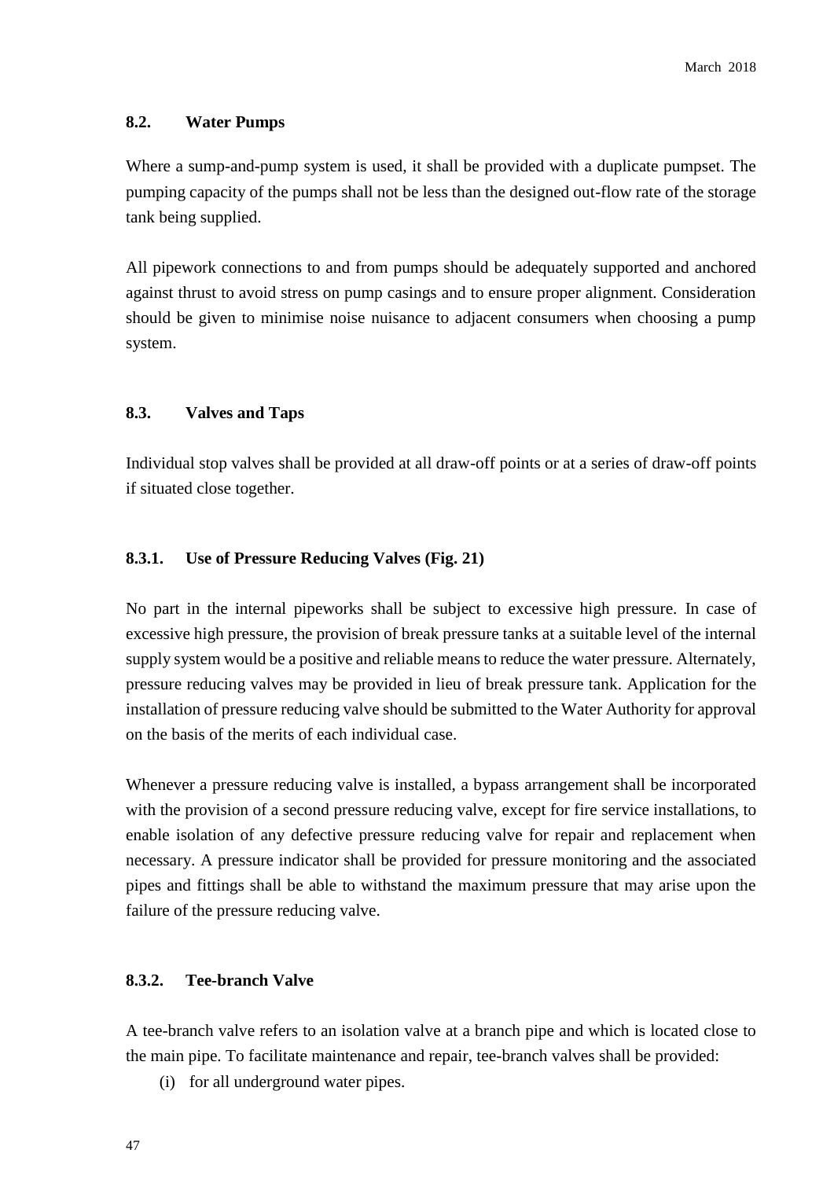## 8.2. Water Pumps

Where a sump-and-pump system is used, it shall be provided with a duplicate pumpset. The pumping capacity of the pumps shall not be less than the designed out-flow rate of the storage tank being supplied.

All pipework connections to and from pumps should be adequately supported and anchored against thrust to avoid stress on pump casings and to ensure proper alignment. Consideration should be given to minimise noise nuisance to adjacent consumers when choosing a pump system.

## 8.3. Valves and Taps

Individual stop valves shall be provided at all draw-off points or at a series of draw-off points if situated close together.

### 8.3.1. Use of Pressure Reducing Valves (Fig. 21)

No part in the internal pipeworks shall be subject to excessive high pressure. In case of excessive high pressure, the provision of break pressure tanks at a suitable level of the internal supply system would be a positive and reliable means to reduce the water pressure. Alternately, pressure reducing valves may be provided in lieu of break pressure tank. Application for the installation of pressure reducing valve should be submitted to the Water Authority for approval on the basis of the merits of each individual case.

Whenever a pressure reducing valve is installed, a bypass arrangement shall be incorporated with the provision of a second pressure reducing valve, except for fire service installations, to enable isolation of any defective pressure reducing valve for repair and replacement when necessary. A pressure indicator shall be provided for pressure monitoring and the associated pipes and fittings shall be able to withstand the maximum pressure that may arise upon the failure of the pressure reducing valve.

### 8.3.2. Tee-branch Valve

A tee-branch valve refers to an isolation valve at a branch pipe and which is located close to the main pipe. To facilitate maintenance and repair, tee-branch valves shall be provided:

(i) for all underground water pipes.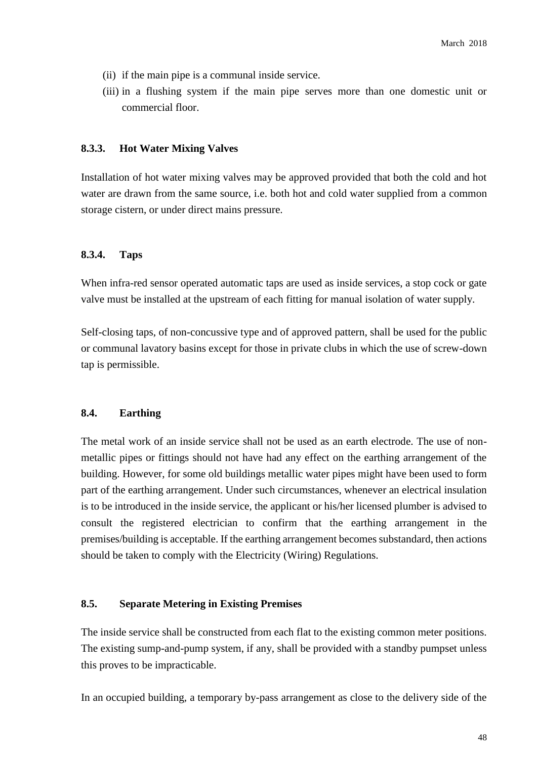(ii) if the main pipe is a communal inside service.

(iii) in a flushing system if the main pipe serves more than one domestic unit or commercial floor.

### 8.3.3. Hot Water Mixing Valves

Installation of hot water mixing valves may be approved provided that both the cold and hot water are drawn from the same source, i.e. both hot and cold water supplied from a common storage cistern, or under direct mains pressure.

### 8.3.4. Taps

When infra-red sensor operated automatic taps are used as inside services, a stop cock or gate valve must be installed at the upstream of each fitting for manual isolation of water supply.

Self-closing taps, of non-concussive type and of approved pattern, shall be used for the public or communal lavatory basins except for those in private clubs in which the use of screw-down tap is permissible.

## 8.4. Earthing

The metal work of an inside service shall not be used as an earth electrode. The use of non-metallic pipes or fittings should not have had any effect on the earthing arrangement of the building. However, for some old buildings metallic water pipes might have been used to form part of the earthing arrangement. Under such circumstances, whenever an electrical insulation is to be introduced in the inside service, the applicant or his/her licensed plumber is advised to consult the registered electrician to confirm that the earthing arrangement in the premises/building is acceptable. If the earthing arrangement becomes substandard, then actions should be taken to comply with the Electricity (Wiring) Regulations.

## 8.5. Separate Metering in Existing Premises

The inside service shall be constructed from each flat to the existing common meter positions. The existing sump-and-pump system, if any, shall be provided with a standby pumpset unless this proves to be impracticable.

In an occupied building, a temporary by-pass arrangement as close to the delivery side of the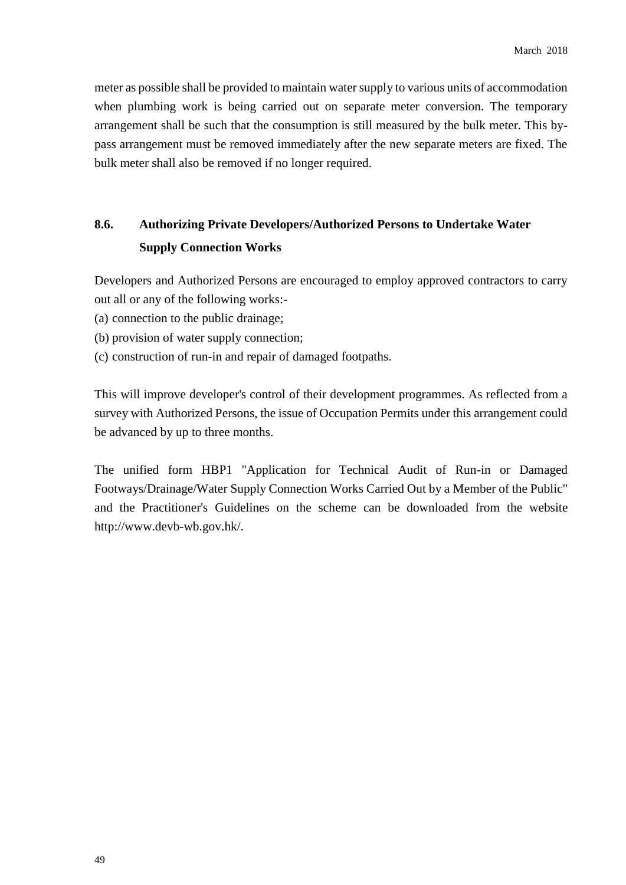meter as possible shall be provided to maintain water supply to various units of accommodation when plumbing work is being carried out on separate meter conversion. The temporary arrangement shall be such that the consumption is still measured by the bulk meter. This by-pass arrangement must be removed immediately after the new separate meters are fixed. The bulk meter shall also be removed if no longer required.

## 8.6. Authorizing Private Developers/Authorized Persons to Undertake Water Supply Connection Works

Developers and Authorized Persons are encouraged to employ approved contractors to carry out all or any of the following works:-

(a) connection to the public drainage;

(b) provision of water supply connection;

(c) construction of run-in and repair of damaged footpaths.

This will improve developer's control of their development programmes. As reflected from a survey with Authorized Persons, the issue of Occupation Permits under this arrangement could be advanced by up to three months.

The unified form HBP1 "Application for Technical Audit of Run-in or Damaged Footways/Drainage/Water Supply Connection Works Carried Out by a Member of the Public" and the Practitioner's Guidelines on the scheme can be downloaded from the website http://www.devb-wb.gov.hk/.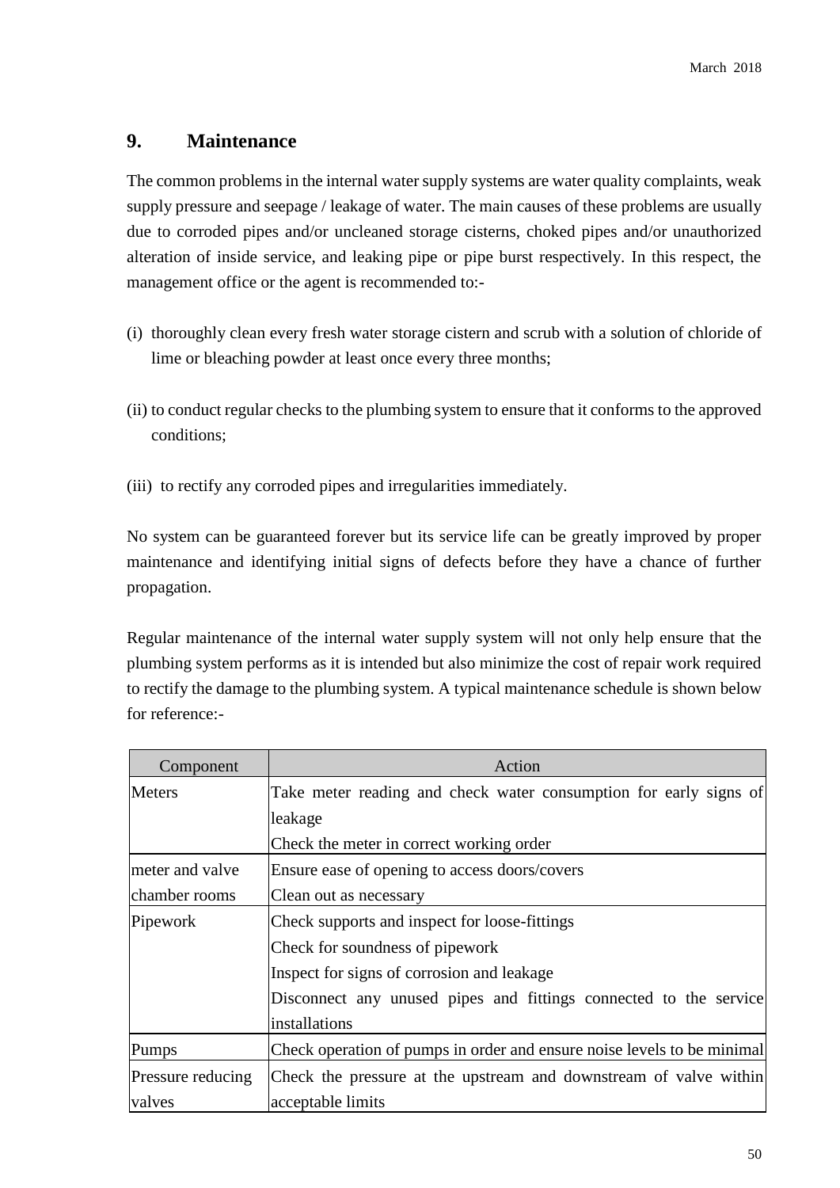## 9. Maintenance

The common problems in the internal water supply systems are water quality complaints, weak supply pressure and seepage / leakage of water. The main causes of these problems are usually due to corroded pipes and/or uncleaned storage cisterns, choked pipes and/or unauthorized alteration of inside service, and leaking pipe or pipe burst respectively. In this respect, the management office or the agent is recommended to:-

(i) thoroughly clean every fresh water storage cistern and scrub with a solution of chloride of lime or bleaching powder at least once every three months;

(ii) to conduct regular checks to the plumbing system to ensure that it conforms to the approved conditions;

(iii) to rectify any corroded pipes and irregularities immediately.

No system can be guaranteed forever but its service life can be greatly improved by proper maintenance and identifying initial signs of defects before they have a chance of further propagation.

Regular maintenance of the internal water supply system will not only help ensure that the plumbing system performs as it is intended but also minimize the cost of repair work required to rectify the damage to the plumbing system. A typical maintenance schedule is shown below for reference:-

| Component | Action |
|---|---|
| Meters | Take meter reading and check water consumption for early signs of leakage<br>Check the meter in correct working order |
| meter and valve chamber rooms | Ensure ease of opening to access doors/covers<br>Clean out as necessary |
| Pipework | Check supports and inspect for loose-fittings<br>Check for soundness of pipework<br>Inspect for signs of corrosion and leakage<br>Disconnect any unused pipes and fittings connected to the service installations |
| Pumps | Check operation of pumps in order and ensure noise levels to be minimal |
| Pressure reducing valves | Check the pressure at the upstream and downstream of valve within acceptable limits |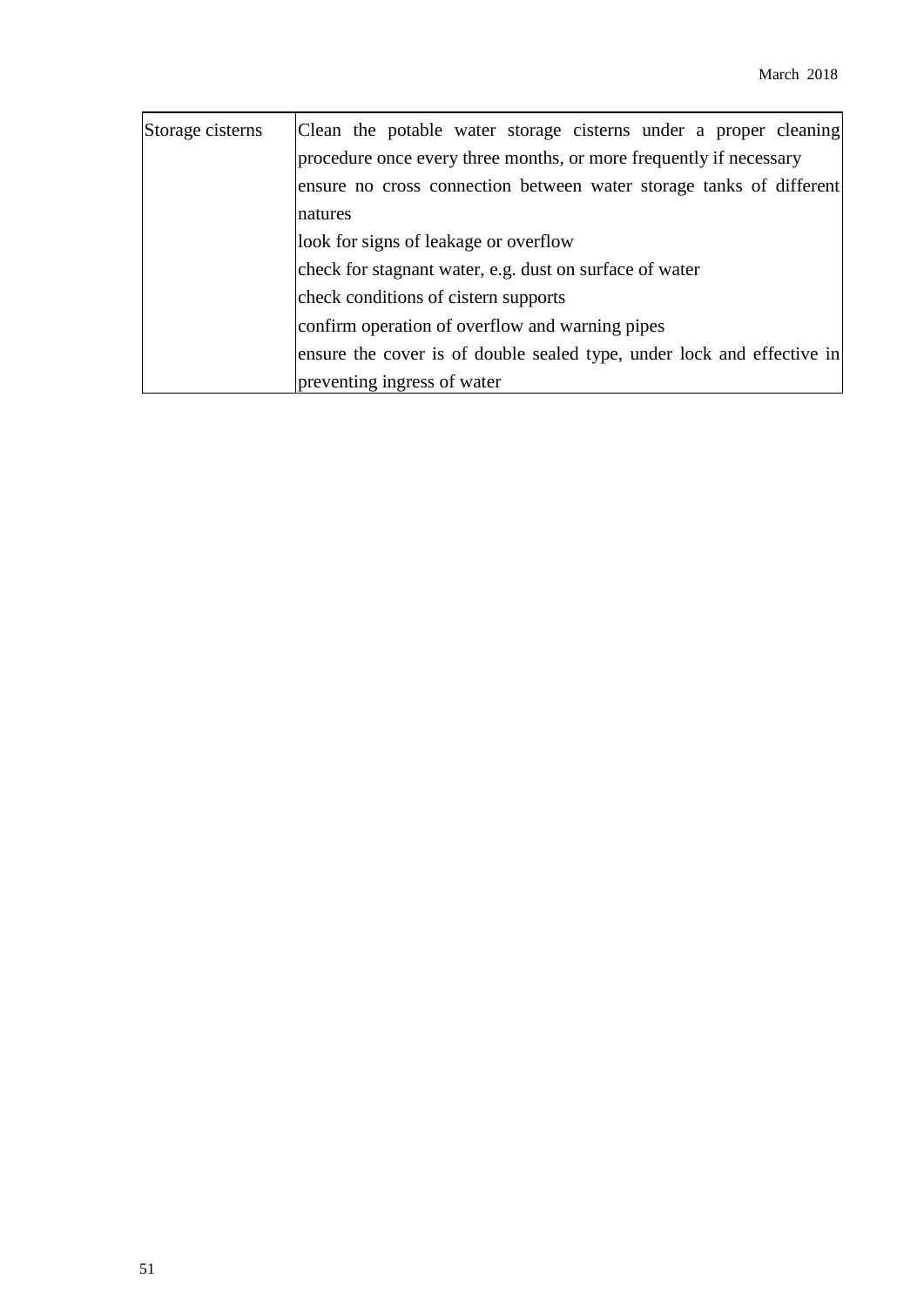| Storage cisterns | Clean the potable water storage cisterns under a proper cleaning procedure once every three months, or more frequently if necessary<br>ensure no cross connection between water storage tanks of different natures<br>look for signs of leakage or overflow<br>check for stagnant water, e.g. dust on surface of water<br>check conditions of cistern supports<br>confirm operation of overflow and warning pipes<br>ensure the cover is of double sealed type, under lock and effective in preventing ingress of water |
|---|---|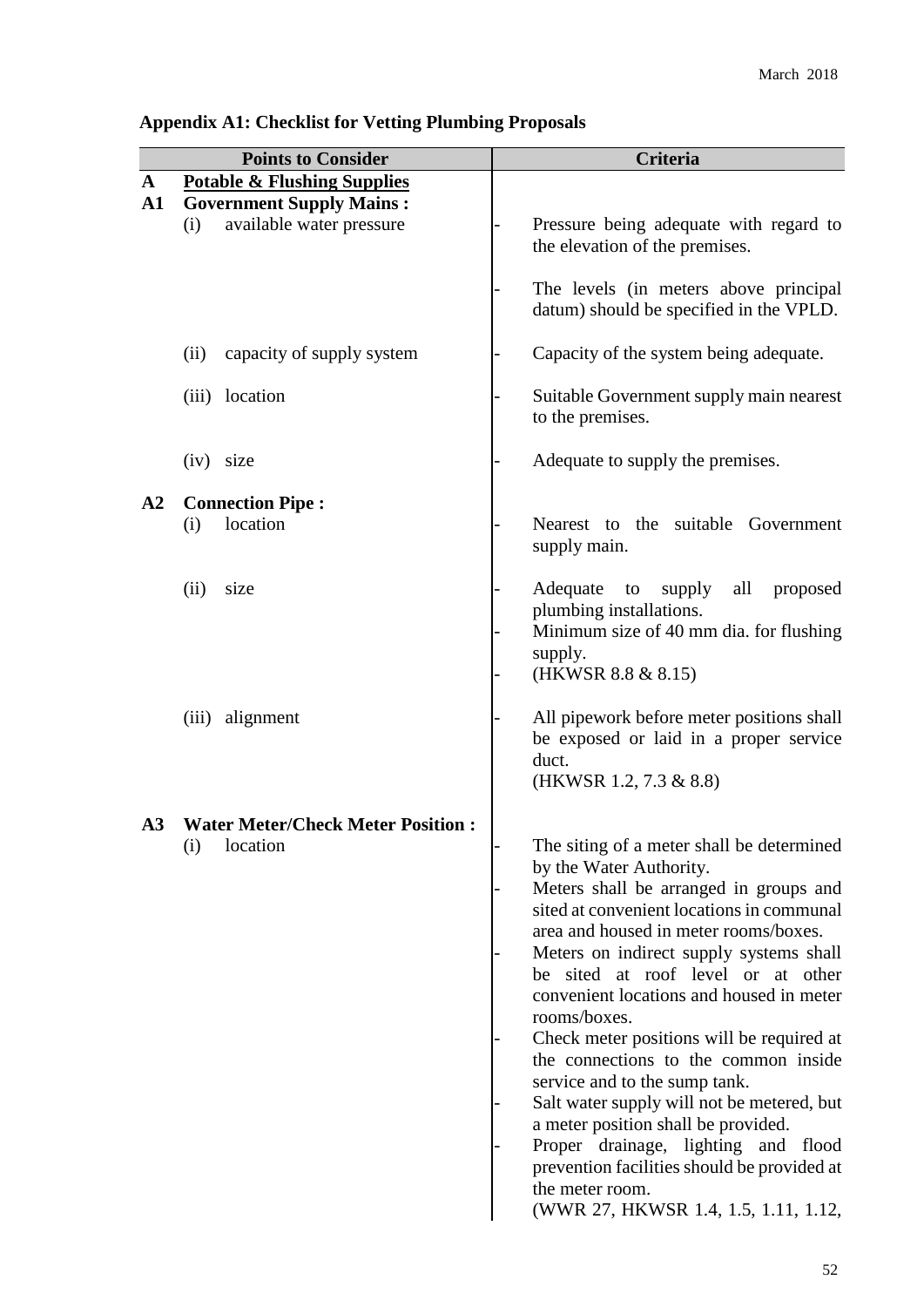## Appendix A1: Checklist for Vetting Plumbing Proposals

| | Points to Consider | Criteria |
|---|---|---|
| **A** | **Potable & Flushing Supplies** | |
| **A1** | **Government Supply Mains :** | |
| | (i) available water pressure | - Pressure being adequate with regard to the elevation of the premises.<br>- The levels (in meters above principal datum) should be specified in the VPLD. |
| | (ii) capacity of supply system | - Capacity of the system being adequate. |
| | (iii) location | - Suitable Government supply main nearest to the premises. |
| | (iv) size | - Adequate to supply the premises. |
| **A2** | **Connection Pipe :** | |
| | (i) location | - Nearest to the suitable Government supply main. |
| | (ii) size | - Adequate to supply all proposed plumbing installations.<br>- Minimum size of 40 mm dia. for flushing supply.<br>- (HKWSR 8.8 & 8.15) |
| | (iii) alignment | - All pipework before meter positions shall be exposed or laid in a proper service duct.<br>(HKWSR 1.2, 7.3 & 8.8) |
| **A3** | **Water Meter/Check Meter Position :** | |
| | (i) location | - The siting of a meter shall be determined by the Water Authority.<br>- Meters shall be arranged in groups and sited at convenient locations in communal area and housed in meter rooms/boxes.<br>- Meters on indirect supply systems shall be sited at roof level or at other convenient locations and housed in meter rooms/boxes.<br>- Check meter positions will be required at the connections to the common inside service and to the sump tank.<br>- Salt water supply will not be metered, but a meter position shall be provided.<br>- Proper drainage, lighting and flood prevention facilities should be provided at the meter room.<br>(WWR 27, HKWSR 1.4, 1.5, 1.11, 1.12, |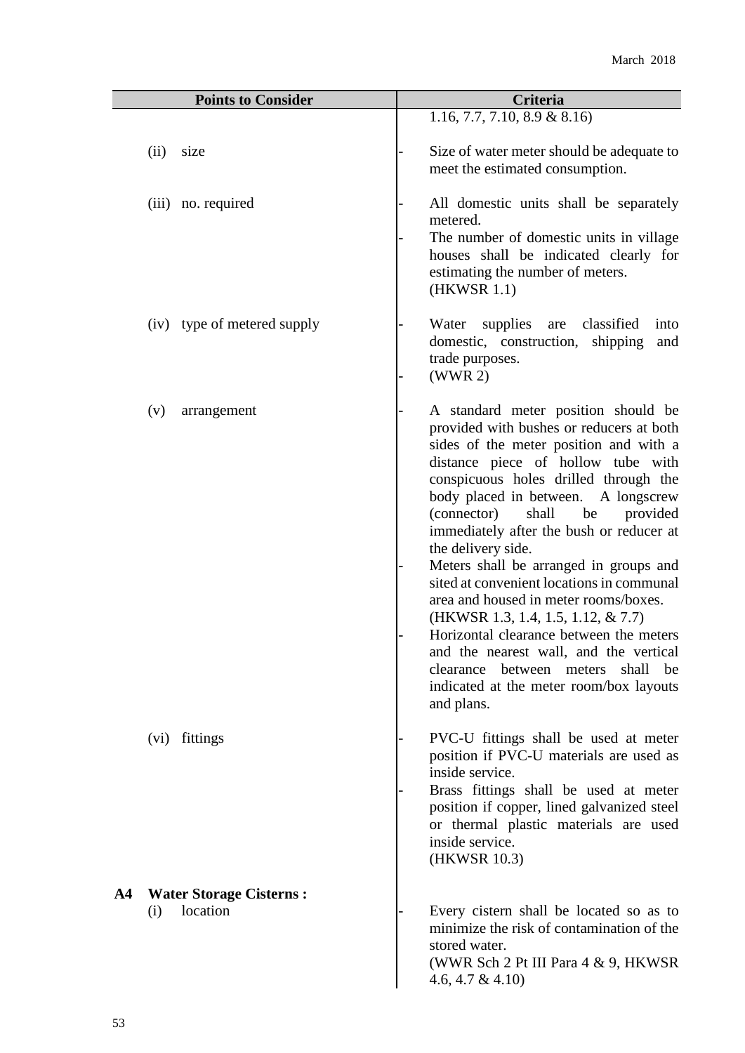| Points to Consider | Criteria |
| --- | --- |
| | 1.16, 7.7, 7.10, 8.9 & 8.16) |
| (ii) size | - Size of water meter should be adequate to meet the estimated consumption. |
| (iii) no. required | - All domestic units shall be separately metered.<br>- The number of domestic units in village houses shall be indicated clearly for estimating the number of meters.<br>(HKWSR 1.1) |
| (iv) type of metered supply | - Water supplies are classified into domestic, construction, shipping and trade purposes.<br>- (WWR 2) |
| (v) arrangement | - A standard meter position should be provided with bushes or reducers at both sides of the meter position and with a distance piece of hollow tube with conspicuous holes drilled through the body placed in between. A longscrew (connector) shall be provided immediately after the bush or reducer at the delivery side.<br>- Meters shall be arranged in groups and sited at convenient locations in communal area and housed in meter rooms/boxes.<br>(HKWSR 1.3, 1.4, 1.5, 1.12, & 7.7)<br>- Horizontal clearance between the meters and the nearest wall, and the vertical clearance between meters shall be indicated at the meter room/box layouts and plans. |
| (vi) fittings | - PVC-U fittings shall be used at meter position if PVC-U materials are used as inside service.<br>- Brass fittings shall be used at meter position if copper, lined galvanized steel or thermal plastic materials are used inside service.<br>(HKWSR 10.3) |
| **A4 Water Storage Cisterns :** | |
| (i) location | - Every cistern shall be located so as to minimize the risk of contamination of the stored water.<br>(WWR Sch 2 Pt III Para 4 & 9, HKWSR 4.6, 4.7 & 4.10) |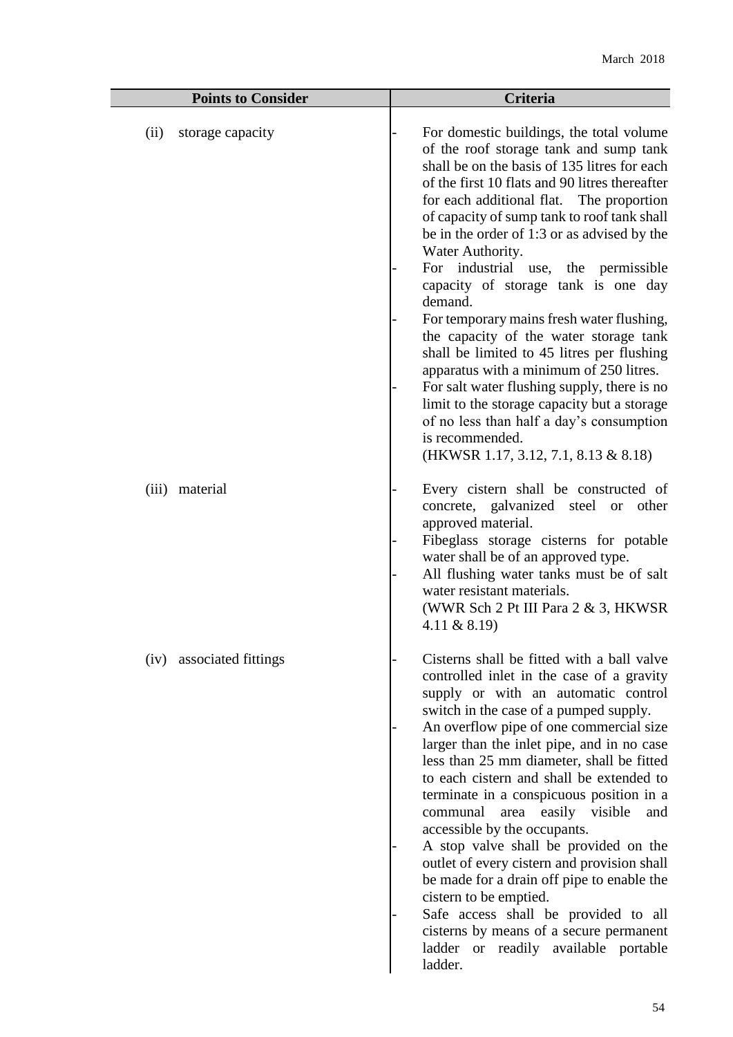| Points to Consider | Criteria |
|---|---|
| (ii) storage capacity | - For domestic buildings, the total volume of the roof storage tank and sump tank shall be on the basis of 135 litres for each of the first 10 flats and 90 litres thereafter for each additional flat. The proportion of capacity of sump tank to roof tank shall be in the order of 1:3 or as advised by the Water Authority.<br>- For industrial use, the permissible capacity of storage tank is one day demand.<br>- For temporary mains fresh water flushing, the capacity of the water storage tank shall be limited to 45 litres per flushing apparatus with a minimum of 250 litres.<br>- For salt water flushing supply, there is no limit to the storage capacity but a storage of no less than half a day's consumption is recommended.<br>(HKWSR 1.17, 3.12, 7.1, 8.13 & 8.18) |
| (iii) material | - Every cistern shall be constructed of concrete, galvanized steel or other approved material.<br>- Fibeglass storage cisterns for potable water shall be of an approved type.<br>- All flushing water tanks must be of salt water resistant materials.<br>(WWR Sch 2 Pt III Para 2 & 3, HKWSR 4.11 & 8.19) |
| (iv) associated fittings | - Cisterns shall be fitted with a ball valve controlled inlet in the case of a gravity supply or with an automatic control switch in the case of a pumped supply.<br>- An overflow pipe of one commercial size larger than the inlet pipe, and in no case less than 25 mm diameter, shall be fitted to each cistern and shall be extended to terminate in a conspicuous position in a communal area easily visible and accessible by the occupants.<br>- A stop valve shall be provided on the outlet of every cistern and provision shall be made for a drain off pipe to enable the cistern to be emptied.<br>- Safe access shall be provided to all cisterns by means of a secure permanent ladder or readily available portable ladder. |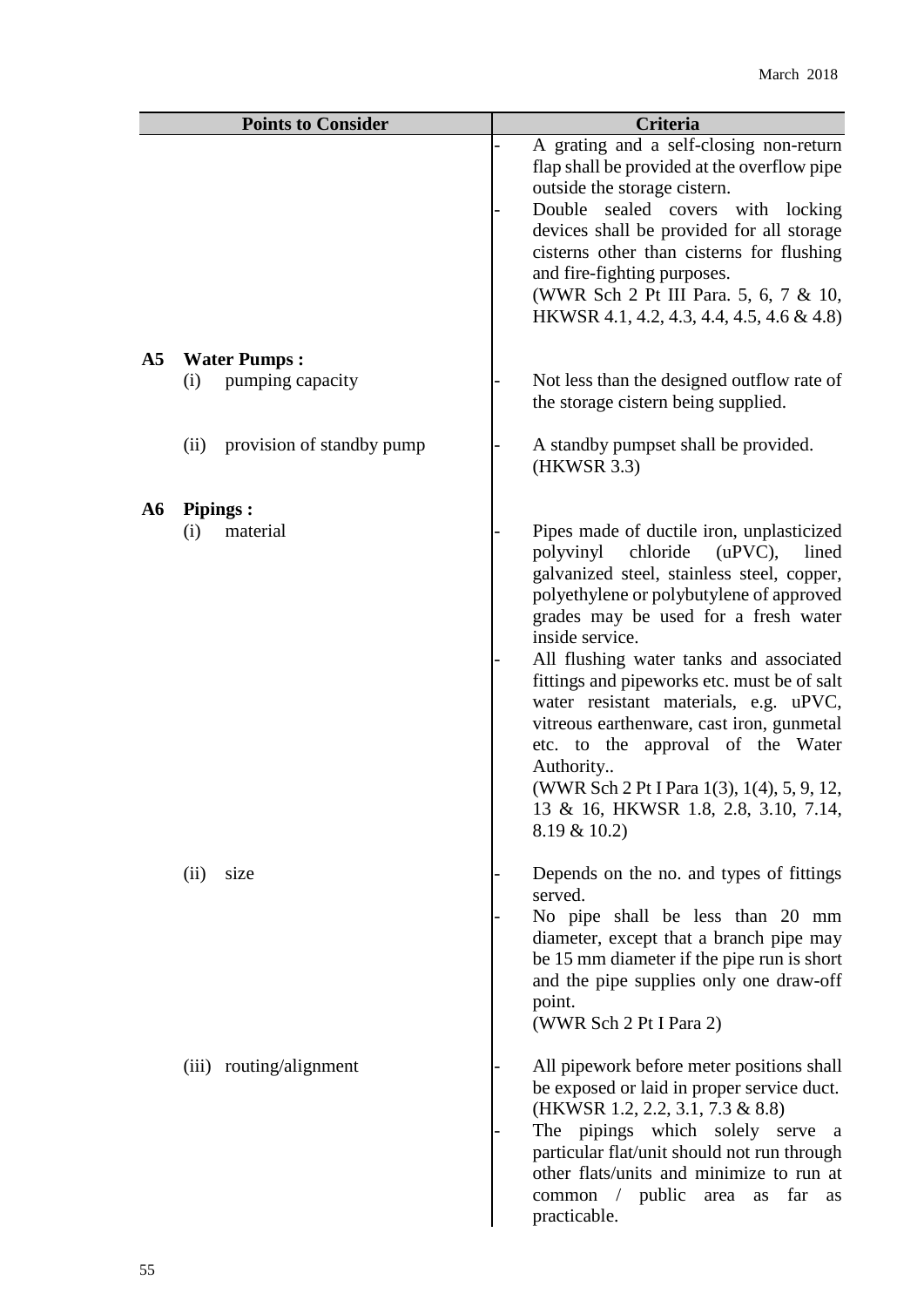| Points to Consider | Criteria |
| --- | --- |
| | - A grating and a self-closing non-return flap shall be provided at the overflow pipe outside the storage cistern.<br>- Double sealed covers with locking devices shall be provided for all storage cisterns other than cisterns for flushing and fire-fighting purposes.<br>(WWR Sch 2 Pt III Para. 5, 6, 7 & 10, HKWSR 4.1, 4.2, 4.3, 4.4, 4.5, 4.6 & 4.8) |
| **A5 Water Pumps :** | |
| (i) pumping capacity | - Not less than the designed outflow rate of the storage cistern being supplied. |
| (ii) provision of standby pump | - A standby pumpset shall be provided. (HKWSR 3.3) |
| **A6 Pipings :** | |
| (i) material | - Pipes made of ductile iron, unplasticized polyvinyl chloride (uPVC), lined galvanized steel, stainless steel, copper, polyethylene or polybutylene of approved grades may be used for a fresh water inside service.<br>- All flushing water tanks and associated fittings and pipeworks etc. must be of salt water resistant materials, e.g. uPVC, vitreous earthenware, cast iron, gunmetal etc. to the approval of the Water Authority..<br>(WWR Sch 2 Pt I Para 1(3), 1(4), 5, 9, 12, 13 & 16, HKWSR 1.8, 2.8, 3.10, 7.14, 8.19 & 10.2) |
| (ii) size | - Depends on the no. and types of fittings served.<br>- No pipe shall be less than 20 mm diameter, except that a branch pipe may be 15 mm diameter if the pipe run is short and the pipe supplies only one draw-off point.<br>(WWR Sch 2 Pt I Para 2) |
| (iii) routing/alignment | - All pipework before meter positions shall be exposed or laid in proper service duct. (HKWSR 1.2, 2.2, 3.1, 7.3 & 8.8)<br>- The pipings which solely serve a particular flat/unit should not run through other flats/units and minimize to run at common / public area as far as practicable. |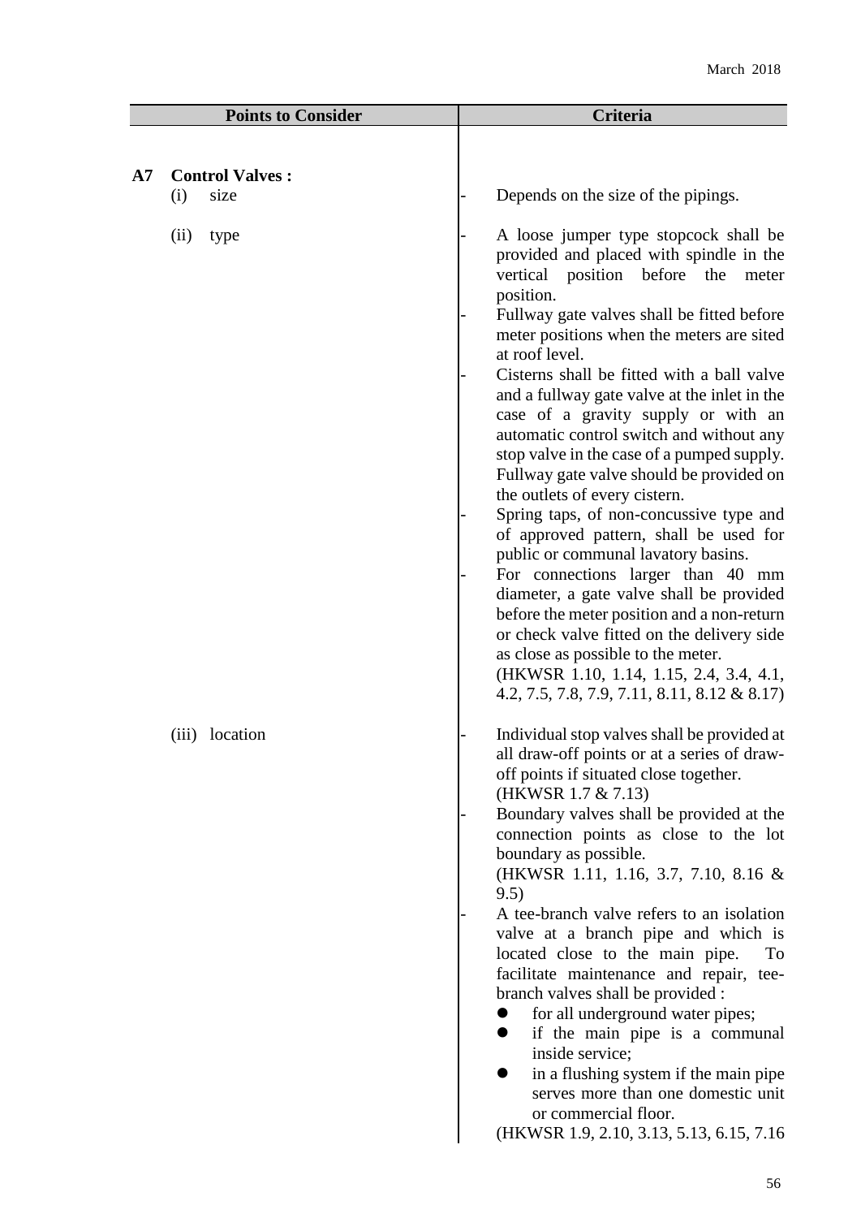| Points to Consider | Criteria |
|---|---|
| **A7 Control Valves :** | |
| (i) size | - Depends on the size of the pipings. |
| (ii) type | - A loose jumper type stopcock shall be provided and placed with spindle in the vertical position before the meter position.<br>- Fullway gate valves shall be fitted before meter positions when the meters are sited at roof level.<br>- Cisterns shall be fitted with a ball valve and a fullway gate valve at the inlet in the case of a gravity supply or with an automatic control switch and without any stop valve in the case of a pumped supply. Fullway gate valve should be provided on the outlets of every cistern.<br>- Spring taps, of non-concussive type and of approved pattern, shall be used for public or communal lavatory basins.<br>- For connections larger than 40 mm diameter, a gate valve shall be provided before the meter position and a non-return or check valve fitted on the delivery side as close as possible to the meter.<br>(HKWSR 1.10, 1.14, 1.15, 2.4, 3.4, 4.1, 4.2, 7.5, 7.8, 7.9, 7.11, 8.11, 8.12 & 8.17) |
| (iii) location | - Individual stop valves shall be provided at all draw-off points or at a series of draw-off points if situated close together.<br>(HKWSR 1.7 & 7.13)<br>- Boundary valves shall be provided at the connection points as close to the lot boundary as possible.<br>(HKWSR 1.11, 1.16, 3.7, 7.10, 8.16 & 9.5)<br>- A tee-branch valve refers to an isolation valve at a branch pipe and which is located close to the main pipe. To facilitate maintenance and repair, tee-branch valves shall be provided :<br>● for all underground water pipes;<br>● if the main pipe is a communal inside service;<br>● in a flushing system if the main pipe serves more than one domestic unit or commercial floor.<br>(HKWSR 1.9, 2.10, 3.13, 5.13, 6.15, 7.16 |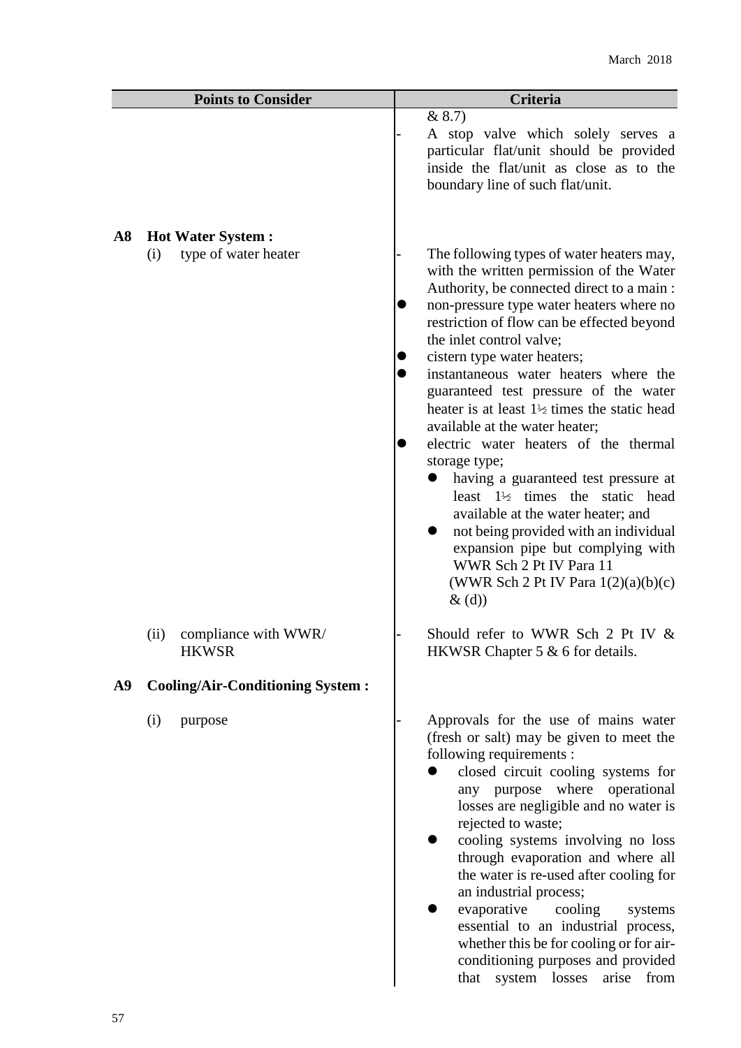| Points to Consider | Criteria |
|---|---|
| | & 8.7)<br>- A stop valve which solely serves a particular flat/unit should be provided inside the flat/unit as close as to the boundary line of such flat/unit. |
| **A8 Hot Water System :** | |
| (i) type of water heater | - The following types of water heaters may, with the written permission of the Water Authority, be connected direct to a main :<br>● non-pressure type water heaters where no restriction of flow can be effected beyond the inlet control valve;<br>● cistern type water heaters;<br>● instantaneous water heaters where the guaranteed test pressure of the water heater is at least 1½ times the static head available at the water heater;<br>● electric water heaters of the thermal storage type;<br>&nbsp;&nbsp;● having a guaranteed test pressure at least 1½ times the static head available at the water heater; and<br>&nbsp;&nbsp;● not being provided with an individual expansion pipe but complying with WWR Sch 2 Pt IV Para 11<br>(WWR Sch 2 Pt IV Para 1(2)(a)(b)(c) & (d)) |
| (ii) compliance with WWR/ HKWSR | - Should refer to WWR Sch 2 Pt IV & HKWSR Chapter 5 & 6 for details. |
| **A9 Cooling/Air-Conditioning System :** | |
| (i) purpose | - Approvals for the use of mains water (fresh or salt) may be given to meet the following requirements :<br>● closed circuit cooling systems for any purpose where operational losses are negligible and no water is rejected to waste;<br>● cooling systems involving no loss through evaporation and where all the water is re-used after cooling for an industrial process;<br>● evaporative cooling systems essential to an industrial process, whether this be for cooling or for air-conditioning purposes and provided that system losses arise from |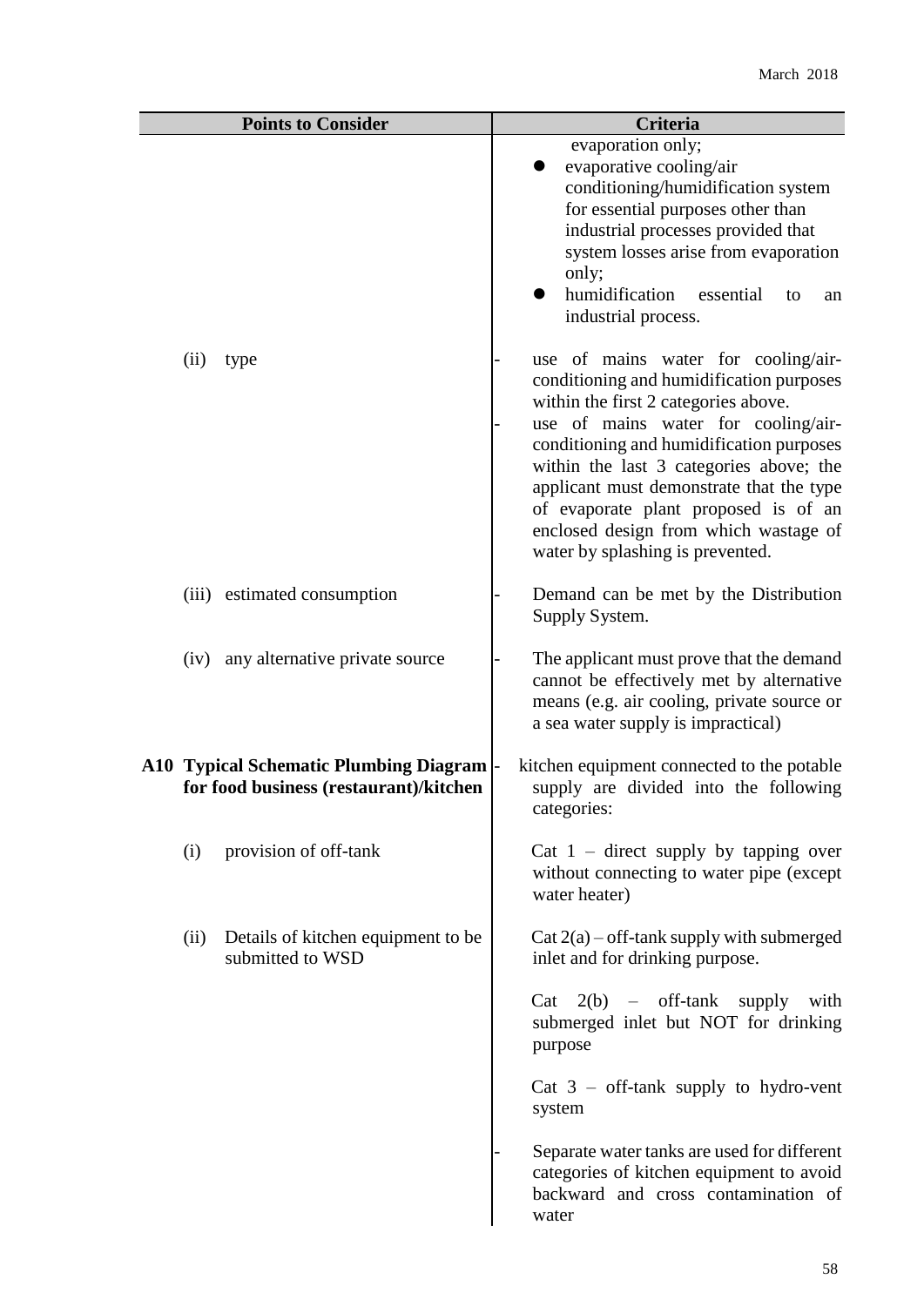| Points to Consider | Criteria |
|---|---|
| | evaporation only;<br>● evaporative cooling/air conditioning/humidification system for essential purposes other than industrial processes provided that system losses arise from evaporation only;<br>● humidification essential to an industrial process. |
| (ii) type | - use of mains water for cooling/air-conditioning and humidification purposes within the first 2 categories above.<br>- use of mains water for cooling/air-conditioning and humidification purposes within the last 3 categories above; the applicant must demonstrate that the type of evaporate plant proposed is of an enclosed design from which wastage of water by splashing is prevented. |
| (iii) estimated consumption | - Demand can be met by the Distribution Supply System. |
| (iv) any alternative private source | - The applicant must prove that the demand cannot be effectively met by alternative means (e.g. air cooling, private source or a sea water supply is impractical) |
| **A10 Typical Schematic Plumbing Diagram for food business (restaurant)/kitchen** | - kitchen equipment connected to the potable supply are divided into the following categories: |
| (i) provision of off-tank | Cat 1 – direct supply by tapping over without connecting to water pipe (except water heater) |
| (ii) Details of kitchen equipment to be submitted to WSD | Cat 2(a) – off-tank supply with submerged inlet and for drinking purpose.<br><br>Cat 2(b) – off-tank supply with submerged inlet but NOT for drinking purpose<br><br>Cat 3 – off-tank supply to hydro-vent system<br><br>- Separate water tanks are used for different categories of kitchen equipment to avoid backward and cross contamination of water |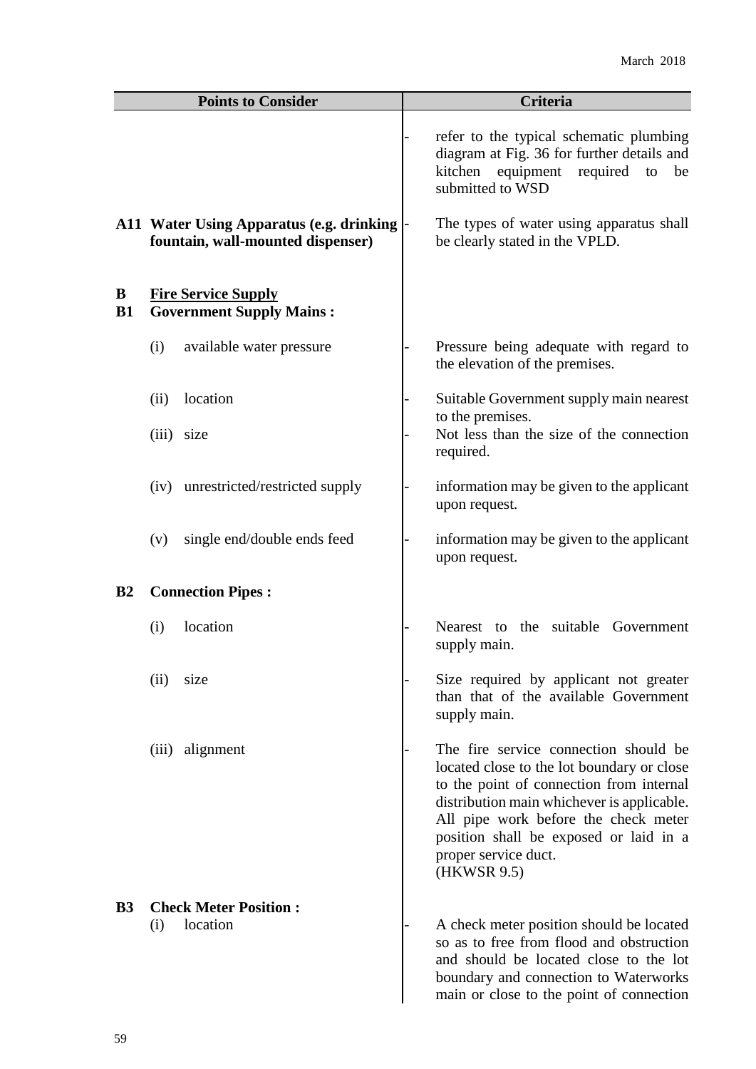| Points to Consider | Criteria |
|---|---|
| | - refer to the typical schematic plumbing diagram at Fig. 36 for further details and kitchen equipment required to be submitted to WSD |
| **A11 Water Using Apparatus (e.g. drinking fountain, wall-mounted dispenser)** | - The types of water using apparatus shall be clearly stated in the VPLD. |
| **B <u>Fire Service Supply</u>** | |
| **B1 Government Supply Mains :** | |
| (i) available water pressure | - Pressure being adequate with regard to the elevation of the premises. |
| (ii) location | - Suitable Government supply main nearest to the premises. |
| (iii) size | - Not less than the size of the connection required. |
| (iv) unrestricted/restricted supply | - information may be given to the applicant upon request. |
| (v) single end/double ends feed | - information may be given to the applicant upon request. |
| **B2 Connection Pipes :** | |
| (i) location | - Nearest to the suitable Government supply main. |
| (ii) size | - Size required by applicant not greater than that of the available Government supply main. |
| (iii) alignment | - The fire service connection should be located close to the lot boundary or close to the point of connection from internal distribution main whichever is applicable. All pipe work before the check meter position shall be exposed or laid in a proper service duct. (HKWSR 9.5) |
| **B3 Check Meter Position :** | |
| (i) location | - A check meter position should be located so as to free from flood and obstruction and should be located close to the lot boundary and connection to Waterworks main or close to the point of connection |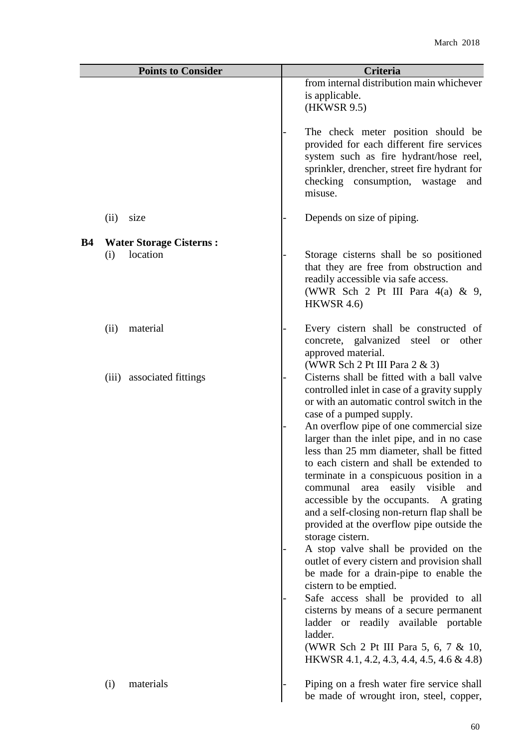| Points to Consider | Criteria |
|---|---|
| | from internal distribution main whichever is applicable. (HKWSR 9.5)<br><br>- The check meter position should be provided for each different fire services system such as fire hydrant/hose reel, sprinkler, drencher, street fire hydrant for checking consumption, wastage and misuse. |
| (ii) size | - Depends on size of piping. |
| **B4 Water Storage Cisterns :** | |
| (i) location | - Storage cisterns shall be so positioned that they are free from obstruction and readily accessible via safe access. (WWR Sch 2 Pt III Para 4(a) & 9, HKWSR 4.6) |
| (ii) material | - Every cistern shall be constructed of concrete, galvanized steel or other approved material. (WWR Sch 2 Pt III Para 2 & 3) |
| (iii) associated fittings | - Cisterns shall be fitted with a ball valve controlled inlet in case of a gravity supply or with an automatic control switch in the case of a pumped supply.<br>- An overflow pipe of one commercial size larger than the inlet pipe, and in no case less than 25 mm diameter, shall be fitted to each cistern and shall be extended to terminate in a conspicuous position in a communal area easily visible and accessible by the occupants. A grating and a self-closing non-return flap shall be provided at the overflow pipe outside the storage cistern.<br>- A stop valve shall be provided on the outlet of every cistern and provision shall be made for a drain-pipe to enable the cistern to be emptied.<br>- Safe access shall be provided to all cisterns by means of a secure permanent ladder or readily available portable ladder. (WWR Sch 2 Pt III Para 5, 6, 7 & 10, HKWSR 4.1, 4.2, 4.3, 4.4, 4.5, 4.6 & 4.8) |
| (i) materials | - Piping on a fresh water fire service shall be made of wrought iron, steel, copper, |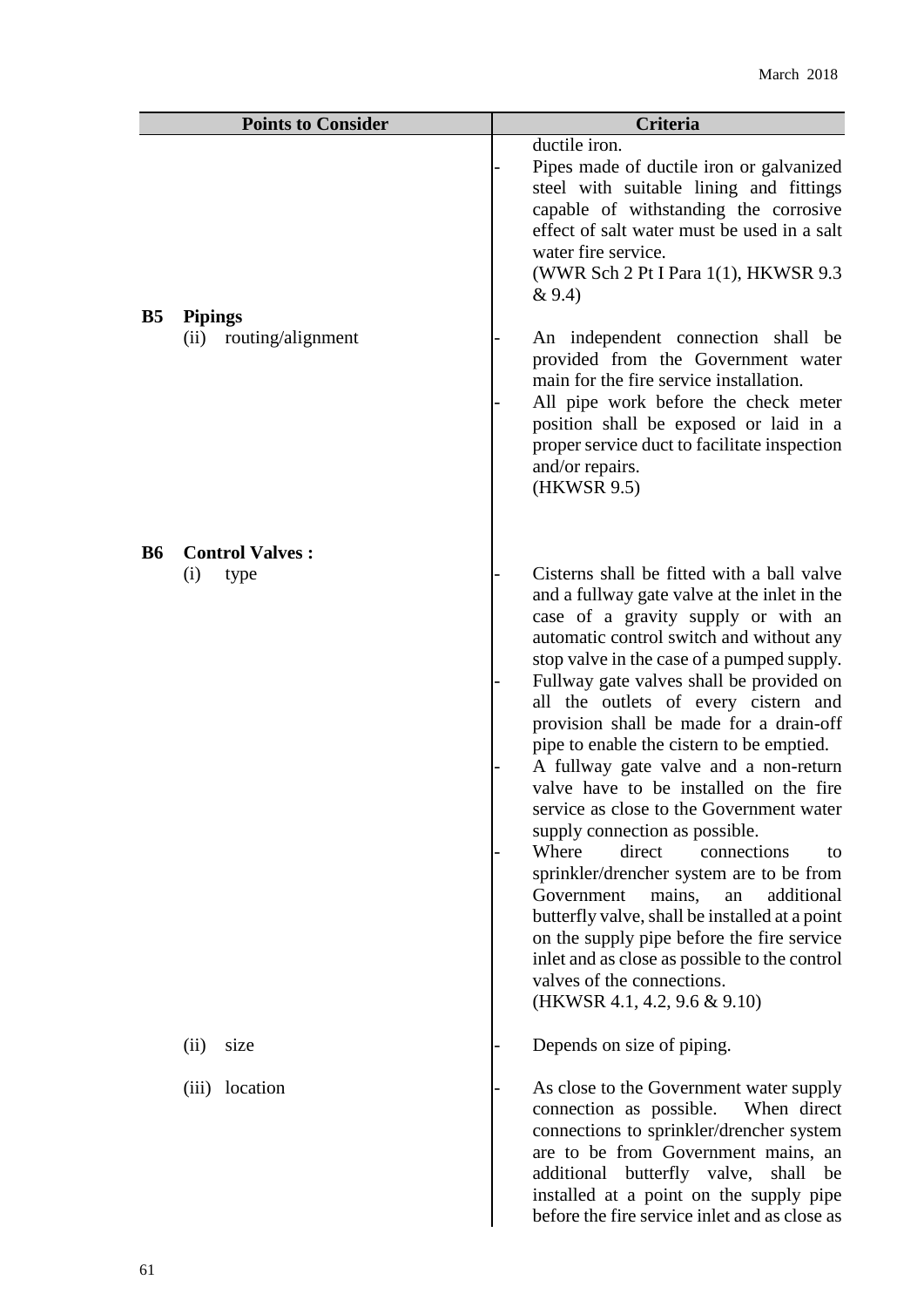| Points to Consider | Criteria |
|---|---|
| | ductile iron.<br>- Pipes made of ductile iron or galvanized steel with suitable lining and fittings capable of withstanding the corrosive effect of salt water must be used in a salt water fire service.<br>(WWR Sch 2 Pt I Para 1(1), HKWSR 9.3 & 9.4) |
| **B5 Pipings**<br>(ii) routing/alignment | - An independent connection shall be provided from the Government water main for the fire service installation.<br>- All pipe work before the check meter position shall be exposed or laid in a proper service duct to facilitate inspection and/or repairs.<br>(HKWSR 9.5) |
| **B6 Control Valves :**<br>(i) type | - Cisterns shall be fitted with a ball valve and a fullway gate valve at the inlet in the case of a gravity supply or with an automatic control switch and without any stop valve in the case of a pumped supply.<br>- Fullway gate valves shall be provided on all the outlets of every cistern and provision shall be made for a drain-off pipe to enable the cistern to be emptied.<br>- A fullway gate valve and a non-return valve have to be installed on the fire service as close to the Government water supply connection as possible.<br>- Where direct connections to sprinkler/drencher system are to be from Government mains, an additional butterfly valve, shall be installed at a point on the supply pipe before the fire service inlet and as close as possible to the control valves of the connections.<br>(HKWSR 4.1, 4.2, 9.6 & 9.10) |
| (ii) size | - Depends on size of piping. |
| (iii) location | - As close to the Government water supply connection as possible. When direct connections to sprinkler/drencher system are to be from Government mains, an additional butterfly valve, shall be installed at a point on the supply pipe before the fire service inlet and as close as |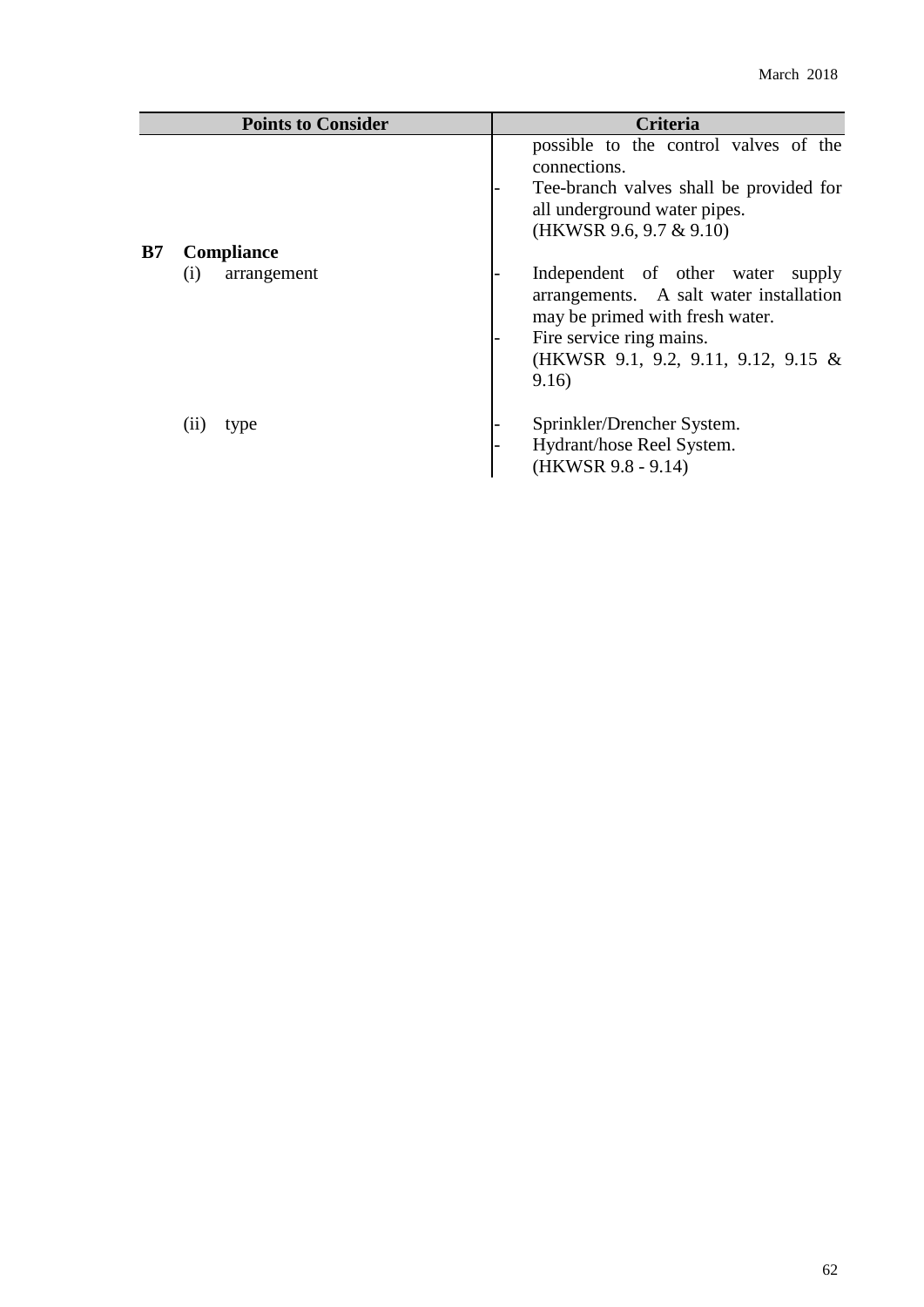| Points to Consider | Criteria |
|---|---|
| | possible to the control valves of the connections.<br>- Tee-branch valves shall be provided for all underground water pipes.<br>(HKWSR 9.6, 9.7 & 9.10) |
| **B7 Compliance** | |
| (i) arrangement | - Independent of other water supply arrangements. A salt water installation may be primed with fresh water.<br>- Fire service ring mains.<br>(HKWSR 9.1, 9.2, 9.11, 9.12, 9.15 & 9.16) |
| (ii) type | - Sprinkler/Drencher System.<br>- Hydrant/hose Reel System.<br>(HKWSR 9.8 - 9.14) |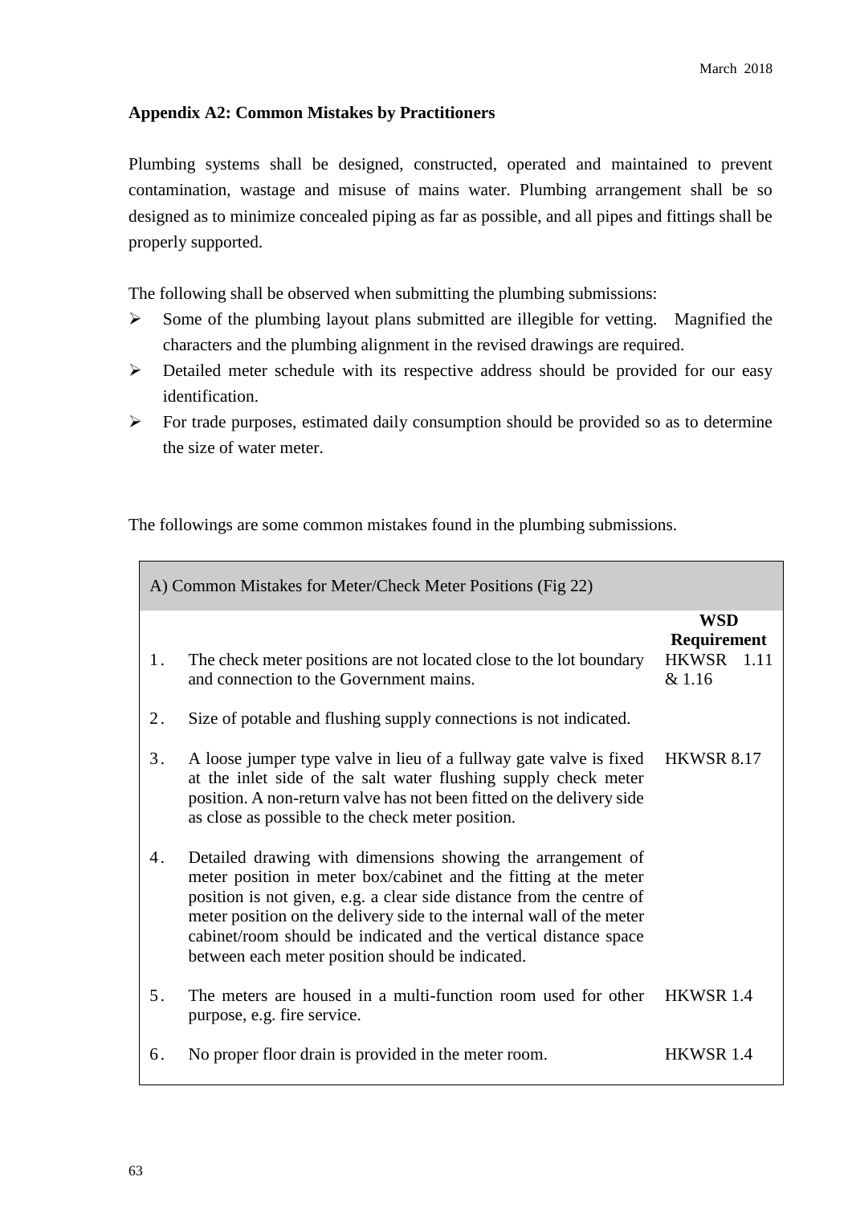### Appendix A2: Common Mistakes by Practitioners

Plumbing systems shall be designed, constructed, operated and maintained to prevent contamination, wastage and misuse of mains water. Plumbing arrangement shall be so designed as to minimize concealed piping as far as possible, and all pipes and fittings shall be properly supported.

The following shall be observed when submitting the plumbing submissions:

- Some of the plumbing layout plans submitted are illegible for vetting. Magnified the characters and the plumbing alignment in the revised drawings are required.
- Detailed meter schedule with its respective address should be provided for our easy identification.
- For trade purposes, estimated daily consumption should be provided so as to determine the size of water meter.

The followings are some common mistakes found in the plumbing submissions.

| A) Common Mistakes for Meter/Check Meter Positions (Fig 22) | | |
|---|---|---|
| | | **WSD Requirement** |
| 1. | The check meter positions are not located close to the lot boundary and connection to the Government mains. | HKWSR 1.11 & 1.16 |
| 2. | Size of potable and flushing supply connections is not indicated. | |
| 3. | A loose jumper type valve in lieu of a fullway gate valve is fixed at the inlet side of the salt water flushing supply check meter position. A non-return valve has not been fitted on the delivery side as close as possible to the check meter position. | HKWSR 8.17 |
| 4. | Detailed drawing with dimensions showing the arrangement of meter position in meter box/cabinet and the fitting at the meter position is not given, e.g. a clear side distance from the centre of meter position on the delivery side to the internal wall of the meter cabinet/room should be indicated and the vertical distance space between each meter position should be indicated. | |
| 5. | The meters are housed in a multi-function room used for other purpose, e.g. fire service. | HKWSR 1.4 |
| 6. | No proper floor drain is provided in the meter room. | HKWSR 1.4 |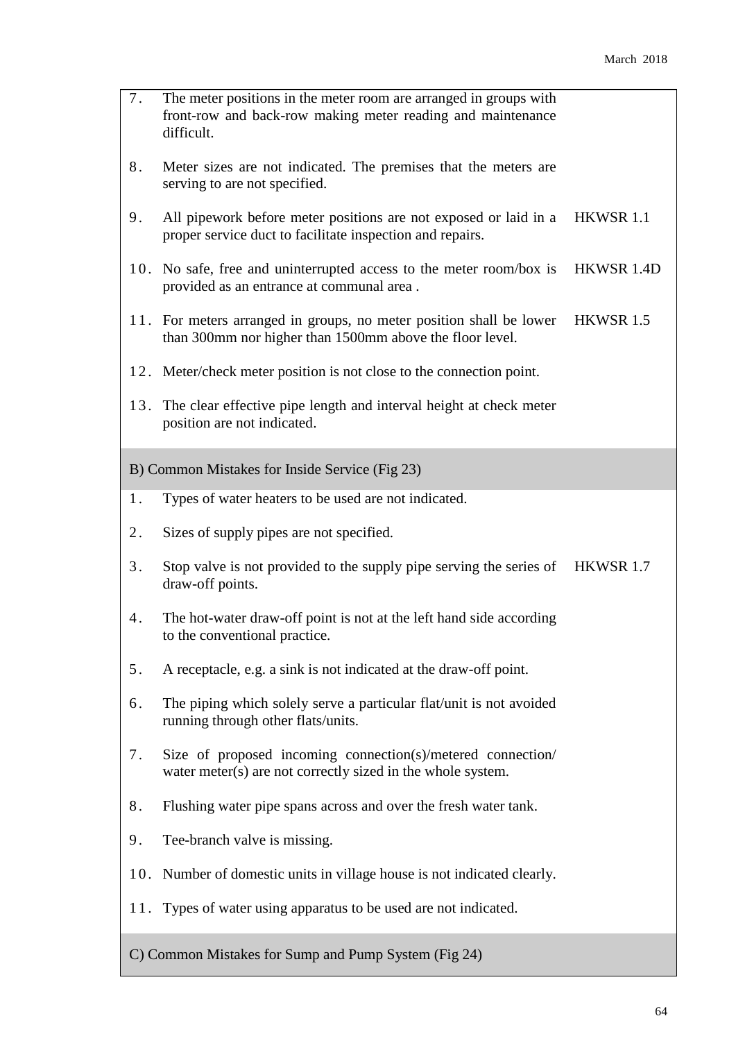| | | |
|---|---|---|
| 7. | The meter positions in the meter room are arranged in groups with front-row and back-row making meter reading and maintenance difficult. | |
| 8. | Meter sizes are not indicated. The premises that the meters are serving to are not specified. | |
| 9. | All pipework before meter positions are not exposed or laid in a proper service duct to facilitate inspection and repairs. | HKWSR 1.1 |
| 10. | No safe, free and uninterrupted access to the meter room/box is provided as an entrance at communal area . | HKWSR 1.4D |
| 11. | For meters arranged in groups, no meter position shall be lower than 300mm nor higher than 1500mm above the floor level. | HKWSR 1.5 |
| 12. | Meter/check meter position is not close to the connection point. | |
| 13. | The clear effective pipe length and interval height at check meter position are not indicated. | |
| **B) Common Mistakes for Inside Service (Fig 23)** | | |
| 1. | Types of water heaters to be used are not indicated. | |
| 2. | Sizes of supply pipes are not specified. | |
| 3. | Stop valve is not provided to the supply pipe serving the series of draw-off points. | HKWSR 1.7 |
| 4. | The hot-water draw-off point is not at the left hand side according to the conventional practice. | |
| 5. | A receptacle, e.g. a sink is not indicated at the draw-off point. | |
| 6. | The piping which solely serve a particular flat/unit is not avoided running through other flats/units. | |
| 7. | Size of proposed incoming connection(s)/metered connection/ water meter(s) are not correctly sized in the whole system. | |
| 8. | Flushing water pipe spans across and over the fresh water tank. | |
| 9. | Tee-branch valve is missing. | |
| 10. | Number of domestic units in village house is not indicated clearly. | |
| 11. | Types of water using apparatus to be used are not indicated. | |
| **C) Common Mistakes for Sump and Pump System (Fig 24)** | | |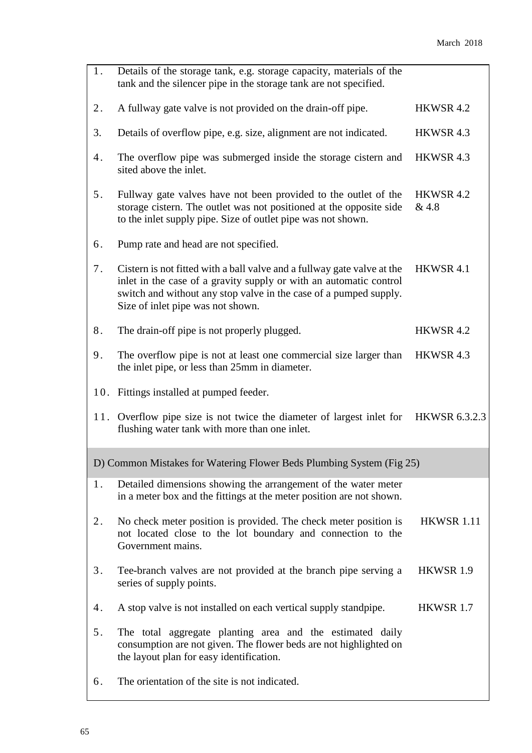| | | |
|---|---|---|
| 1. | Details of the storage tank, e.g. storage capacity, materials of the tank and the silencer pipe in the storage tank are not specified. | |
| 2. | A fullway gate valve is not provided on the drain-off pipe. | HKWSR 4.2 |
| 3. | Details of overflow pipe, e.g. size, alignment are not indicated. | HKWSR 4.3 |
| 4. | The overflow pipe was submerged inside the storage cistern and sited above the inlet. | HKWSR 4.3 |
| 5. | Fullway gate valves have not been provided to the outlet of the storage cistern. The outlet was not positioned at the opposite side to the inlet supply pipe. Size of outlet pipe was not shown. | HKWSR 4.2 & 4.8 |
| 6. | Pump rate and head are not specified. | |
| 7. | Cistern is not fitted with a ball valve and a fullway gate valve at the inlet in the case of a gravity supply or with an automatic control switch and without any stop valve in the case of a pumped supply. Size of inlet pipe was not shown. | HKWSR 4.1 |
| 8. | The drain-off pipe is not properly plugged. | HKWSR 4.2 |
| 9. | The overflow pipe is not at least one commercial size larger than the inlet pipe, or less than 25mm in diameter. | HKWSR 4.3 |
| 10. | Fittings installed at pumped feeder. | |
| 11. | Overflow pipe size is not twice the diameter of largest inlet for flushing water tank with more than one inlet. | HKWSR 6.3.2.3 |
| **D) Common Mistakes for Watering Flower Beds Plumbing System (Fig 25)** | | |
| 1. | Detailed dimensions showing the arrangement of the water meter in a meter box and the fittings at the meter position are not shown. | |
| 2. | No check meter position is provided. The check meter position is not located close to the lot boundary and connection to the Government mains. | HKWSR 1.11 |
| 3. | Tee-branch valves are not provided at the branch pipe serving a series of supply points. | HKWSR 1.9 |
| 4. | A stop valve is not installed on each vertical supply standpipe. | HKWSR 1.7 |
| 5. | The total aggregate planting area and the estimated daily consumption are not given. The flower beds are not highlighted on the layout plan for easy identification. | |
| 6. | The orientation of the site is not indicated. | |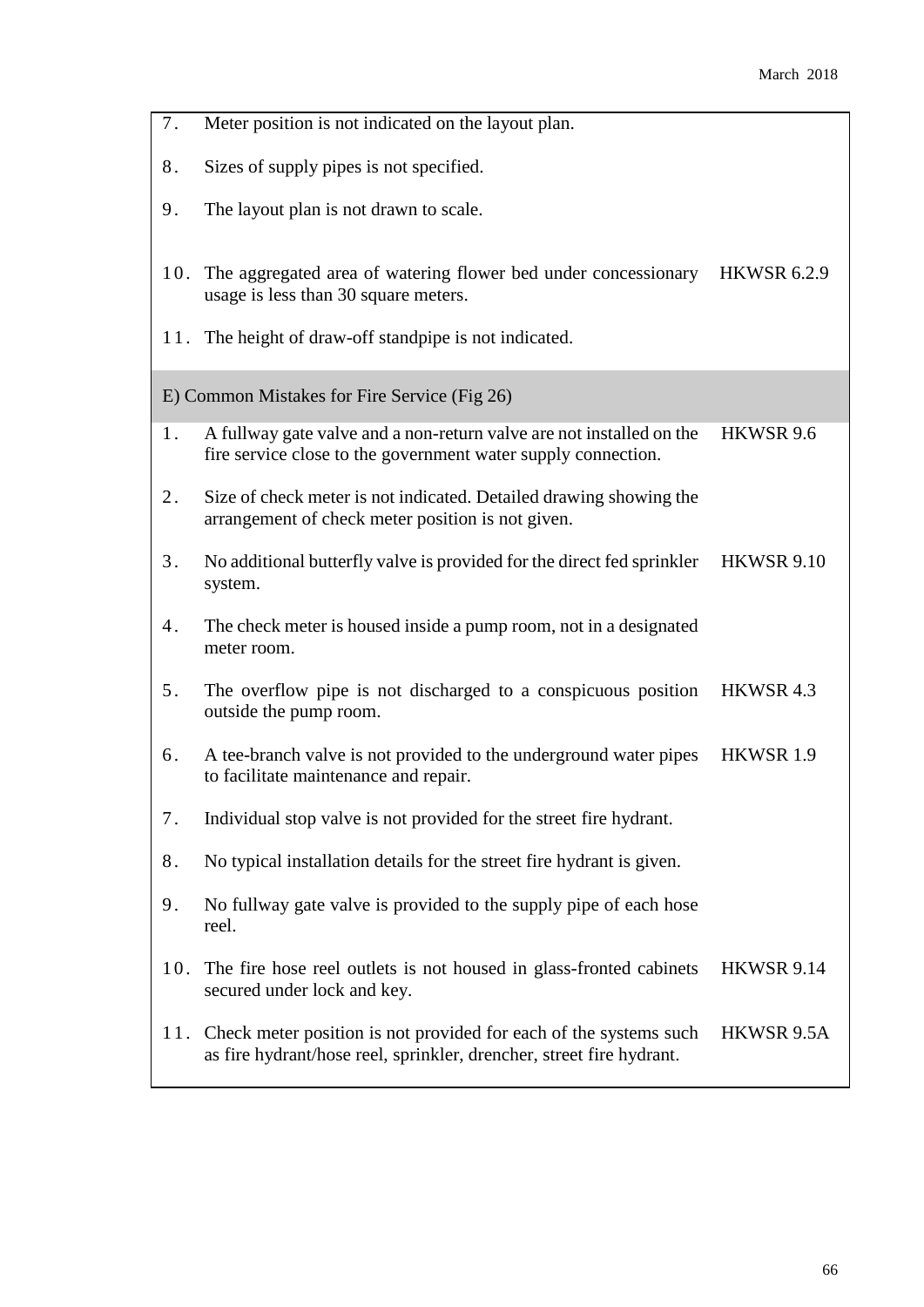| | | |
|---|---|---|
| 7. | Meter position is not indicated on the layout plan. | |
| 8. | Sizes of supply pipes is not specified. | |
| 9. | The layout plan is not drawn to scale. | |
| 10. | The aggregated area of watering flower bed under concessionary usage is less than 30 square meters. | HKWSR 6.2.9 |
| 11. | The height of draw-off standpipe is not indicated. | |
| **E) Common Mistakes for Fire Service (Fig 26)** | | |
| 1. | A fullway gate valve and a non-return valve are not installed on the fire service close to the government water supply connection. | HKWSR 9.6 |
| 2. | Size of check meter is not indicated. Detailed drawing showing the arrangement of check meter position is not given. | |
| 3. | No additional butterfly valve is provided for the direct fed sprinkler system. | HKWSR 9.10 |
| 4. | The check meter is housed inside a pump room, not in a designated meter room. | |
| 5. | The overflow pipe is not discharged to a conspicuous position outside the pump room. | HKWSR 4.3 |
| 6. | A tee-branch valve is not provided to the underground water pipes to facilitate maintenance and repair. | HKWSR 1.9 |
| 7. | Individual stop valve is not provided for the street fire hydrant. | |
| 8. | No typical installation details for the street fire hydrant is given. | |
| 9. | No fullway gate valve is provided to the supply pipe of each hose reel. | |
| 10. | The fire hose reel outlets is not housed in glass-fronted cabinets secured under lock and key. | HKWSR 9.14 |
| 11. | Check meter position is not provided for each of the systems such as fire hydrant/hose reel, sprinkler, drencher, street fire hydrant. | HKWSR 9.5A |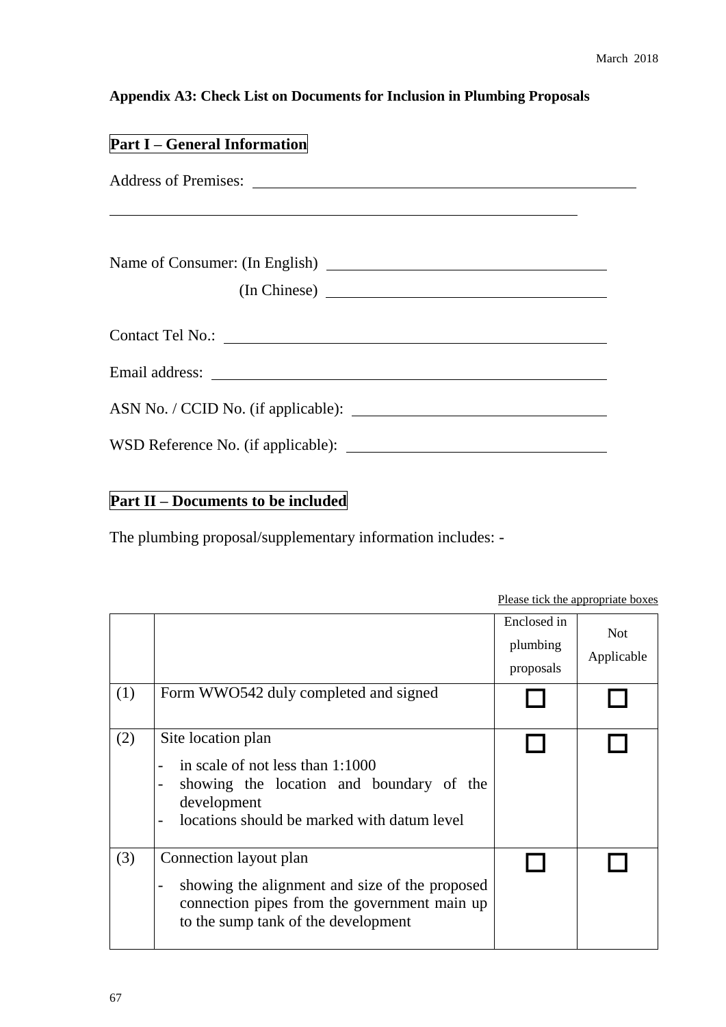March 2018

**Appendix A3: Check List on Documents for Inclusion in Plumbing Proposals**

## Part I – General Information

Address of Premises: ______________________________________________

______________________________________________

Name of Consumer: (In English) ______________________________

(In Chinese) ______________________________

Contact Tel No.: ______________________________

Email address: ______________________________

ASN No. / CCID No. (if applicable): ______________________________

WSD Reference No. (if applicable): ______________________________

## Part II – Documents to be included

The plumbing proposal/supplementary information includes: -

Please tick the appropriate boxes

| | | Enclosed in plumbing proposals | Not Applicable |
|---|---|---|---|
| (1) | Form WWO542 duly completed and signed | ☐ | ☐ |
| (2) | Site location plan<br>- in scale of not less than 1:1000<br>- showing the location and boundary of the development<br>- locations should be marked with datum level | ☐ | ☐ |
| (3) | Connection layout plan<br>- showing the alignment and size of the proposed connection pipes from the government main up to the sump tank of the development | ☐ | ☐ |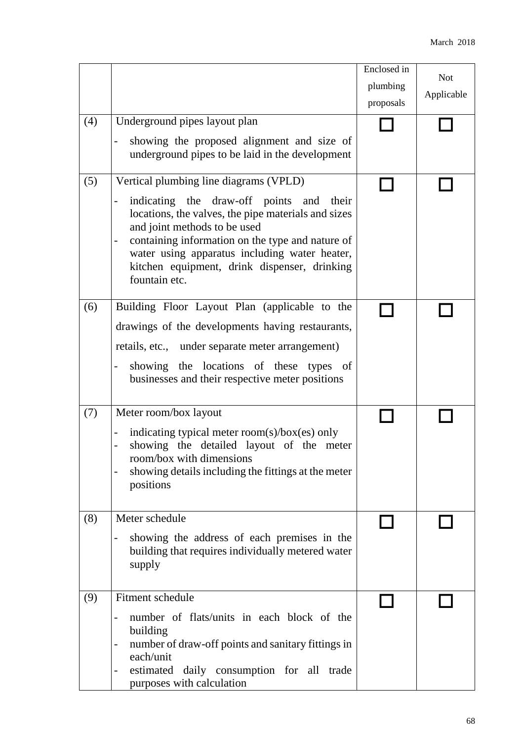|  |  | Enclosed in plumbing proposals | Not Applicable |
|---|---|---|---|
| (4) | Underground pipes layout plan<br>- showing the proposed alignment and size of underground pipes to be laid in the development | ☐ | ☐ |
| (5) | Vertical plumbing line diagrams (VPLD)<br>- indicating the draw-off points and their locations, the valves, the pipe materials and sizes and joint methods to be used<br>- containing information on the type and nature of water using apparatus including water heater, kitchen equipment, drink dispenser, drinking fountain etc. | ☐ | ☐ |
| (6) | Building Floor Layout Plan (applicable to the drawings of the developments having restaurants, retails, etc., under separate meter arrangement)<br>- showing the locations of these types of businesses and their respective meter positions | ☐ | ☐ |
| (7) | Meter room/box layout<br>- indicating typical meter room(s)/box(es) only<br>- showing the detailed layout of the meter room/box with dimensions<br>- showing details including the fittings at the meter positions | ☐ | ☐ |
| (8) | Meter schedule<br>- showing the address of each premises in the building that requires individually metered water supply | ☐ | ☐ |
| (9) | Fitment schedule<br>- number of flats/units in each block of the building<br>- number of draw-off points and sanitary fittings in each/unit<br>- estimated daily consumption for all trade purposes with calculation | ☐ | ☐ |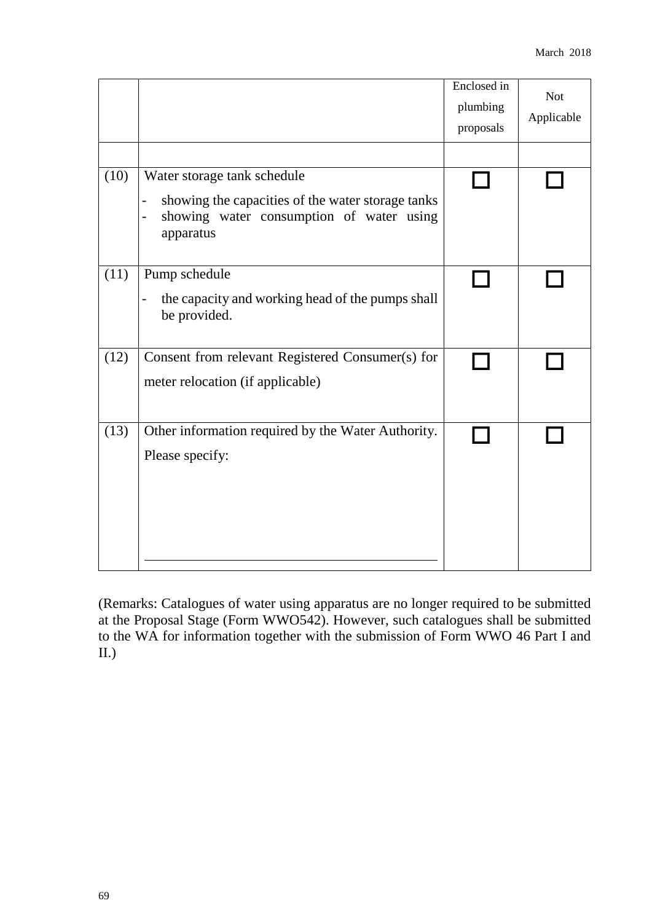| | | Enclosed in plumbing proposals | Not Applicable |
|---|---|---|---|
| | | | |
| (10) | Water storage tank schedule<br>- showing the capacities of the water storage tanks<br>- showing water consumption of water using apparatus | ☐ | ☐ |
| (11) | Pump schedule<br>- the capacity and working head of the pumps shall be provided. | ☐ | ☐ |
| (12) | Consent from relevant Registered Consumer(s) for meter relocation (if applicable) | ☐ | ☐ |
| (13) | Other information required by the Water Authority.<br>Please specify:<br><br>\_\_\_\_\_\_\_\_\_\_\_\_\_\_\_\_\_\_\_\_\_\_\_\_\_\_\_\_\_\_\_\_\_\_\_\_\_\_\_\_ | ☐ | ☐ |

(Remarks: Catalogues of water using apparatus are no longer required to be submitted at the Proposal Stage (Form WWO542). However, such catalogues shall be submitted to the WA for information together with the submission of Form WWO 46 Part I and II.)